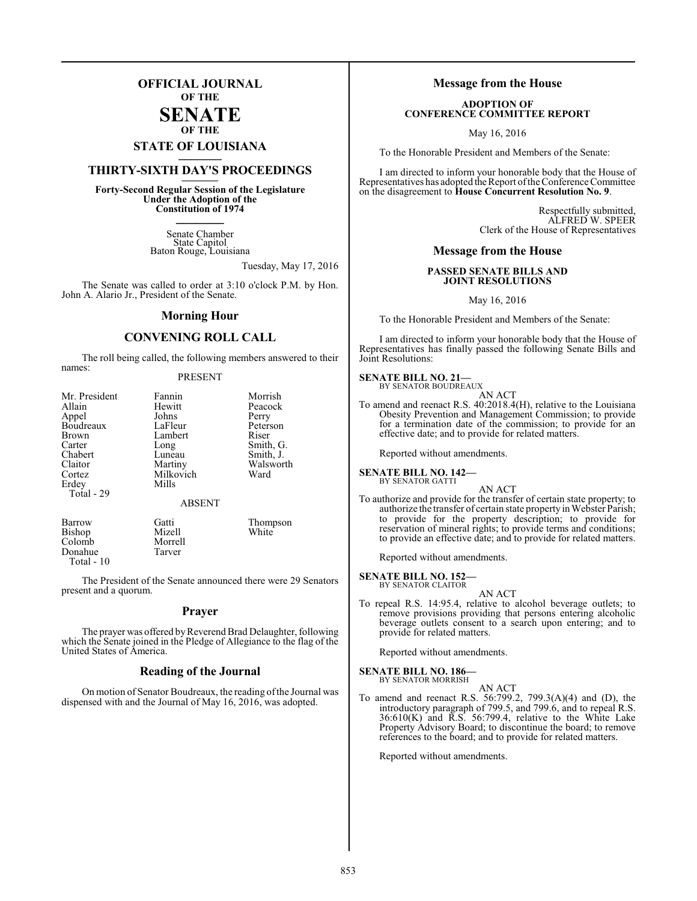# OFFICIAL JOURNAL OF THE SENATE OF THE STATE OF LOUISIANA

## THIRTY-SIXTH DAY'S PROCEEDINGS

**Forty-Second Regular Session of the Legislature Under the Adoption of the Constitution of 1974**

Senate Chamber
State Capitol
Baton Rouge, Louisiana

Tuesday, May 17, 2016

The Senate was called to order at 3:10 o'clock P.M. by Hon. John A. Alario Jr., President of the Senate.

## Morning Hour

## CONVENING ROLL CALL

The roll being called, the following members answered to their names:

PRESENT

| | | |
|---|---|---|
| Mr. President | Fannin | Morrish |
| Allain | Hewitt | Peacock |
| Appel | Johns | Perry |
| Boudreaux | LaFleur | Peterson |
| Brown | Lambert | Riser |
| Carter | Long | Smith, G. |
| Chabert | Luneau | Smith, J. |
| Claitor | Martiny | Walsworth |
| Cortez | Milkovich | Ward |
| Erdey | Mills | |

Total - 29

ABSENT

| | | |
|---|---|---|
| Barrow | Gatti | Thompson |
| Bishop | Mizell | White |
| Colomb | Morrell | |
| Donahue | Tarver | |

Total - 10

The President of the Senate announced there were 29 Senators present and a quorum.

## Prayer

The prayer was offered by Reverend Brad Delaughter, following which the Senate joined in the Pledge of Allegiance to the flag of the United States of America.

## Reading of the Journal

On motion of Senator Boudreaux, the reading of the Journal was dispensed with and the Journal of May 16, 2016, was adopted.

## Message from the House

**ADOPTION OF CONFERENCE COMMITTEE REPORT**

May 16, 2016

To the Honorable President and Members of the Senate:

I am directed to inform your honorable body that the House of Representatives has adopted the Report of the Conference Committee on the disagreement to **House Concurrent Resolution No. 9**.

Respectfully submitted,
ALFRED W. SPEER
Clerk of the House of Representatives

## Message from the House

**PASSED SENATE BILLS AND JOINT RESOLUTIONS**

May 16, 2016

To the Honorable President and Members of the Senate:

I am directed to inform your honorable body that the House of Representatives has finally passed the following Senate Bills and Joint Resolutions:

**SENATE BILL NO. 21—**
BY SENATOR BOUDREAUX

AN ACT

To amend and reenact R.S. 40:2018.4(H), relative to the Louisiana Obesity Prevention and Management Commission; to provide for a termination date of the commission; to provide for an effective date; and to provide for related matters.

Reported without amendments.

**SENATE BILL NO. 142—**
BY SENATOR GATTI

AN ACT

To authorize and provide for the transfer of certain state property; to authorize the transfer of certain state property in Webster Parish; to provide for the property description; to provide for reservation of mineral rights; to provide terms and conditions; to provide an effective date; and to provide for related matters.

Reported without amendments.

**SENATE BILL NO. 152—**
BY SENATOR CLAITOR

AN ACT

To repeal R.S. 14:95.4, relative to alcohol beverage outlets; to remove provisions providing that persons entering alcoholic beverage outlets consent to a search upon entering; and to provide for related matters.

Reported without amendments.

**SENATE BILL NO. 186—**
BY SENATOR MORRISH

AN ACT

To amend and reenact R.S. 56:799.2, 799.3(A)(4) and (D), the introductory paragraph of 799.5, and 799.6, and to repeal R.S. 36:610(K) and R.S. 56:799.4, relative to the White Lake Property Advisory Board; to discontinue the board; to remove references to the board; and to provide for related matters.

Reported without amendments.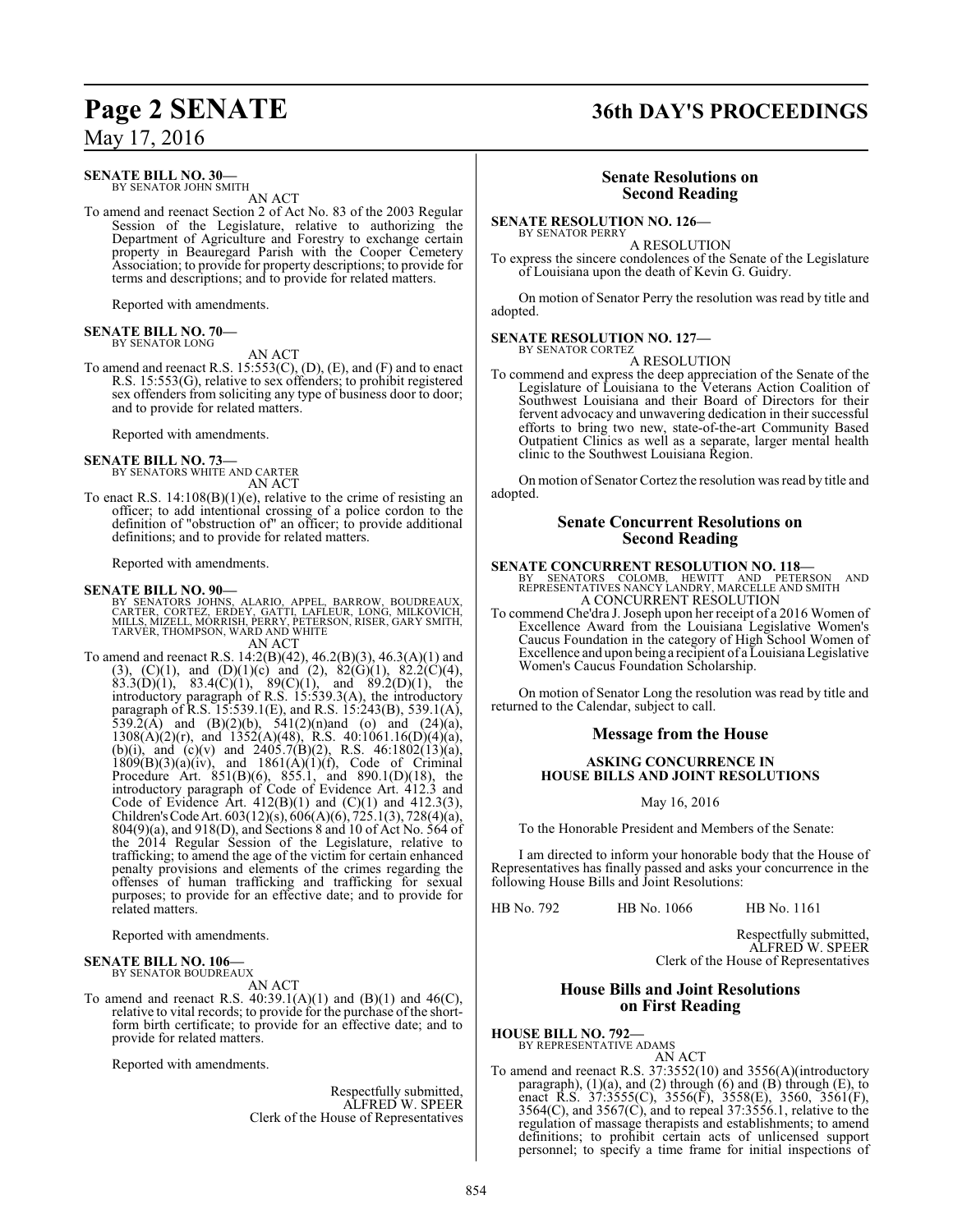**SENATE BILL NO. 30—**
BY SENATOR JOHN SMITH

AN ACT

To amend and reenact Section 2 of Act No. 83 of the 2003 Regular Session of the Legislature, relative to authorizing the Department of Agriculture and Forestry to exchange certain property in Beauregard Parish with the Cooper Cemetery Association; to provide for property descriptions; to provide for terms and descriptions; and to provide for related matters.

Reported with amendments.

**SENATE BILL NO. 70—**
BY SENATOR LONG

AN ACT

To amend and reenact R.S. 15:553(C), (D), (E), and (F) and to enact R.S. 15:553(G), relative to sex offenders; to prohibit registered sex offenders from soliciting any type of business door to door; and to provide for related matters.

Reported with amendments.

**SENATE BILL NO. 73—**
BY SENATORS WHITE AND CARTER

AN ACT

To enact R.S. 14:108(B)(1)(e), relative to the crime of resisting an officer; to add intentional crossing of a police cordon to the definition of "obstruction of" an officer; to provide additional definitions; and to provide for related matters.

Reported with amendments.

**SENATE BILL NO. 90—**
BY SENATORS JOHNS, ALARIO, APPEL, BARROW, BOUDREAUX, CARTER, CORTEZ, ERDEY, GATTI, LAFLEUR, LONG, MILKOVICH, MILLS, MIZELL, MORRISH, PERRY, PETERSON, RISER, GARY SMITH, TARVER, THOMPSON, WARD AND WHITE

AN ACT

To amend and reenact R.S. 14:2(B)(42), 46.2(B)(3), 46.3(A)(1) and (3), (C)(1), and (D)(1)(c) and (2), 82(G)(1), 82.2(C)(4), 83.3(D)(1), 83.4(C)(1), 89(C)(1), and 89.2(D)(1), the introductory paragraph of R.S. 15:539.3(A), the introductory paragraph of R.S. 15:539.1(E), and R.S. 15:243(B), 539.1(A), 539.2(A) and (B)(2)(b), 541(2)(n)and (o) and (24)(a), 1308(A)(2)(r), and 1352(A)(48), R.S. 40:1061.16(D)(4)(a), (b)(i), and (c)(v) and 2405.7(B)(2), R.S. 46:1802(13)(a), 1809(B)(3)(a)(iv), and 1861(A)(1)(f), Code of Criminal Procedure Art. 851(B)(6), 855.1, and 890.1(D)(18), the introductory paragraph of Code of Evidence Art. 412.3 and Code of Evidence Art. 412(B)(1) and (C)(1) and 412.3(3), Children's Code Art. 603(12)(s), 606(A)(6), 725.1(3), 728(4)(a), 804(9)(a), and 918(D), and Sections 8 and 10 of Act No. 564 of the 2014 Regular Session of the Legislature, relative to trafficking; to amend the age of the victim for certain enhanced penalty provisions and elements of the crimes regarding the offenses of human trafficking and trafficking for sexual purposes; to provide for an effective date; and to provide for related matters.

Reported with amendments.

**SENATE BILL NO. 106—**
BY SENATOR BOUDREAUX

AN ACT

To amend and reenact R.S. 40:39.1(A)(1) and (B)(1) and 46(C), relative to vital records; to provide for the purchase of the short-form birth certificate; to provide for an effective date; and to provide for related matters.

Reported with amendments.

Respectfully submitted,
ALFRED W. SPEER
Clerk of the House of Representatives

## Senate Resolutions on Second Reading

**SENATE RESOLUTION NO. 126—**
BY SENATOR PERRY

A RESOLUTION

To express the sincere condolences of the Senate of the Legislature of Louisiana upon the death of Kevin G. Guidry.

On motion of Senator Perry the resolution was read by title and adopted.

**SENATE RESOLUTION NO. 127—**
BY SENATOR CORTEZ

A RESOLUTION

To commend and express the deep appreciation of the Senate of the Legislature of Louisiana to the Veterans Action Coalition of Southwest Louisiana and their Board of Directors for their fervent advocacy and unwavering dedication in their successful efforts to bring two new, state-of-the-art Community Based Outpatient Clinics as well as a separate, larger mental health clinic to the Southwest Louisiana Region.

On motion of Senator Cortez the resolution was read by title and adopted.

## Senate Concurrent Resolutions on Second Reading

**SENATE CONCURRENT RESOLUTION NO. 118—**
BY SENATORS COLOMB, HEWITT AND PETERSON AND REPRESENTATIVES NANCY LANDRY, MARCELLE AND SMITH

A CONCURRENT RESOLUTION

To commend Che'dra J. Joseph upon her receipt of a 2016 Women of Excellence Award from the Louisiana Legislative Women's Caucus Foundation in the category of High School Women of Excellence and upon being a recipient of a Louisiana Legislative Women's Caucus Foundation Scholarship.

On motion of Senator Long the resolution was read by title and returned to the Calendar, subject to call.

## Message from the House

**ASKING CONCURRENCE IN HOUSE BILLS AND JOINT RESOLUTIONS**

May 16, 2016

To the Honorable President and Members of the Senate:

I am directed to inform your honorable body that the House of Representatives has finally passed and asks your concurrence in the following House Bills and Joint Resolutions:

HB No. 792 HB No. 1066 HB No. 1161

Respectfully submitted,
ALFRED W. SPEER
Clerk of the House of Representatives

## House Bills and Joint Resolutions on First Reading

**HOUSE BILL NO. 792—**
BY REPRESENTATIVE ADAMS

AN ACT

To amend and reenact R.S. 37:3552(10) and 3556(A)(introductory paragraph), (1)(a), and (2) through (6) and (B) through (E), to enact R.S. 37:3555(C), 3556(F), 3558(E), 3560, 3561(F), 3564(C), and 3567(C), and to repeal 37:3556.1, relative to the regulation of massage therapists and establishments; to amend definitions; to prohibit certain acts of unlicensed support personnel; to specify a time frame for initial inspections of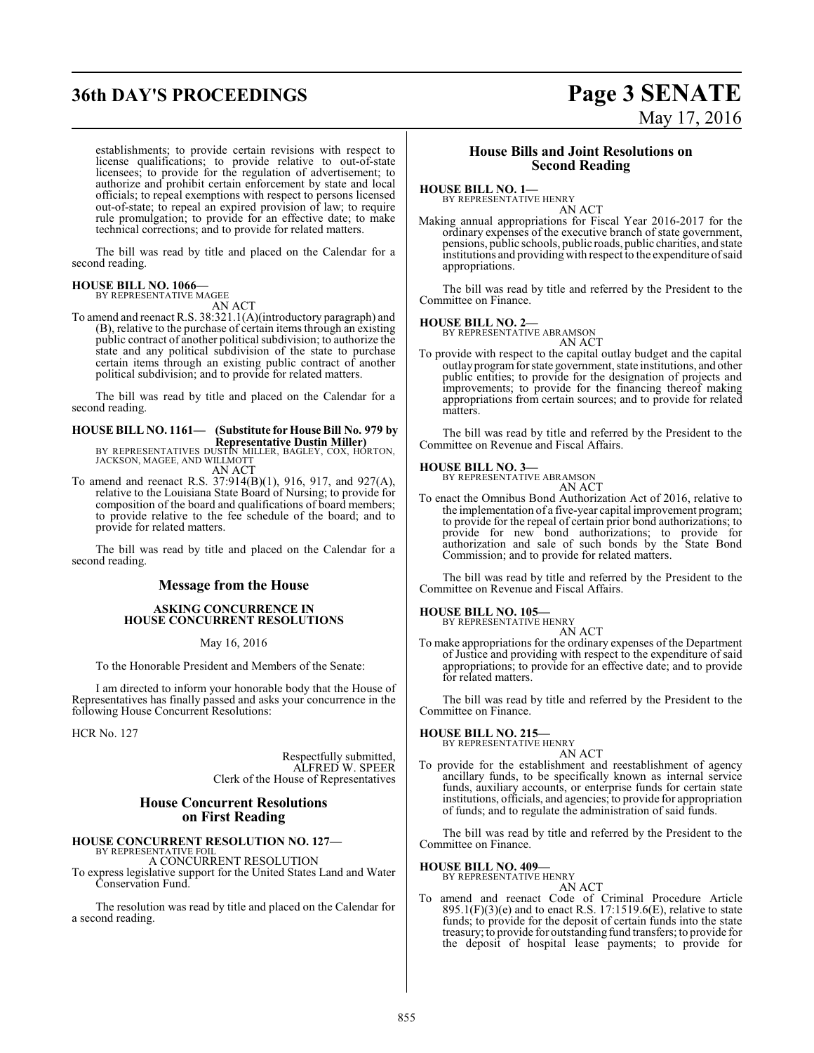establishments; to provide certain revisions with respect to license qualifications; to provide relative to out-of-state licensees; to provide for the regulation of advertisement; to authorize and prohibit certain enforcement by state and local officials; to repeal exemptions with respect to persons licensed out-of-state; to repeal an expired provision of law; to require rule promulgation; to provide for an effective date; to make technical corrections; and to provide for related matters.

The bill was read by title and placed on the Calendar for a second reading.

**HOUSE BILL NO. 1066—**
BY REPRESENTATIVE MAGEE
AN ACT

To amend and reenact R.S. 38:321.1(A)(introductory paragraph) and (B), relative to the purchase of certain items through an existing public contract of another political subdivision; to authorize the state and any political subdivision of the state to purchase certain items through an existing public contract of another political subdivision; and to provide for related matters.

The bill was read by title and placed on the Calendar for a second reading.

**HOUSE BILL NO. 1161— (Substitute for House Bill No. 979 by Representative Dustin Miller)**
BY REPRESENTATIVES DUSTIN MILLER, BAGLEY, COX, HORTON, JACKSON, MAGEE, AND WILLMOTT
AN ACT

To amend and reenact R.S. 37:914(B)(1), 916, 917, and 927(A), relative to the Louisiana State Board of Nursing; to provide for composition of the board and qualifications of board members; to provide relative to the fee schedule of the board; and to provide for related matters.

The bill was read by title and placed on the Calendar for a second reading.

## Message from the House

**ASKING CONCURRENCE IN HOUSE CONCURRENT RESOLUTIONS**

May 16, 2016

To the Honorable President and Members of the Senate:

I am directed to inform your honorable body that the House of Representatives has finally passed and asks your concurrence in the following House Concurrent Resolutions:

HCR No. 127

Respectfully submitted,
ALFRED W. SPEER
Clerk of the House of Representatives

## House Concurrent Resolutions on First Reading

**HOUSE CONCURRENT RESOLUTION NO. 127—**
BY REPRESENTATIVE FOIL
A CONCURRENT RESOLUTION

To express legislative support for the United States Land and Water Conservation Fund.

The resolution was read by title and placed on the Calendar for a second reading.

## House Bills and Joint Resolutions on Second Reading

**HOUSE BILL NO. 1—**
BY REPRESENTATIVE HENRY
AN ACT

Making annual appropriations for Fiscal Year 2016-2017 for the ordinary expenses of the executive branch of state government, pensions, public schools, public roads, public charities, and state institutions and providing with respect to the expenditure of said appropriations.

The bill was read by title and referred by the President to the Committee on Finance.

**HOUSE BILL NO. 2—**
BY REPRESENTATIVE ABRAMSON
AN ACT

To provide with respect to the capital outlay budget and the capital outlay program for state government, state institutions, and other public entities; to provide for the designation of projects and improvements; to provide for the financing thereof making appropriations from certain sources; and to provide for related matters.

The bill was read by title and referred by the President to the Committee on Revenue and Fiscal Affairs.

**HOUSE BILL NO. 3—**
BY REPRESENTATIVE ABRAMSON
AN ACT

To enact the Omnibus Bond Authorization Act of 2016, relative to the implementation of a five-year capital improvement program; to provide for the repeal of certain prior bond authorizations; to provide for new bond authorizations; to provide for authorization and sale of such bonds by the State Bond Commission; and to provide for related matters.

The bill was read by title and referred by the President to the Committee on Revenue and Fiscal Affairs.

**HOUSE BILL NO. 105—**
BY REPRESENTATIVE HENRY
AN ACT

To make appropriations for the ordinary expenses of the Department of Justice and providing with respect to the expenditure of said appropriations; to provide for an effective date; and to provide for related matters.

The bill was read by title and referred by the President to the Committee on Finance.

**HOUSE BILL NO. 215—**
BY REPRESENTATIVE HENRY
AN ACT

To provide for the establishment and reestablishment of agency ancillary funds, to be specifically known as internal service funds, auxiliary accounts, or enterprise funds for certain state institutions, officials, and agencies; to provide for appropriation of funds; and to regulate the administration of said funds.

The bill was read by title and referred by the President to the Committee on Finance.

**HOUSE BILL NO. 409—**
BY REPRESENTATIVE HENRY
AN ACT

To amend and reenact Code of Criminal Procedure Article 895.1(F)(3)(e) and to enact R.S. 17:1519.6(E), relative to state funds; to provide for the deposit of certain funds into the state treasury; to provide for outstanding fund transfers; to provide for the deposit of hospital lease payments; to provide for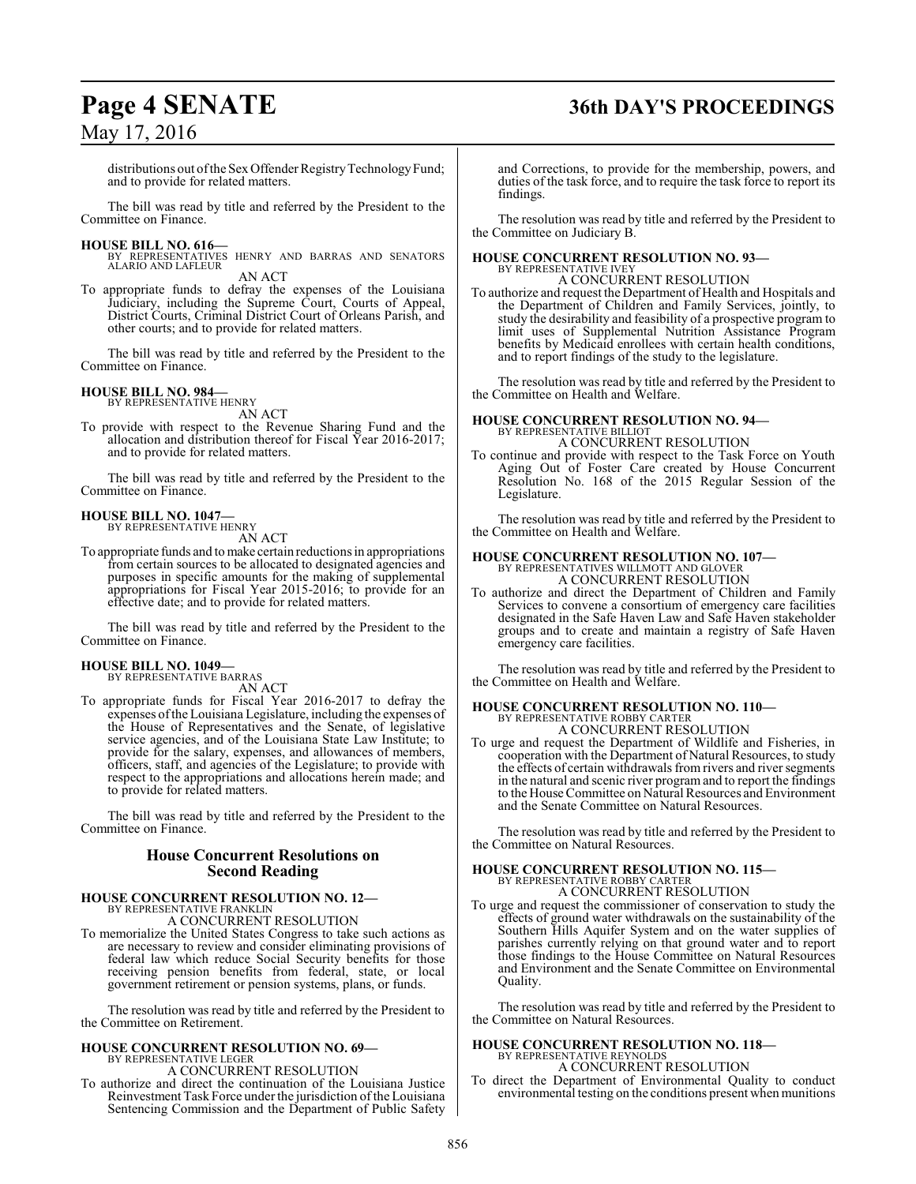distributions out of the Sex Offender Registry Technology Fund; and to provide for related matters.

The bill was read by title and referred by the President to the Committee on Finance.

**HOUSE BILL NO. 616—**
BY REPRESENTATIVES HENRY AND BARRAS AND SENATORS ALARIO AND LAFLEUR

AN ACT

To appropriate funds to defray the expenses of the Louisiana Judiciary, including the Supreme Court, Courts of Appeal, District Courts, Criminal District Court of Orleans Parish, and other courts; and to provide for related matters.

The bill was read by title and referred by the President to the Committee on Finance.

**HOUSE BILL NO. 984—**
BY REPRESENTATIVE HENRY

AN ACT

To provide with respect to the Revenue Sharing Fund and the allocation and distribution thereof for Fiscal Year 2016-2017; and to provide for related matters.

The bill was read by title and referred by the President to the Committee on Finance.

**HOUSE BILL NO. 1047—**
BY REPRESENTATIVE HENRY

AN ACT

To appropriate funds and to make certain reductions in appropriations from certain sources to be allocated to designated agencies and purposes in specific amounts for the making of supplemental appropriations for Fiscal Year 2015-2016; to provide for an effective date; and to provide for related matters.

The bill was read by title and referred by the President to the Committee on Finance.

**HOUSE BILL NO. 1049—**
BY REPRESENTATIVE BARRAS

AN ACT

To appropriate funds for Fiscal Year 2016-2017 to defray the expenses of the Louisiana Legislature, including the expenses of the House of Representatives and the Senate, of legislative service agencies, and of the Louisiana State Law Institute; to provide for the salary, expenses, and allowances of members, officers, staff, and agencies of the Legislature; to provide with respect to the appropriations and allocations herein made; and to provide for related matters.

The bill was read by title and referred by the President to the Committee on Finance.

## House Concurrent Resolutions on Second Reading

**HOUSE CONCURRENT RESOLUTION NO. 12—**
BY REPRESENTATIVE FRANKLIN

A CONCURRENT RESOLUTION

To memorialize the United States Congress to take such actions as are necessary to review and consider eliminating provisions of federal law which reduce Social Security benefits for those receiving pension benefits from federal, state, or local government retirement or pension systems, plans, or funds.

The resolution was read by title and referred by the President to the Committee on Retirement.

**HOUSE CONCURRENT RESOLUTION NO. 69—**
BY REPRESENTATIVE LEGER

A CONCURRENT RESOLUTION

To authorize and direct the continuation of the Louisiana Justice Reinvestment Task Force under the jurisdiction of the Louisiana Sentencing Commission and the Department of Public Safety and Corrections, to provide for the membership, powers, and duties of the task force, and to require the task force to report its findings.

The resolution was read by title and referred by the President to the Committee on Judiciary B.

**HOUSE CONCURRENT RESOLUTION NO. 93—**
BY REPRESENTATIVE IVEY

A CONCURRENT RESOLUTION

To authorize and request the Department of Health and Hospitals and the Department of Children and Family Services, jointly, to study the desirability and feasibility of a prospective program to limit uses of Supplemental Nutrition Assistance Program benefits by Medicaid enrollees with certain health conditions, and to report findings of the study to the legislature.

The resolution was read by title and referred by the President to the Committee on Health and Welfare.

**HOUSE CONCURRENT RESOLUTION NO. 94—**
BY REPRESENTATIVE BILLIOT

A CONCURRENT RESOLUTION

To continue and provide with respect to the Task Force on Youth Aging Out of Foster Care created by House Concurrent Resolution No. 168 of the 2015 Regular Session of the Legislature.

The resolution was read by title and referred by the President to the Committee on Health and Welfare.

**HOUSE CONCURRENT RESOLUTION NO. 107—**
BY REPRESENTATIVES WILLMOTT AND GLOVER

A CONCURRENT RESOLUTION

To authorize and direct the Department of Children and Family Services to convene a consortium of emergency care facilities designated in the Safe Haven Law and Safe Haven stakeholder groups and to create and maintain a registry of Safe Haven emergency care facilities.

The resolution was read by title and referred by the President to the Committee on Health and Welfare.

**HOUSE CONCURRENT RESOLUTION NO. 110—**
BY REPRESENTATIVE ROBBY CARTER

A CONCURRENT RESOLUTION

To urge and request the Department of Wildlife and Fisheries, in cooperation with the Department of Natural Resources, to study the effects of certain withdrawals from rivers and river segments in the natural and scenic river program and to report the findings to the House Committee on Natural Resources and Environment and the Senate Committee on Natural Resources.

The resolution was read by title and referred by the President to the Committee on Natural Resources.

**HOUSE CONCURRENT RESOLUTION NO. 115—**
BY REPRESENTATIVE ROBBY CARTER

A CONCURRENT RESOLUTION

To urge and request the commissioner of conservation to study the effects of ground water withdrawals on the sustainability of the Southern Hills Aquifer System and on the water supplies of parishes currently relying on that ground water and to report those findings to the House Committee on Natural Resources and Environment and the Senate Committee on Environmental Quality.

The resolution was read by title and referred by the President to the Committee on Natural Resources.

**HOUSE CONCURRENT RESOLUTION NO. 118—**
BY REPRESENTATIVE REYNOLDS

A CONCURRENT RESOLUTION

To direct the Department of Environmental Quality to conduct environmental testing on the conditions present when munitions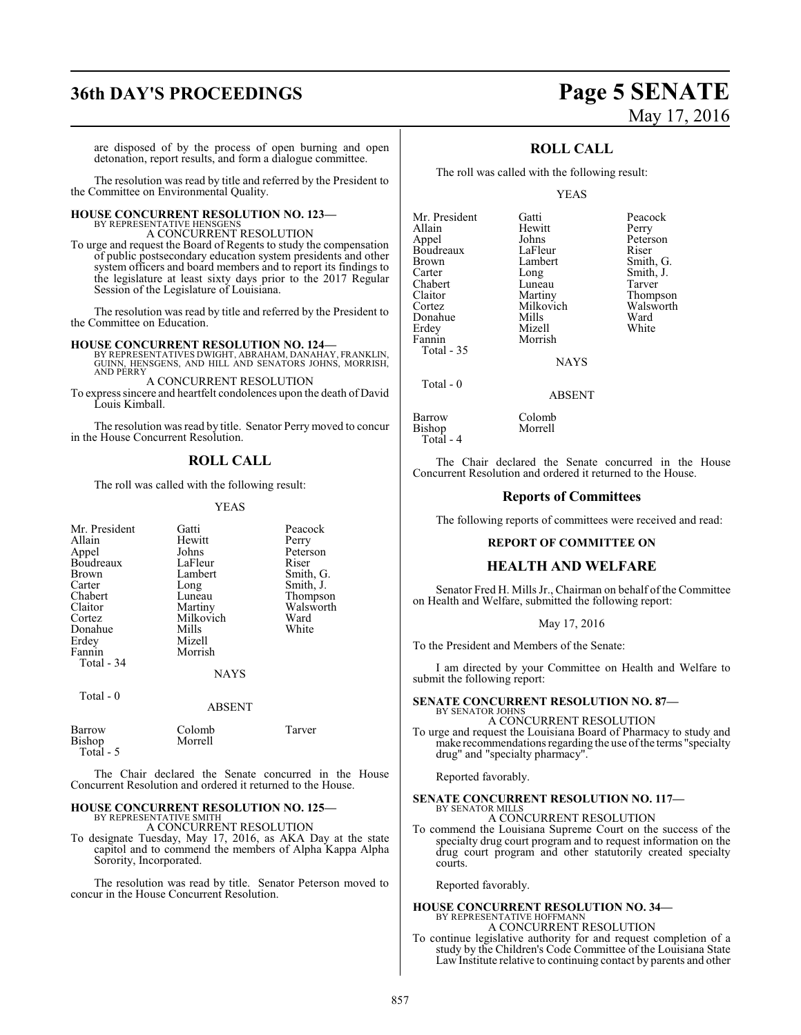are disposed of by the process of open burning and open detonation, report results, and form a dialogue committee.

The resolution was read by title and referred by the President to the Committee on Environmental Quality.

**HOUSE CONCURRENT RESOLUTION NO. 123—**
BY REPRESENTATIVE HENSGENS
A CONCURRENT RESOLUTION

To urge and request the Board of Regents to study the compensation of public postsecondary education system presidents and other system officers and board members and to report its findings to the legislature at least sixty days prior to the 2017 Regular Session of the Legislature of Louisiana.

The resolution was read by title and referred by the President to the Committee on Education.

**HOUSE CONCURRENT RESOLUTION NO. 124—**
BY REPRESENTATIVES DWIGHT, ABRAHAM, DANAHAY, FRANKLIN, GUINN, HENSGENS, AND HILL AND SENATORS JOHNS, MORRISH, AND PERRY
A CONCURRENT RESOLUTION

To express sincere and heartfelt condolences upon the death of David Louis Kimball.

The resolution was read by title. Senator Perry moved to concur in the House Concurrent Resolution.

## ROLL CALL

The roll was called with the following result:

YEAS

| | | |
|---|---|---|
| Mr. President | Gatti | Peacock |
| Allain | Hewitt | Perry |
| Appel | Johns | Peterson |
| Boudreaux | LaFleur | Riser |
| Brown | Lambert | Smith, G. |
| Carter | Long | Smith, J. |
| Chabert | Luneau | Thompson |
| Claitor | Martiny | Walsworth |
| Cortez | Milkovich | Ward |
| Donahue | Mills | White |
| Erdey | Mizell | |
| Fannin | Morrish | |
| Total - 34 | | |

NAYS

Total - 0

ABSENT

| | | |
|---|---|---|
| Barrow | Colomb | Tarver |
| Bishop | Morrell | |
| Total - 5 | | |

The Chair declared the Senate concurred in the House Concurrent Resolution and ordered it returned to the House.

**HOUSE CONCURRENT RESOLUTION NO. 125—**
BY REPRESENTATIVE SMITH
A CONCURRENT RESOLUTION

To designate Tuesday, May 17, 2016, as AKA Day at the state capitol and to commend the members of Alpha Kappa Alpha Sorority, Incorporated.

The resolution was read by title. Senator Peterson moved to concur in the House Concurrent Resolution.

## ROLL CALL

The roll was called with the following result:

YEAS

| | | |
|---|---|---|
| Mr. President | Gatti | Peacock |
| Allain | Hewitt | Perry |
| Appel | Johns | Peterson |
| Boudreaux | LaFleur | Riser |
| Brown | Lambert | Smith, G. |
| Carter | Long | Smith, J. |
| Chabert | Luneau | Tarver |
| Claitor | Martiny | Thompson |
| Cortez | Milkovich | Walsworth |
| Donahue | Mills | Ward |
| Erdey | Mizell | White |
| Fannin | Morrish | |
| Total - 35 | | |

NAYS

Total - 0

ABSENT

| | |
|---|---|
| Barrow | Colomb |
| Bishop | Morrell |
| Total - 4 | |

The Chair declared the Senate concurred in the House Concurrent Resolution and ordered it returned to the House.

## Reports of Committees

The following reports of committees were received and read:

### REPORT OF COMMITTEE ON

## HEALTH AND WELFARE

Senator Fred H. Mills Jr., Chairman on behalf of the Committee on Health and Welfare, submitted the following report:

May 17, 2016

To the President and Members of the Senate:

I am directed by your Committee on Health and Welfare to submit the following report:

**SENATE CONCURRENT RESOLUTION NO. 87—**
BY SENATOR JOHNS
A CONCURRENT RESOLUTION

To urge and request the Louisiana Board of Pharmacy to study and make recommendations regarding the use of the terms "specialty drug" and "specialty pharmacy".

Reported favorably.

**SENATE CONCURRENT RESOLUTION NO. 117—**
BY SENATOR MILLS
A CONCURRENT RESOLUTION

To commend the Louisiana Supreme Court on the success of the specialty drug court program and to request information on the drug court program and other statutorily created specialty courts.

Reported favorably.

**HOUSE CONCURRENT RESOLUTION NO. 34—**
BY REPRESENTATIVE HOFFMANN
A CONCURRENT RESOLUTION

To continue legislative authority for and request completion of a study by the Children's Code Committee of the Louisiana State Law Institute relative to continuing contact by parents and other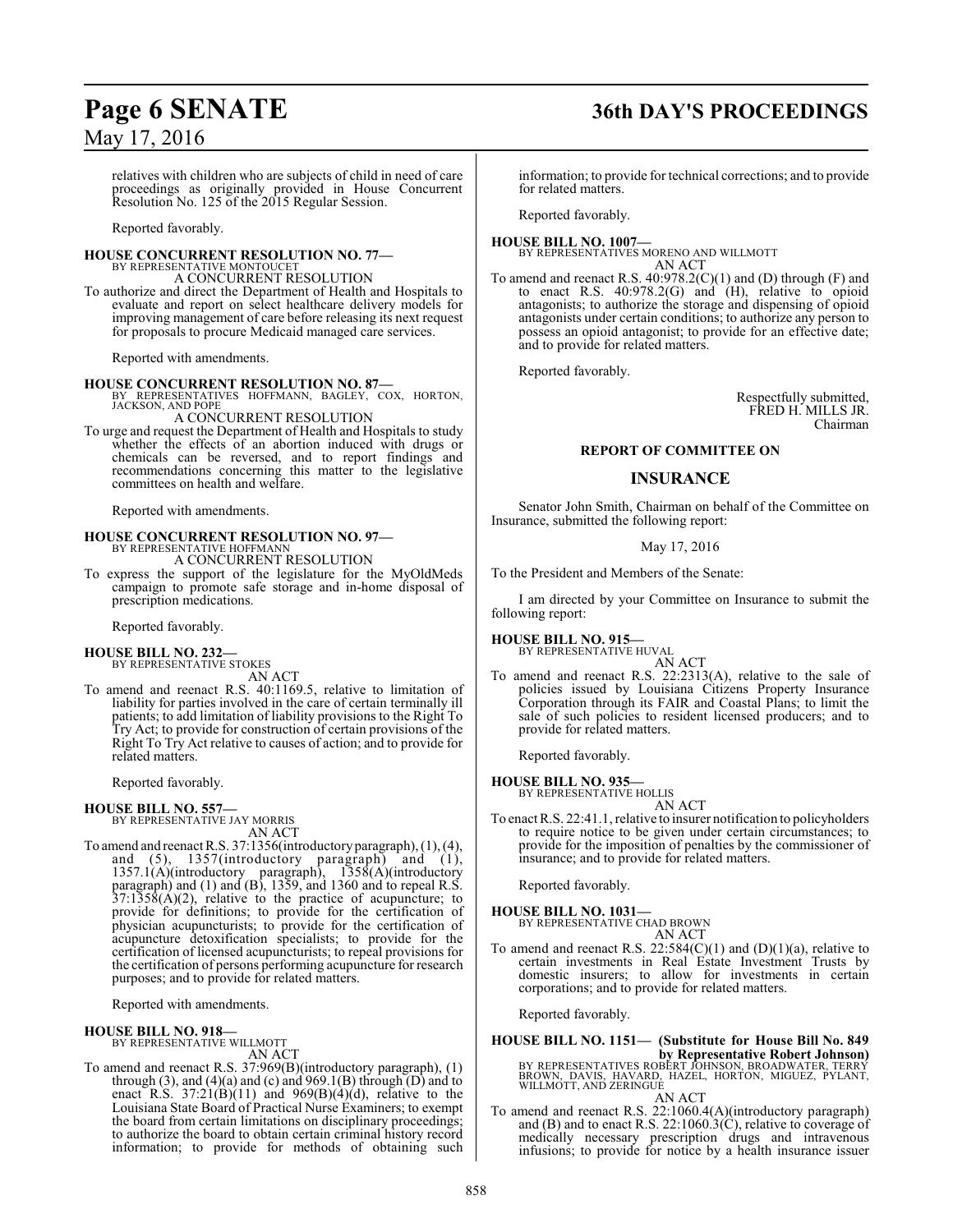relatives with children who are subjects of child in need of care proceedings as originally provided in House Concurrent Resolution No. 125 of the 2015 Regular Session.

Reported favorably.

**HOUSE CONCURRENT RESOLUTION NO. 77—**
BY REPRESENTATIVE MONTOUCET
A CONCURRENT RESOLUTION

To authorize and direct the Department of Health and Hospitals to evaluate and report on select healthcare delivery models for improving management of care before releasing its next request for proposals to procure Medicaid managed care services.

Reported with amendments.

**HOUSE CONCURRENT RESOLUTION NO. 87—**
BY REPRESENTATIVES HOFFMANN, BAGLEY, COX, HORTON, JACKSON, AND POPE
A CONCURRENT RESOLUTION

To urge and request the Department of Health and Hospitals to study whether the effects of an abortion induced with drugs or chemicals can be reversed, and to report findings and recommendations concerning this matter to the legislative committees on health and welfare.

Reported with amendments.

**HOUSE CONCURRENT RESOLUTION NO. 97—**
BY REPRESENTATIVE HOFFMANN
A CONCURRENT RESOLUTION

To express the support of the legislature for the MyOldMeds campaign to promote safe storage and in-home disposal of prescription medications.

Reported favorably.

**HOUSE BILL NO. 232—**
BY REPRESENTATIVE STOKES
AN ACT

To amend and reenact R.S. 40:1169.5, relative to limitation of liability for parties involved in the care of certain terminally ill patients; to add limitation of liability provisions to the Right To Try Act; to provide for construction of certain provisions of the Right To Try Act relative to causes of action; and to provide for related matters.

Reported favorably.

**HOUSE BILL NO. 557—**
BY REPRESENTATIVE JAY MORRIS
AN ACT

To amend and reenact R.S. 37:1356(introductory paragraph), (1), (4), and (5), 1357(introductory paragraph) and (1), 1357.1(A)(introductory paragraph), 1358(A)(introductory paragraph) and (1) and (B), 1359, and 1360 and to repeal R.S. 37:1358(A)(2), relative to the practice of acupuncture; to provide for definitions; to provide for the certification of physician acupuncturists; to provide for the certification of acupuncture detoxification specialists; to provide for the certification of licensed acupuncturists; to repeal provisions for the certification of persons performing acupuncture for research purposes; and to provide for related matters.

Reported with amendments.

**HOUSE BILL NO. 918—**
BY REPRESENTATIVE WILLMOTT
AN ACT

To amend and reenact R.S. 37:969(B)(introductory paragraph), (1) through (3), and (4)(a) and (c) and 969.1(B) through (D) and to enact R.S. 37:21(B)(11) and 969(B)(4)(d), relative to the Louisiana State Board of Practical Nurse Examiners; to exempt the board from certain limitations on disciplinary proceedings; to authorize the board to obtain certain criminal history record information; to provide for methods of obtaining such information; to provide for technical corrections; and to provide for related matters.

Reported favorably.

**HOUSE BILL NO. 1007—**
BY REPRESENTATIVES MORENO AND WILLMOTT
AN ACT

To amend and reenact R.S. 40:978.2(C)(1) and (D) through (F) and to enact R.S. 40:978.2(G) and (H), relative to opioid antagonists; to authorize the storage and dispensing of opioid antagonists under certain conditions; to authorize any person to possess an opioid antagonist; to provide for an effective date; and to provide for related matters.

Reported favorably.

Respectfully submitted,
FRED H. MILLS JR.
Chairman

**REPORT OF COMMITTEE ON**

## INSURANCE

Senator John Smith, Chairman on behalf of the Committee on Insurance, submitted the following report:

May 17, 2016

To the President and Members of the Senate:

I am directed by your Committee on Insurance to submit the following report:

**HOUSE BILL NO. 915—**
BY REPRESENTATIVE HUVAL
AN ACT

To amend and reenact R.S. 22:2313(A), relative to the sale of policies issued by Louisiana Citizens Property Insurance Corporation through its FAIR and Coastal Plans; to limit the sale of such policies to resident licensed producers; and to provide for related matters.

Reported favorably.

**HOUSE BILL NO. 935—**
BY REPRESENTATIVE HOLLIS
AN ACT

To enact R.S. 22:41.1, relative to insurer notification to policyholders to require notice to be given under certain circumstances; to provide for the imposition of penalties by the commissioner of insurance; and to provide for related matters.

Reported favorably.

**HOUSE BILL NO. 1031—**
BY REPRESENTATIVE CHAD BROWN
AN ACT

To amend and reenact R.S. 22:584(C)(1) and (D)(1)(a), relative to certain investments in Real Estate Investment Trusts by domestic insurers; to allow for investments in certain corporations; and to provide for related matters.

Reported favorably.

**HOUSE BILL NO. 1151— (Substitute for House Bill No. 849 by Representative Robert Johnson)**
BY REPRESENTATIVES ROBERT JOHNSON, BROADWATER, TERRY BROWN, DAVIS, HAVARD, HAZEL, HORTON, MIGUEZ, PYLANT, WILLMOTT, AND ZERINGUE
AN ACT

To amend and reenact R.S. 22:1060.4(A)(introductory paragraph) and (B) and to enact R.S. 22:1060.3(C), relative to coverage of medically necessary prescription drugs and intravenous infusions; to provide for notice by a health insurance issuer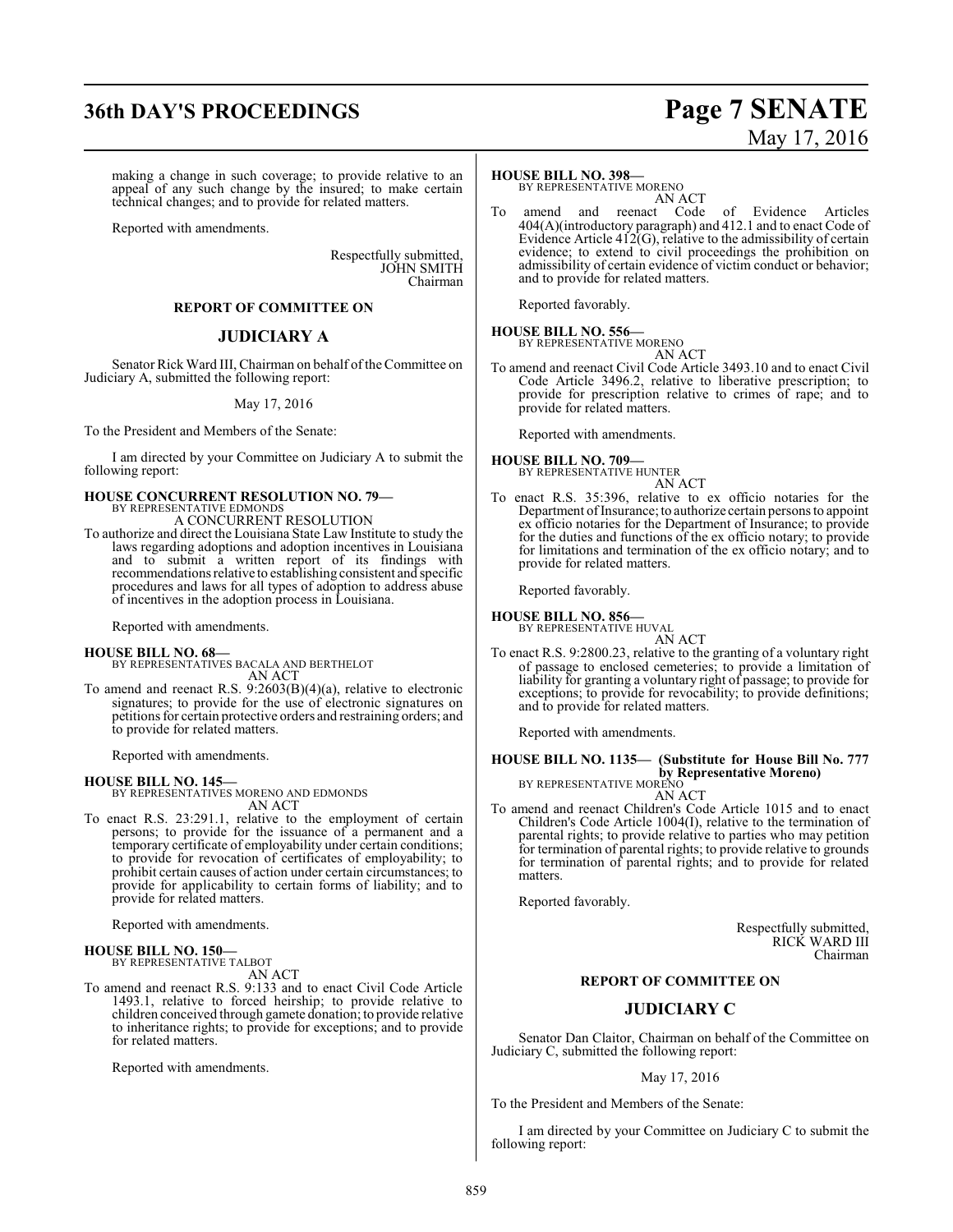making a change in such coverage; to provide relative to an appeal of any such change by the insured; to make certain technical changes; and to provide for related matters.

Reported with amendments.

Respectfully submitted,
JOHN SMITH
Chairman

**REPORT OF COMMITTEE ON**

## JUDICIARY A

Senator Rick Ward III, Chairman on behalf of the Committee on Judiciary A, submitted the following report:

May 17, 2016

To the President and Members of the Senate:

I am directed by your Committee on Judiciary A to submit the following report:

**HOUSE CONCURRENT RESOLUTION NO. 79—**
BY REPRESENTATIVE EDMONDS
A CONCURRENT RESOLUTION

To authorize and direct the Louisiana State Law Institute to study the laws regarding adoptions and adoption incentives in Louisiana and to submit a written report of its findings with recommendations relative to establishing consistent and specific procedures and laws for all types of adoption to address abuse of incentives in the adoption process in Louisiana.

Reported with amendments.

**HOUSE BILL NO. 68—**
BY REPRESENTATIVES BACALA AND BERTHELOT
AN ACT

To amend and reenact R.S. 9:2603(B)(4)(a), relative to electronic signatures; to provide for the use of electronic signatures on petitions for certain protective orders and restraining orders; and to provide for related matters.

Reported with amendments.

**HOUSE BILL NO. 145—**
BY REPRESENTATIVES MORENO AND EDMONDS
AN ACT

To enact R.S. 23:291.1, relative to the employment of certain persons; to provide for the issuance of a permanent and a temporary certificate of employability under certain conditions; to provide for revocation of certificates of employability; to prohibit certain causes of action under certain circumstances; to provide for applicability to certain forms of liability; and to provide for related matters.

Reported with amendments.

**HOUSE BILL NO. 150—**
BY REPRESENTATIVE TALBOT
AN ACT

To amend and reenact R.S. 9:133 and to enact Civil Code Article 1493.1, relative to forced heirship; to provide relative to children conceived through gamete donation; to provide relative to inheritance rights; to provide for exceptions; and to provide for related matters.

Reported with amendments.

**HOUSE BILL NO. 398—**
BY REPRESENTATIVE MORENO
AN ACT

To amend and reenact Code of Evidence Articles 404(A)(introductory paragraph) and 412.1 and to enact Code of Evidence Article 412(G), relative to the admissibility of certain evidence; to extend to civil proceedings the prohibition on admissibility of certain evidence of victim conduct or behavior; and to provide for related matters.

Reported favorably.

**HOUSE BILL NO. 556—**
BY REPRESENTATIVE MORENO
AN ACT

To amend and reenact Civil Code Article 3493.10 and to enact Civil Code Article 3496.2, relative to liberative prescription; to provide for prescription relative to crimes of rape; and to provide for related matters.

Reported with amendments.

**HOUSE BILL NO. 709—**
BY REPRESENTATIVE HUNTER
AN ACT

To enact R.S. 35:396, relative to ex officio notaries for the Department of Insurance; to authorize certain persons to appoint ex officio notaries for the Department of Insurance; to provide for the duties and functions of the ex officio notary; to provide for limitations and termination of the ex officio notary; and to provide for related matters.

Reported favorably.

**HOUSE BILL NO. 856—**
BY REPRESENTATIVE HUVAL
AN ACT

To enact R.S. 9:2800.23, relative to the granting of a voluntary right of passage to enclosed cemeteries; to provide a limitation of liability for granting a voluntary right of passage; to provide for exceptions; to provide for revocability; to provide definitions; and to provide for related matters.

Reported with amendments.

**HOUSE BILL NO. 1135— (Substitute for House Bill No. 777 by Representative Moreno)**
BY REPRESENTATIVE MORENO
AN ACT

To amend and reenact Children's Code Article 1015 and to enact Children's Code Article 1004(I), relative to the termination of parental rights; to provide relative to parties who may petition for termination of parental rights; to provide relative to grounds for termination of parental rights; and to provide for related matters.

Reported favorably.

Respectfully submitted,
RICK WARD III
Chairman

**REPORT OF COMMITTEE ON**

## JUDICIARY C

Senator Dan Claitor, Chairman on behalf of the Committee on Judiciary C, submitted the following report:

May 17, 2016

To the President and Members of the Senate:

I am directed by your Committee on Judiciary C to submit the following report: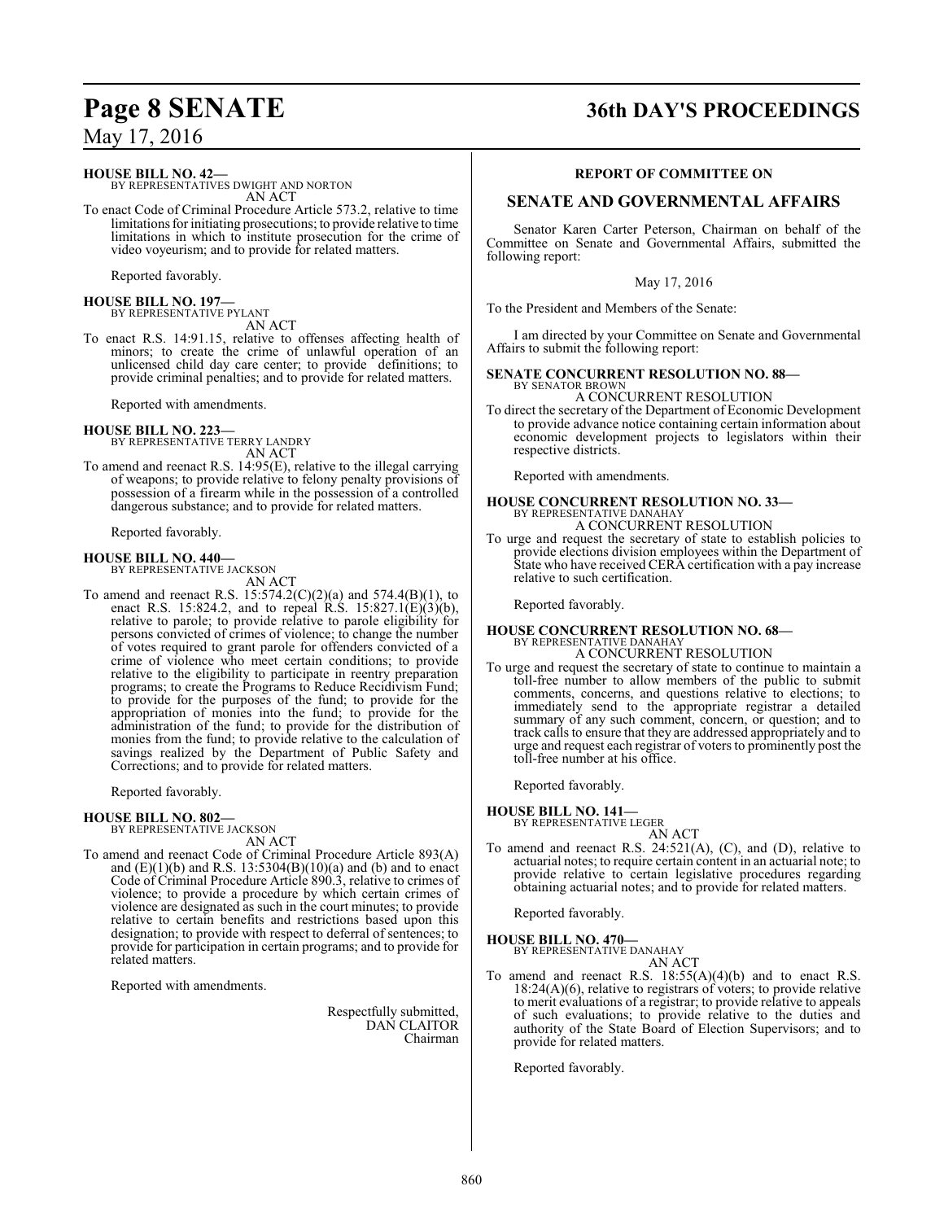**HOUSE BILL NO. 42—**
BY REPRESENTATIVES DWIGHT AND NORTON
AN ACT

To enact Code of Criminal Procedure Article 573.2, relative to time limitations for initiating prosecutions; to provide relative to time limitations in which to institute prosecution for the crime of video voyeurism; and to provide for related matters.

Reported favorably.

**HOUSE BILL NO. 197—**
BY REPRESENTATIVE PYLANT
AN ACT

To enact R.S. 14:91.15, relative to offenses affecting health of minors; to create the crime of unlawful operation of an unlicensed child day care center; to provide definitions; to provide criminal penalties; and to provide for related matters.

Reported with amendments.

**HOUSE BILL NO. 223—**
BY REPRESENTATIVE TERRY LANDRY
AN ACT

To amend and reenact R.S. 14:95(E), relative to the illegal carrying of weapons; to provide relative to felony penalty provisions of possession of a firearm while in the possession of a controlled dangerous substance; and to provide for related matters.

Reported favorably.

**HOUSE BILL NO. 440—**
BY REPRESENTATIVE JACKSON
AN ACT

To amend and reenact R.S. 15:574.2(C)(2)(a) and 574.4(B)(1), to enact R.S. 15:824.2, and to repeal R.S. 15:827.1(E)(3)(b), relative to parole; to provide relative to parole eligibility for persons convicted of crimes of violence; to change the number of votes required to grant parole for offenders convicted of a crime of violence who meet certain conditions; to provide relative to the eligibility to participate in reentry preparation programs; to create the Programs to Reduce Recidivism Fund; to provide for the purposes of the fund; to provide for the appropriation of monies into the fund; to provide for the administration of the fund; to provide for the distribution of monies from the fund; to provide relative to the calculation of savings realized by the Department of Public Safety and Corrections; and to provide for related matters.

Reported favorably.

**HOUSE BILL NO. 802—**
BY REPRESENTATIVE JACKSON
AN ACT

To amend and reenact Code of Criminal Procedure Article 893(A) and (E)(1)(b) and R.S. 13:5304(B)(10)(a) and (b) and to enact Code of Criminal Procedure Article 890.3, relative to crimes of violence; to provide a procedure by which certain crimes of violence are designated as such in the court minutes; to provide relative to certain benefits and restrictions based upon this designation; to provide with respect to deferral of sentences; to provide for participation in certain programs; and to provide for related matters.

Reported with amendments.

Respectfully submitted,
DAN CLAITOR
Chairman

**REPORT OF COMMITTEE ON**

## SENATE AND GOVERNMENTAL AFFAIRS

Senator Karen Carter Peterson, Chairman on behalf of the Committee on Senate and Governmental Affairs, submitted the following report:

May 17, 2016

To the President and Members of the Senate:

I am directed by your Committee on Senate and Governmental Affairs to submit the following report:

**SENATE CONCURRENT RESOLUTION NO. 88—**
BY SENATOR BROWN
A CONCURRENT RESOLUTION

To direct the secretary of the Department of Economic Development to provide advance notice containing certain information about economic development projects to legislators within their respective districts.

Reported with amendments.

**HOUSE CONCURRENT RESOLUTION NO. 33—**
BY REPRESENTATIVE DANAHAY
A CONCURRENT RESOLUTION

To urge and request the secretary of state to establish policies to provide elections division employees within the Department of State who have received CERA certification with a pay increase relative to such certification.

Reported favorably.

**HOUSE CONCURRENT RESOLUTION NO. 68—**
BY REPRESENTATIVE DANAHAY
A CONCURRENT RESOLUTION

To urge and request the secretary of state to continue to maintain a toll-free number to allow members of the public to submit comments, concerns, and questions relative to elections; to immediately send to the appropriate registrar a detailed summary of any such comment, concern, or question; and to track calls to ensure that they are addressed appropriately and to urge and request each registrar of voters to prominently post the toll-free number at his office.

Reported favorably.

**HOUSE BILL NO. 141—**
BY REPRESENTATIVE LEGER
AN ACT

To amend and reenact R.S. 24:521(A), (C), and (D), relative to actuarial notes; to require certain content in an actuarial note; to provide relative to certain legislative procedures regarding obtaining actuarial notes; and to provide for related matters.

Reported favorably.

**HOUSE BILL NO. 470—**
BY REPRESENTATIVE DANAHAY
AN ACT

To amend and reenact R.S. 18:55(A)(4)(b) and to enact R.S. 18:24(A)(6), relative to registrars of voters; to provide relative to merit evaluations of a registrar; to provide relative to appeals of such evaluations; to provide relative to the duties and authority of the State Board of Election Supervisors; and to provide for related matters.

Reported favorably.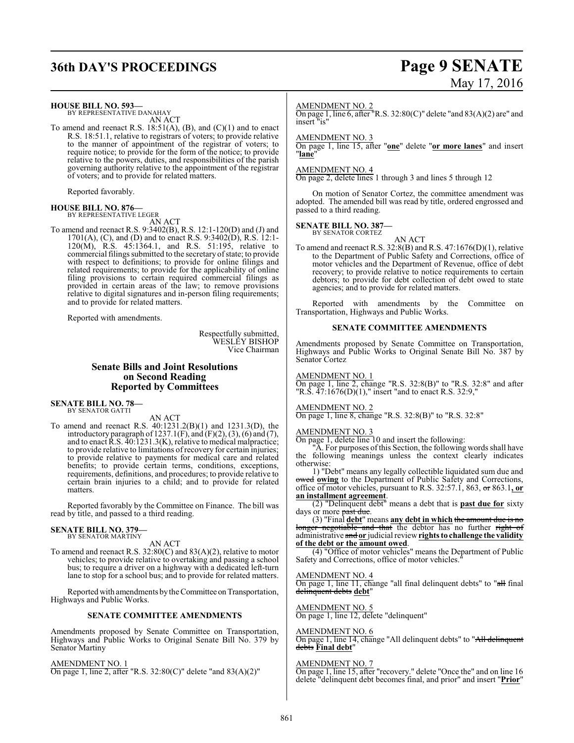**HOUSE BILL NO. 593—**
BY REPRESENTATIVE DANAHAY
AN ACT

To amend and reenact R.S. 18:51(A), (B), and (C)(1) and to enact R.S. 18:51.1, relative to registrars of voters; to provide relative to the manner of appointment of the registrar of voters; to require notice; to provide for the form of the notice; to provide relative to the powers, duties, and responsibilities of the parish governing authority relative to the appointment of the registrar of voters; and to provide for related matters.

Reported favorably.

**HOUSE BILL NO. 876—**
BY REPRESENTATIVE LEGER
AN ACT

To amend and reenact R.S. 9:3402(B), R.S. 12:1-120(D) and (J) and 1701(A), (C), and (D) and to enact R.S. 9:3402(D), R.S. 12:1-120(M), R.S. 45:1364.1, and R.S. 51:195, relative to commercial filings submitted to the secretary of state; to provide with respect to definitions; to provide for online filings and related requirements; to provide for the applicability of online filing provisions to certain required commercial filings as provided in certain areas of the law; to remove provisions relative to digital signatures and in-person filing requirements; and to provide for related matters.

Reported with amendments.

Respectfully submitted,
WESLEY BISHOP
Vice Chairman

## Senate Bills and Joint Resolutions on Second Reading Reported by Committees

**SENATE BILL NO. 78—**
BY SENATOR GATTI
AN ACT

To amend and reenact R.S. 40:1231.2(B)(1) and 1231.3(D), the introductory paragraph of 1237.1(F), and (F)(2), (3), (6) and (7), and to enact R.S. 40:1231.3(K), relative to medical malpractice; to provide relative to limitations of recovery for certain injuries; to provide relative to payments for medical care and related benefits; to provide certain terms, conditions, exceptions, requirements, definitions, and procedures; to provide relative to certain brain injuries to a child; and to provide for related matters.

Reported favorably by the Committee on Finance. The bill was read by title, and passed to a third reading.

**SENATE BILL NO. 379—**
BY SENATOR MARTINY
AN ACT

To amend and reenact R.S. 32:80(C) and 83(A)(2), relative to motor vehicles; to provide relative to overtaking and passing a school bus; to require a driver on a highway with a dedicated left-turn lane to stop for a school bus; and to provide for related matters.

Reported with amendments by the Committee on Transportation, Highways and Public Works.

**SENATE COMMITTEE AMENDMENTS**

Amendments proposed by Senate Committee on Transportation, Highways and Public Works to Original Senate Bill No. 379 by Senator Martiny

AMENDMENT NO. 1
On page 1, line 2, after "R.S. 32:80(C)" delete "and 83(A)(2)"

AMENDMENT NO. 2
On page 1, line 6, after "R.S. 32:80(C)" delete "and 83(A)(2) are" and insert "is"

AMENDMENT NO. 3
On page 1, line 15, after "**one**" delete "**or more lanes**" and insert "**lane**"

AMENDMENT NO. 4
On page 2, delete lines 1 through 3 and lines 5 through 12

On motion of Senator Cortez, the committee amendment was adopted. The amended bill was read by title, ordered engrossed and passed to a third reading.

**SENATE BILL NO. 387—**
BY SENATOR CORTEZ
AN ACT

To amend and reenact R.S. 32:8(B) and R.S. 47:1676(D)(1), relative to the Department of Public Safety and Corrections, office of motor vehicles and the Department of Revenue, office of debt recovery; to provide relative to notice requirements to certain debtors; to provide for debt collection of debt owed to state agencies; and to provide for related matters.

Reported with amendments by the Committee on Transportation, Highways and Public Works.

**SENATE COMMITTEE AMENDMENTS**

Amendments proposed by Senate Committee on Transportation, Highways and Public Works to Original Senate Bill No. 387 by Senator Cortez

AMENDMENT NO. 1
On page 1, line 2, change "R.S. 32:8(B)" to "R.S. 32:8" and after "R.S. 47:1676(D)(1)," insert "and to enact R.S. 32:9,"

AMENDMENT NO. 2
On page 1, line 8, change "R.S. 32:8(B)" to "R.S. 32:8"

AMENDMENT NO. 3
On page 1, delete line 10 and insert the following:

"A. For purposes of this Section, the following words shall have the following meanings unless the context clearly indicates otherwise:

1) "Debt" means any legally collectible liquidated sum due and ~~owed~~ **owing** to the Department of Public Safety and Corrections, office of motor vehicles, pursuant to R.S. 32:57.1, 863, ~~or~~ 863.1**, or an installment agreement**.

(2) "Delinquent debt" means a debt that is **past due for** sixty days or more ~~past due~~.

(3) "Final **debt**" means **any debt in which** ~~the amount due is no longer negotiable and that~~ the debtor has no further ~~right of~~ administrative ~~and~~ **or** judicial review **rights to challenge the validity of the debt or the amount owed**.

(4) "Office of motor vehicles" means the Department of Public Safety and Corrections, office of motor vehicles."

AMENDMENT NO. 4
On page 1, line 11, change "all final delinquent debts" to "~~all~~ final ~~delinquent debts~~ **debt**"

AMENDMENT NO. 5
On page 1, line 12, delete "delinquent"

AMENDMENT NO. 6
On page 1, line 14, change "All delinquent debts" to "~~All delinquent debts~~ **Final debt**"

AMENDMENT NO. 7
On page 1, line 15, after "recovery." delete "Once the" and on line 16 delete "delinquent debt becomes final, and prior" and insert "**Prior**"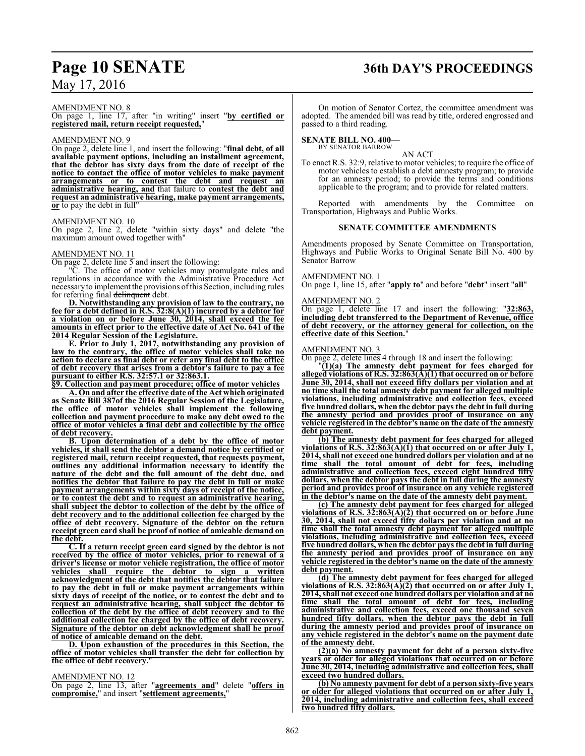AMENDMENT NO. 8

On page 1, line 17, after "in writing" insert "**by certified or registered mail, return receipt requested,**"

AMENDMENT NO. 9

On page 2, delete line 1, and insert the following: "**final debt, of all available payment options, including an installment agreement, that the debtor has sixty days from the date of receipt of the notice to contact the office of motor vehicles to make payment arrangements or to contest the debt and request an administrative hearing, and** that failure to **contest the debt and request an administrative hearing, make payment arrangements, or** to pay the debt in full"

AMENDMENT NO. 10

On page 2, line 2, delete "within sixty days" and delete "the maximum amount owed together with"

AMENDMENT NO. 11

On page 2, delete line 5 and insert the following:

"C. The office of motor vehicles may promulgate rules and regulations in accordance with the Administrative Procedure Act necessary to implement the provisions of this Section, including rules for referring final ~~delinquent~~ debt.

**D. Notwithstanding any provision of law to the contrary, no fee for a debt defined in R.S. 32:8(A)(1) incurred by a debtor for a violation on or before June 30, 2014, shall exceed the fee amounts in effect prior to the effective date of Act No. 641 of the 2014 Regular Session of the Legislature.**

**E. Prior to July 1, 2017, notwithstanding any provision of law to the contrary, the office of motor vehicles shall take no action to declare as final debt or refer any final debt to the office of debt recovery that arises from a debtor's failure to pay a fee pursuant to either R.S. 32:57.1 or 32:863.1.**

**§9. Collection and payment procedure; office of motor vehicles**

**A. On and after the effective date of the Act which originated as Senate Bill 387of the 2016 Regular Session of the Legislature, the office of motor vehicles shall implement the following collection and payment procedure to make any debt owed to the office of motor vehicles a final debt and collectible by the office of debt recovery.**

**B. Upon determination of a debt by the office of motor vehicles, it shall send the debtor a demand notice by certified or registered mail, return receipt requested, that requests payment, outlines any additional information necessary to identify the nature of the debt and the full amount of the debt due, and notifies the debtor that failure to pay the debt in full or make payment arrangements within sixty days of receipt of the notice, or to contest the debt and to request an administrative hearing, shall subject the debtor to collection of the debt by the office of debt recovery and to the additional collection fee charged by the office of debt recovery. Signature of the debtor on the return receipt green card shall be proof of notice of amicable demand on the debt.**

**C. If a return receipt green card signed by the debtor is not received by the office of motor vehicles, prior to renewal of a driver's license or motor vehicle registration, the office of motor vehicles shall require the debtor to sign a written acknowledgment of the debt that notifies the debtor that failure to pay the debt in full or make payment arrangements within sixty days of receipt of the notice, or to contest the debt and to request an administrative hearing, shall subject the debtor to collection of the debt by the office of debt recovery and to the additional collection fee charged by the office of debt recovery. Signature of the debtor on debt acknowledgment shall be proof of notice of amicable demand on the debt.**

**D. Upon exhaustion of the procedures in this Section, the office of motor vehicles shall transfer the debt for collection by the office of debt recovery.**"

AMENDMENT NO. 12

On page 2, line 13, after "**agreements and**" delete "**offers in compromise,**" and insert "**settlement agreements,**"

On motion of Senator Cortez, the committee amendment was adopted. The amended bill was read by title, ordered engrossed and passed to a third reading.

**SENATE BILL NO. 400—**
BY SENATOR BARROW

AN ACT

To enact R.S. 32:9, relative to motor vehicles; to require the office of motor vehicles to establish a debt amnesty program; to provide for an amnesty period; to provide the terms and conditions applicable to the program; and to provide for related matters.

Reported with amendments by the Committee on Transportation, Highways and Public Works.

**SENATE COMMITTEE AMENDMENTS**

Amendments proposed by Senate Committee on Transportation, Highways and Public Works to Original Senate Bill No. 400 by Senator Barrow

AMENDMENT NO. 1

On page 1, line 15, after "**apply to**" and before "**debt**" insert "**all**"

AMENDMENT NO. 2

On page 1, delete line 17 and insert the following: "**32:863, including debt transferred to the Department of Revenue, office of debt recovery, or the attorney general for collection, on the effective date of this Section.**"

AMENDMENT NO. 3

On page 2, delete lines 4 through 18 and insert the following:

"**(1)(a) The amnesty debt payment for fees charged for alleged violations of R.S. 32:863(A)(1) that occurred on or before June 30, 2014, shall not exceed fifty dollars per violation and at no time shall the total amnesty debt payment for alleged multiple violations, including administrative and collection fees, exceed five hundred dollars, when the debtor pays the debt in full during the amnesty period and provides proof of insurance on any vehicle registered in the debtor's name on the date of the amnesty debt payment.**

**(b) The amnesty debt payment for fees charged for alleged violations of R.S. 32:863(A)(1) that occurred on or after July 1, 2014, shall not exceed one hundred dollars per violation and at no time shall the total amount of debt for fees, including administrative and collection fees, exceed eight hundred fifty dollars, when the debtor pays the debt in full during the amnesty period and provides proof of insurance on any vehicle registered in the debtor's name on the date of the amnesty debt payment.**

**(c) The amnesty debt payment for fees charged for alleged violations of R.S. 32:863(A)(2) that occurred on or before June 30, 2014, shall not exceed fifty dollars per violation and at no time shall the total amnesty debt payment for alleged multiple violations, including administrative and collection fees, exceed five hundred dollars, when the debtor pays the debt in full during the amnesty period and provides proof of insurance on any vehicle registered in the debtor's name on the date of the amnesty debt payment.**

**(d) The amnesty debt payment for fees charged for alleged violations of R.S. 32:863(A)(2) that occurred on or after July 1, 2014, shall not exceed one hundred dollars per violation and at no time shall the total amount of debt for fees, including administrative and collection fees, exceed one thousand seven hundred fifty dollars, when the debtor pays the debt in full during the amnesty period and provides proof of insurance on any vehicle registered in the debtor's name on the payment date of the amnesty debt.**

**(2)(a) No amnesty payment for debt of a person sixty-five years or older for alleged violations that occurred on or before June 30, 2014, including administrative and collection fees, shall exceed two hundred dollars.**

**(b) No amnesty payment for debt of a person sixty-five years or older for alleged violations that occurred on or after July 1, 2014, including administrative and collection fees, shall exceed two hundred fifty dollars.**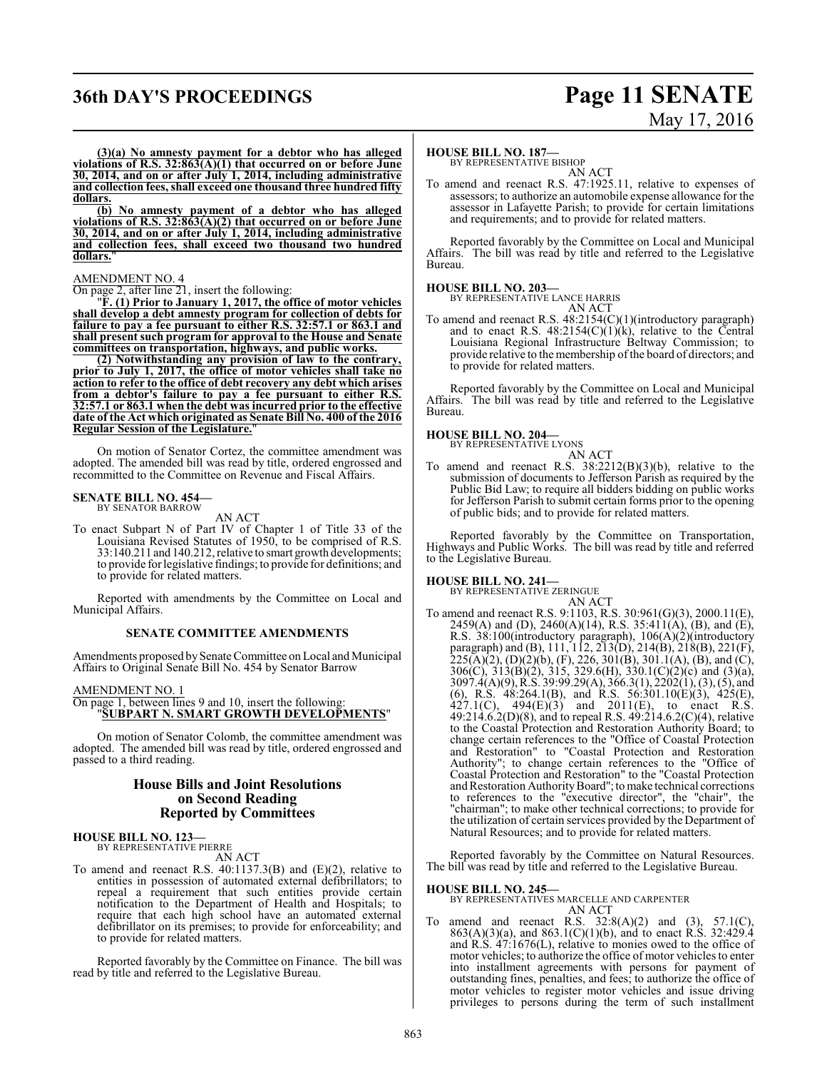**(3)(a) No amnesty payment for a debtor who has alleged violations of R.S. 32:863(A)(1) that occurred on or before June 30, 2014, and on or after July 1, 2014, including administrative and collection fees, shall exceed one thousand three hundred fifty dollars.**

**(b) No amnesty payment of a debtor who has alleged violations of R.S. 32:863(A)(2) that occurred on or before June 30, 2014, and on or after July 1, 2014, including administrative and collection fees, shall exceed two thousand two hundred dollars.**"

AMENDMENT NO. 4

On page 2, after line 21, insert the following:

"**F. (1) Prior to January 1, 2017, the office of motor vehicles shall develop a debt amnesty program for collection of debts for failure to pay a fee pursuant to either R.S. 32:57.1 or 863.1 and shall present such program for approval to the House and Senate committees on transportation, highways, and public works.**

**(2) Notwithstanding any provision of law to the contrary, prior to July 1, 2017, the office of motor vehicles shall take no action to refer to the office of debt recovery any debt which arises from a debtor's failure to pay a fee pursuant to either R.S. 32:57.1 or 863.1 when the debt was incurred prior to the effective date of the Act which originated as Senate Bill No. 400 of the 2016 Regular Session of the Legislature.**"

On motion of Senator Cortez, the committee amendment was adopted. The amended bill was read by title, ordered engrossed and recommitted to the Committee on Revenue and Fiscal Affairs.

**SENATE BILL NO. 454—**
BY SENATOR BARROW

AN ACT

To enact Subpart N of Part IV of Chapter 1 of Title 33 of the Louisiana Revised Statutes of 1950, to be comprised of R.S. 33:140.211 and 140.212, relative to smart growth developments; to provide for legislative findings; to provide for definitions; and to provide for related matters.

Reported with amendments by the Committee on Local and Municipal Affairs.

**SENATE COMMITTEE AMENDMENTS**

Amendments proposed by Senate Committee on Local and Municipal Affairs to Original Senate Bill No. 454 by Senator Barrow

AMENDMENT NO. 1

On page 1, between lines 9 and 10, insert the following:
"**SUBPART N. SMART GROWTH DEVELOPMENTS**"

On motion of Senator Colomb, the committee amendment was adopted. The amended bill was read by title, ordered engrossed and passed to a third reading.

## House Bills and Joint Resolutions on Second Reading Reported by Committees

**HOUSE BILL NO. 123—**
BY REPRESENTATIVE PIERRE

AN ACT

To amend and reenact R.S. 40:1137.3(B) and (E)(2), relative to entities in possession of automated external defibrillators; to repeal a requirement that such entities provide certain notification to the Department of Health and Hospitals; to require that each high school have an automated external defibrillator on its premises; to provide for enforceability; and to provide for related matters.

Reported favorably by the Committee on Finance. The bill was read by title and referred to the Legislative Bureau.

**HOUSE BILL NO. 187—**
BY REPRESENTATIVE BISHOP

AN ACT

To amend and reenact R.S. 47:1925.11, relative to expenses of assessors; to authorize an automobile expense allowance for the assessor in Lafayette Parish; to provide for certain limitations and requirements; and to provide for related matters.

Reported favorably by the Committee on Local and Municipal Affairs. The bill was read by title and referred to the Legislative Bureau.

**HOUSE BILL NO. 203—**
BY REPRESENTATIVE LANCE HARRIS

AN ACT

To amend and reenact R.S. 48:2154(C)(1)(introductory paragraph) and to enact R.S. 48:2154(C)(1)(k), relative to the Central Louisiana Regional Infrastructure Beltway Commission; to provide relative to the membership of the board of directors; and to provide for related matters.

Reported favorably by the Committee on Local and Municipal Affairs. The bill was read by title and referred to the Legislative Bureau.

**HOUSE BILL NO. 204—**
BY REPRESENTATIVE LYONS

AN ACT

To amend and reenact R.S. 38:2212(B)(3)(b), relative to the submission of documents to Jefferson Parish as required by the Public Bid Law; to require all bidders bidding on public works for Jefferson Parish to submit certain forms prior to the opening of public bids; and to provide for related matters.

Reported favorably by the Committee on Transportation, Highways and Public Works. The bill was read by title and referred to the Legislative Bureau.

**HOUSE BILL NO. 241—**
BY REPRESENTATIVE ZERINGUE

AN ACT

To amend and reenact R.S. 9:1103, R.S. 30:961(G)(3), 2000.11(E), 2459(A) and (D), 2460(A)(14), R.S. 35:411(A), (B), and (E), R.S. 38:100(introductory paragraph), 106(A)(2)(introductory paragraph) and (B), 111, 112, 213(D), 214(B), 218(B), 221(F), 225(A)(2), (D)(2)(b), (F), 226, 301(B), 301.1(A), (B), and (C), 306(C), 313(B)(2), 315, 329.6(H), 330.1(C)(2)(c) and (3)(a), 3097.4(A)(9), R.S. 39:99.29(A), 366.3(1), 2202(1), (3), (5), and (6), R.S. 48:264.1(B), and R.S. 56:301.10(E)(3), 425(E), 427.1(C), 494(E)(3) and 2011(E), to enact R.S. 49:214.6.2(D)(8), and to repeal R.S. 49:214.6.2(C)(4), relative to the Coastal Protection and Restoration Authority Board; to change certain references to the "Office of Coastal Protection and Restoration" to "Coastal Protection and Restoration Authority"; to change certain references to the "Office of Coastal Protection and Restoration" to the "Coastal Protection and Restoration Authority Board"; to make technical corrections to references to the "executive director", the "chair", the "chairman"; to make other technical corrections; to provide for the utilization of certain services provided by the Department of Natural Resources; and to provide for related matters.

Reported favorably by the Committee on Natural Resources. The bill was read by title and referred to the Legislative Bureau.

**HOUSE BILL NO. 245—**
BY REPRESENTATIVES MARCELLE AND CARPENTER

AN ACT

To amend and reenact R.S. 32:8(A)(2) and (3), 57.1(C), 863(A)(3)(a), and 863.1(C)(1)(b), and to enact R.S. 32:429.4 and R.S. 47:1676(L), relative to monies owed to the office of motor vehicles; to authorize the office of motor vehicles to enter into installment agreements with persons for payment of outstanding fines, penalties, and fees; to authorize the office of motor vehicles to register motor vehicles and issue driving privileges to persons during the term of such installment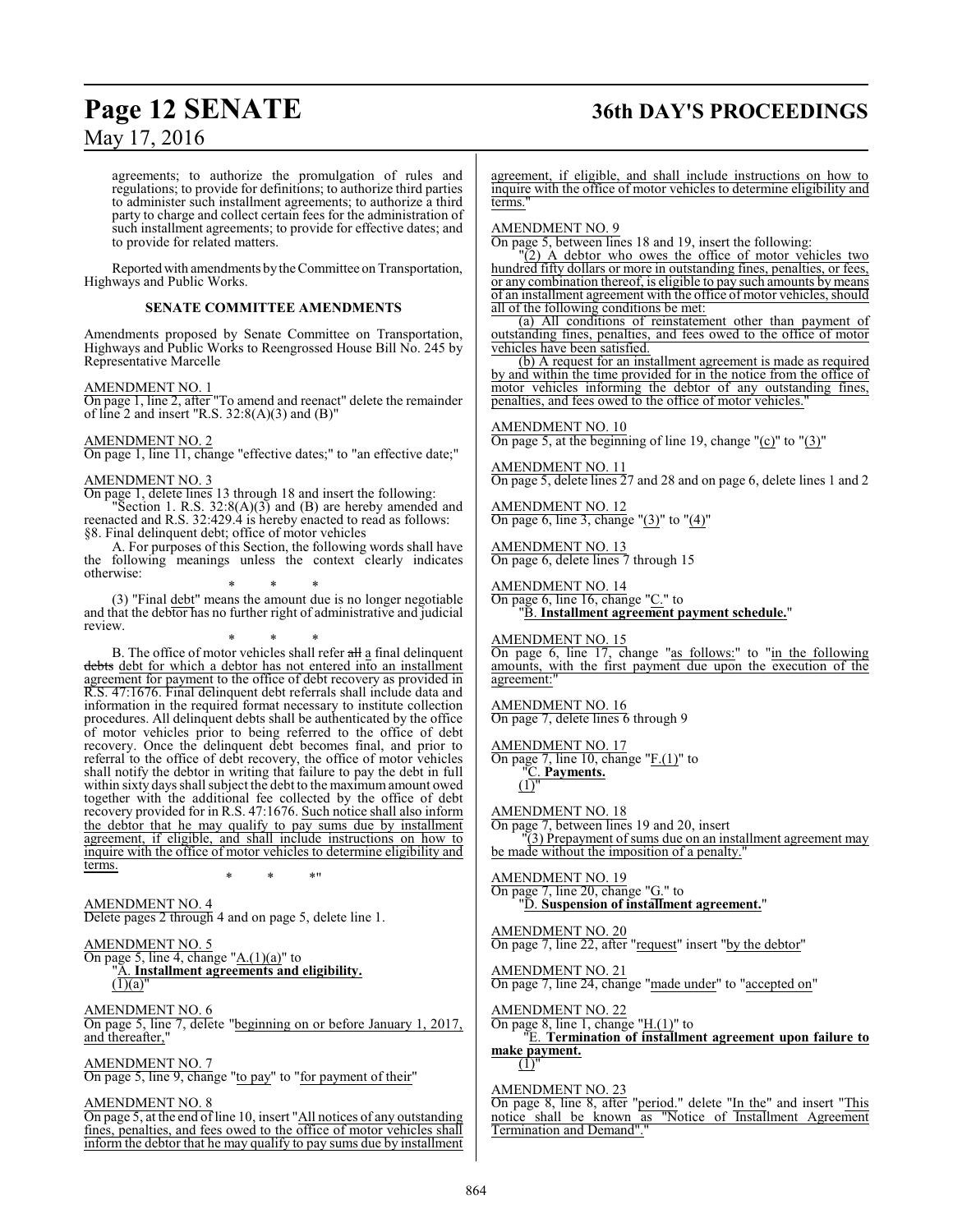agreements; to authorize the promulgation of rules and regulations; to provide for definitions; to authorize third parties to administer such installment agreements; to authorize a third party to charge and collect certain fees for the administration of such installment agreements; to provide for effective dates; and to provide for related matters.

Reported with amendments by the Committee on Transportation, Highways and Public Works.

**SENATE COMMITTEE AMENDMENTS**

Amendments proposed by Senate Committee on Transportation, Highways and Public Works to Reengrossed House Bill No. 245 by Representative Marcelle

AMENDMENT NO. 1
On page 1, line 2, after "To amend and reenact" delete the remainder of line 2 and insert "R.S. 32:8(A)(3) and (B)"

AMENDMENT NO. 2
On page 1, line 11, change "effective dates;" to "an effective date;"

AMENDMENT NO. 3
On page 1, delete lines 13 through 18 and insert the following:

"Section 1. R.S. 32:8(A)(3) and (B) are hereby amended and reenacted and R.S. 32:429.4 is hereby enacted to read as follows:
§8. Final delinquent debt; office of motor vehicles

A. For purposes of this Section, the following words shall have the following meanings unless the context clearly indicates otherwise:

\* \* \*

(3) "Final debt" means the amount due is no longer negotiable and that the debtor has no further right of administrative and judicial review.

\* \* \*

B. The office of motor vehicles shall refer ~~all~~ a final delinquent ~~debts~~ debt for which a debtor has not entered into an installment agreement for payment to the office of debt recovery as provided in R.S. 47:1676. Final delinquent debt referrals shall include data and information in the required format necessary to institute collection procedures. All delinquent debts shall be authenticated by the office of motor vehicles prior to being referred to the office of debt recovery. Once the delinquent debt becomes final, and prior to referral to the office of debt recovery, the office of motor vehicles shall notify the debtor in writing that failure to pay the debt in full within sixty days shall subject the debt to the maximum amount owed together with the additional fee collected by the office of debt recovery provided for in R.S. 47:1676. Such notice shall also inform the debtor that he may qualify to pay sums due by installment agreement, if eligible, and shall include instructions on how to inquire with the office of motor vehicles to determine eligibility and terms.

\* \* \*"

AMENDMENT NO. 4
Delete pages 2 through 4 and on page 5, delete line 1.

AMENDMENT NO. 5
On page 5, line 4, change "A.(1)(a)" to
"A. **Installment agreements and eligibility.**
(1)(a)"

AMENDMENT NO. 6
On page 5, line 7, delete "beginning on or before January 1, 2017, and thereafter,"

AMENDMENT NO. 7
On page 5, line 9, change "to pay" to "for payment of their"

AMENDMENT NO. 8
On page 5, at the end of line 10, insert "All notices of any outstanding fines, penalties, and fees owed to the office of motor vehicles shall inform the debtor that he may qualify to pay sums due by installment agreement, if eligible, and shall include instructions on how to inquire with the office of motor vehicles to determine eligibility and terms."

AMENDMENT NO. 9
On page 5, between lines 18 and 19, insert the following:

"(2) A debtor who owes the office of motor vehicles two hundred fifty dollars or more in outstanding fines, penalties, or fees, or any combination thereof, is eligible to pay such amounts by means of an installment agreement with the office of motor vehicles, should all of the following conditions be met:

(a) All conditions of reinstatement other than payment of outstanding fines, penalties, and fees owed to the office of motor vehicles have been satisfied.

(b) A request for an installment agreement is made as required by and within the time provided for in the notice from the office of motor vehicles informing the debtor of any outstanding fines, penalties, and fees owed to the office of motor vehicles."

AMENDMENT NO. 10
On page 5, at the beginning of line 19, change "(c)" to "(3)"

AMENDMENT NO. 11
On page 5, delete lines 27 and 28 and on page 6, delete lines 1 and 2

AMENDMENT NO. 12
On page 6, line 3, change "(3)" to "(4)"

AMENDMENT NO. 13
On page 6, delete lines 7 through 15

AMENDMENT NO. 14
On page 6, line 16, change "C." to
"B. **Installment agreement payment schedule.**"

AMENDMENT NO. 15
On page 6, line 17, change "as follows:" to "in the following amounts, with the first payment due upon the execution of the agreement:"

AMENDMENT NO. 16
On page 7, delete lines 6 through 9

AMENDMENT NO. 17
On page 7, line 10, change "F.(1)" to
"C. **Payments.**
(1)"

AMENDMENT NO. 18
On page 7, between lines 19 and 20, insert
"(3) Prepayment of sums due on an installment agreement may be made without the imposition of a penalty."

AMENDMENT NO. 19
On page 7, line 20, change "G." to
"D. **Suspension of installment agreement.**"

AMENDMENT NO. 20
On page 7, line 22, after "request" insert "by the debtor"

AMENDMENT NO. 21
On page 7, line 24, change "made under" to "accepted on"

AMENDMENT NO. 22
On page 8, line 1, change "H.(1)" to
"E. **Termination of installment agreement upon failure to make payment.**
(1)"

AMENDMENT NO. 23
On page 8, line 8, after "period." delete "In the" and insert "This notice shall be known as "Notice of Installment Agreement Termination and Demand"."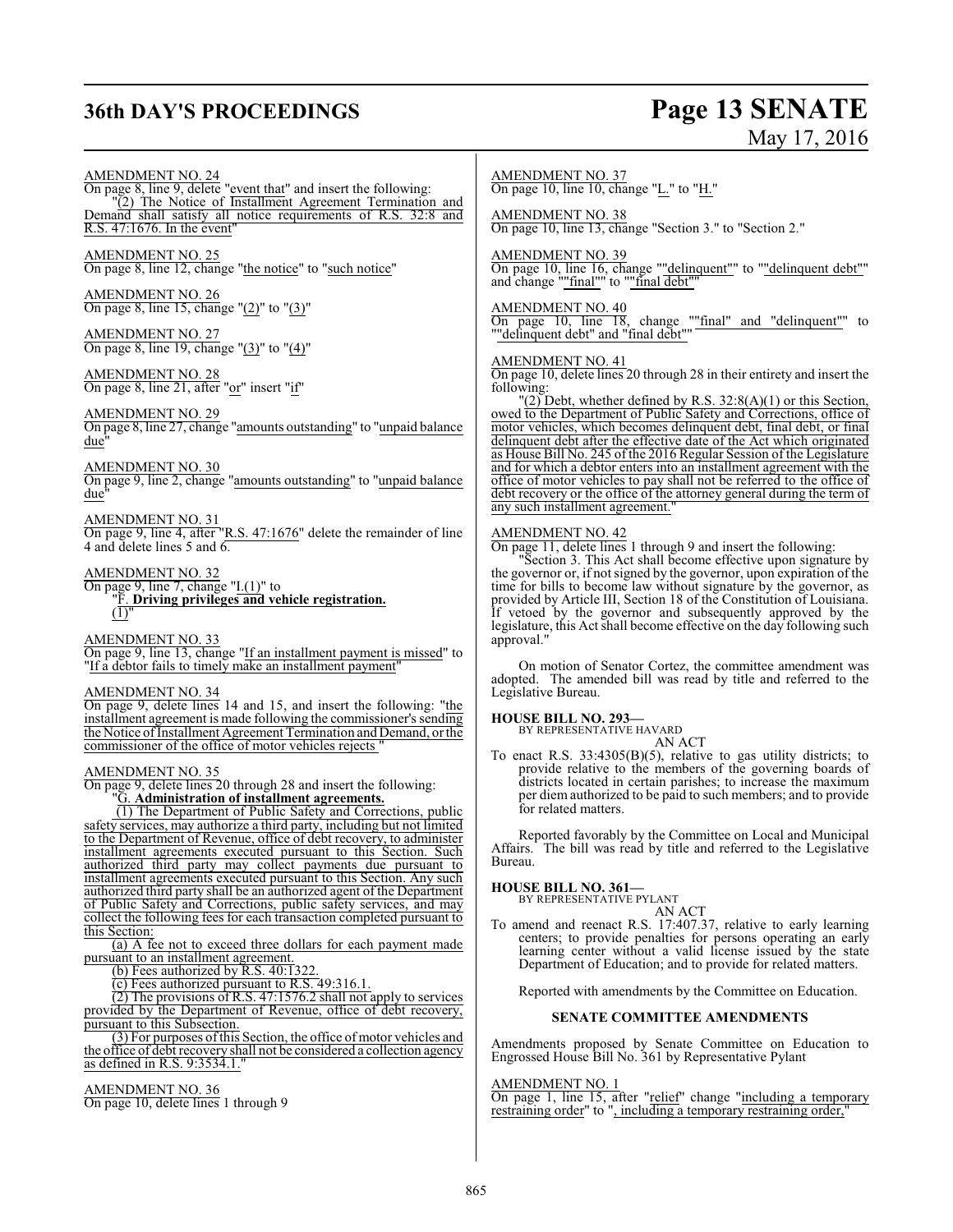AMENDMENT NO. 24

On page 8, line 9, delete "event that" and insert the following:

"(2) The Notice of Installment Agreement Termination and Demand shall satisfy all notice requirements of R.S. 32:8 and R.S. 47:1676. In the event"

AMENDMENT NO. 25

On page 8, line 12, change "the notice" to "such notice"

AMENDMENT NO. 26

On page 8, line 15, change "(2)" to "(3)"

AMENDMENT NO. 27

On page 8, line 19, change "(3)" to "(4)"

AMENDMENT NO. 28

On page 8, line 21, after "or" insert "if"

AMENDMENT NO. 29

On page 8, line 27, change "amounts outstanding" to "unpaid balance due"

AMENDMENT NO. 30

On page 9, line 2, change "amounts outstanding" to "unpaid balance due"

AMENDMENT NO. 31

On page 9, line 4, after "R.S. 47:1676" delete the remainder of line 4 and delete lines 5 and 6.

AMENDMENT NO. 32

On page 9, line 7, change "I.(1)" to

"F. **Driving privileges and vehicle registration.**

(1)"

AMENDMENT NO. 33

On page 9, line 13, change "If an installment payment is missed" to "If a debtor fails to timely make an installment payment"

AMENDMENT NO. 34

On page 9, delete lines 14 and 15, and insert the following: "the installment agreement is made following the commissioner's sending the Notice of Installment Agreement Termination and Demand, or the commissioner of the office of motor vehicles rejects "

AMENDMENT NO. 35

On page 9, delete lines 20 through 28 and insert the following:

"G. **Administration of installment agreements.**

(1) The Department of Public Safety and Corrections, public safety services, may authorize a third party, including but not limited to the Department of Revenue, office of debt recovery, to administer installment agreements executed pursuant to this Section. Such authorized third party may collect payments due pursuant to installment agreements executed pursuant to this Section. Any such authorized third party shall be an authorized agent of the Department of Public Safety and Corrections, public safety services, and may collect the following fees for each transaction completed pursuant to this Section:

(a) A fee not to exceed three dollars for each payment made pursuant to an installment agreement.

(b) Fees authorized by R.S. 40:1322.

(c) Fees authorized pursuant to R.S. 49:316.1.

(2) The provisions of R.S. 47:1576.2 shall not apply to services provided by the Department of Revenue, office of debt recovery, pursuant to this Subsection.

(3) For purposes of this Section, the office of motor vehicles and the office of debt recovery shall not be considered a collection agency as defined in R.S. 9:3534.1."

AMENDMENT NO. 36

On page 10, delete lines 1 through 9

AMENDMENT NO. 37

On page 10, line 10, change "L." to "H."

AMENDMENT NO. 38

On page 10, line 13, change "Section 3." to "Section 2."

AMENDMENT NO. 39

On page 10, line 16, change ""delinquent"" to ""delinquent debt"" and change ""final"" to ""final debt""

AMENDMENT NO. 40

On page 10, line 18, change ""final" and "delinquent"" to ""delinquent debt" and "final debt""

AMENDMENT NO. 41

On page 10, delete lines 20 through 28 in their entirety and insert the following:

"(2) Debt, whether defined by R.S. 32:8(A)(1) or this Section, owed to the Department of Public Safety and Corrections, office of motor vehicles, which becomes delinquent debt, final debt, or final delinquent debt after the effective date of the Act which originated as House Bill No. 245 of the 2016 Regular Session of the Legislature and for which a debtor enters into an installment agreement with the office of motor vehicles to pay shall not be referred to the office of debt recovery or the office of the attorney general during the term of any such installment agreement."

AMENDMENT NO. 42

On page 11, delete lines 1 through 9 and insert the following:

"Section 3. This Act shall become effective upon signature by the governor or, if not signed by the governor, upon expiration of the time for bills to become law without signature by the governor, as provided by Article III, Section 18 of the Constitution of Louisiana. If vetoed by the governor and subsequently approved by the legislature, this Act shall become effective on the day following such approval."

On motion of Senator Cortez, the committee amendment was adopted. The amended bill was read by title and referred to the Legislative Bureau.

**HOUSE BILL NO. 293—**

BY REPRESENTATIVE HAVARD

AN ACT

To enact R.S. 33:4305(B)(5), relative to gas utility districts; to provide relative to the members of the governing boards of districts located in certain parishes; to increase the maximum per diem authorized to be paid to such members; and to provide for related matters.

Reported favorably by the Committee on Local and Municipal Affairs. The bill was read by title and referred to the Legislative Bureau.

**HOUSE BILL NO. 361—**

BY REPRESENTATIVE PYLANT

AN ACT

To amend and reenact R.S. 17:407.37, relative to early learning centers; to provide penalties for persons operating an early learning center without a valid license issued by the state Department of Education; and to provide for related matters.

Reported with amendments by the Committee on Education.

**SENATE COMMITTEE AMENDMENTS**

Amendments proposed by Senate Committee on Education to Engrossed House Bill No. 361 by Representative Pylant

AMENDMENT NO. 1

On page 1, line 15, after "relief" change "including a temporary restraining order" to ", including a temporary restraining order,"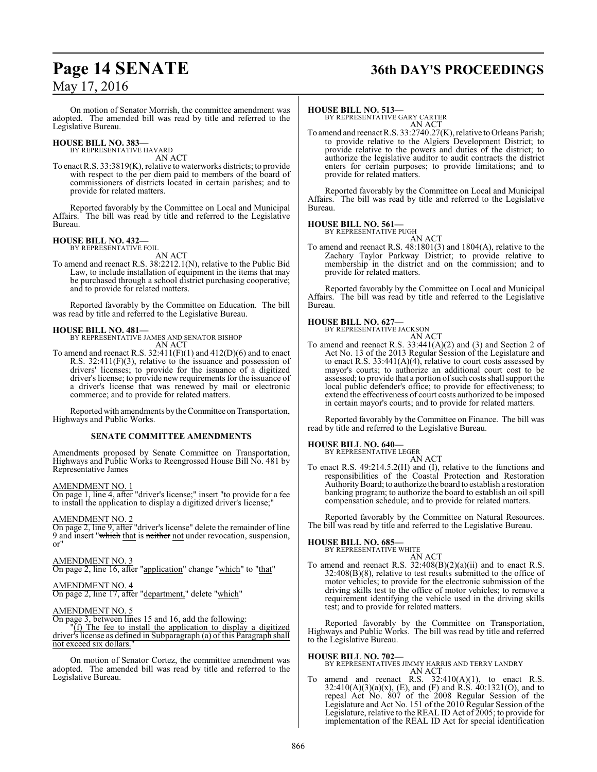On motion of Senator Morrish, the committee amendment was adopted. The amended bill was read by title and referred to the Legislative Bureau.

**HOUSE BILL NO. 383—**
BY REPRESENTATIVE HAVARD
AN ACT

To enact R.S. 33:3819(K), relative to waterworks districts; to provide with respect to the per diem paid to members of the board of commissioners of districts located in certain parishes; and to provide for related matters.

Reported favorably by the Committee on Local and Municipal Affairs. The bill was read by title and referred to the Legislative Bureau.

**HOUSE BILL NO. 432—**
BY REPRESENTATIVE FOIL
AN ACT

To amend and reenact R.S. 38:2212.1(N), relative to the Public Bid Law, to include installation of equipment in the items that may be purchased through a school district purchasing cooperative; and to provide for related matters.

Reported favorably by the Committee on Education. The bill was read by title and referred to the Legislative Bureau.

**HOUSE BILL NO. 481—**
BY REPRESENTATIVE JAMES AND SENATOR BISHOP
AN ACT

To amend and reenact R.S. 32:411(F)(1) and 412(D)(6) and to enact R.S. 32:411(F)(3), relative to the issuance and possession of drivers' licenses; to provide for the issuance of a digitized driver's license; to provide new requirements for the issuance of a driver's license that was renewed by mail or electronic commerce; and to provide for related matters.

Reported with amendments by the Committee on Transportation, Highways and Public Works.

**SENATE COMMITTEE AMENDMENTS**

Amendments proposed by Senate Committee on Transportation, Highways and Public Works to Reengrossed House Bill No. 481 by Representative James

AMENDMENT NO. 1
On page 1, line 4, after "driver's license;" insert "to provide for a fee to install the application to display a digitized driver's license;"

AMENDMENT NO. 2
On page 2, line 9, after "driver's license" delete the remainder of line 9 and insert "~~which~~ that is ~~neither~~ not under revocation, suspension, or"

AMENDMENT NO. 3
On page 2, line 16, after "application" change "which" to "that"

AMENDMENT NO. 4
On page 2, line 17, after "department," delete "which"

AMENDMENT NO. 5
On page 3, between lines 15 and 16, add the following:
"(f) The fee to install the application to display a digitized driver's license as defined in Subparagraph (a) of this Paragraph shall not exceed six dollars."

On motion of Senator Cortez, the committee amendment was adopted. The amended bill was read by title and referred to the Legislative Bureau.

**HOUSE BILL NO. 513—**
BY REPRESENTATIVE GARY CARTER
AN ACT

To amend and reenact R.S. 33:2740.27(K), relative to Orleans Parish; to provide relative to the Algiers Development District; to provide relative to the powers and duties of the district; to authorize the legislative auditor to audit contracts the district enters for certain purposes; to provide limitations; and to provide for related matters.

Reported favorably by the Committee on Local and Municipal Affairs. The bill was read by title and referred to the Legislative Bureau.

**HOUSE BILL NO. 561—**
BY REPRESENTATIVE PUGH
AN ACT

To amend and reenact R.S. 48:1801(3) and 1804(A), relative to the Zachary Taylor Parkway District; to provide relative to membership in the district and on the commission; and to provide for related matters.

Reported favorably by the Committee on Local and Municipal Affairs. The bill was read by title and referred to the Legislative Bureau.

**HOUSE BILL NO. 627—**
BY REPRESENTATIVE JACKSON
AN ACT

To amend and reenact R.S. 33:441(A)(2) and (3) and Section 2 of Act No. 13 of the 2013 Regular Session of the Legislature and to enact R.S. 33:441(A)(4), relative to court costs assessed by mayor's courts; to authorize an additional court cost to be assessed; to provide that a portion of such costs shall support the local public defender's office; to provide for effectiveness; to extend the effectiveness of court costs authorized to be imposed in certain mayor's courts; and to provide for related matters.

Reported favorably by the Committee on Finance. The bill was read by title and referred to the Legislative Bureau.

**HOUSE BILL NO. 640—**
BY REPRESENTATIVE LEGER
AN ACT

To enact R.S. 49:214.5.2(H) and (I), relative to the functions and responsibilities of the Coastal Protection and Restoration Authority Board; to authorize the board to establish a restoration banking program; to authorize the board to establish an oil spill compensation schedule; and to provide for related matters.

Reported favorably by the Committee on Natural Resources. The bill was read by title and referred to the Legislative Bureau.

**HOUSE BILL NO. 685—**
BY REPRESENTATIVE WHITE
AN ACT

To amend and reenact R.S. 32:408(B)(2)(a)(ii) and to enact R.S. 32:408(B)(8), relative to test results submitted to the office of motor vehicles; to provide for the electronic submission of the driving skills test to the office of motor vehicles; to remove a requirement identifying the vehicle used in the driving skills test; and to provide for related matters.

Reported favorably by the Committee on Transportation, Highways and Public Works. The bill was read by title and referred to the Legislative Bureau.

**HOUSE BILL NO. 702—**
BY REPRESENTATIVES JIMMY HARRIS AND TERRY LANDRY
AN ACT

To amend and reenact R.S. 32:410(A)(1), to enact R.S. 32:410(A)(3)(a)(x), (E), and (F) and R.S. 40:1321(O), and to repeal Act No. 807 of the 2008 Regular Session of the Legislature and Act No. 151 of the 2010 Regular Session of the Legislature, relative to the REAL ID Act of 2005; to provide for implementation of the REAL ID Act for special identification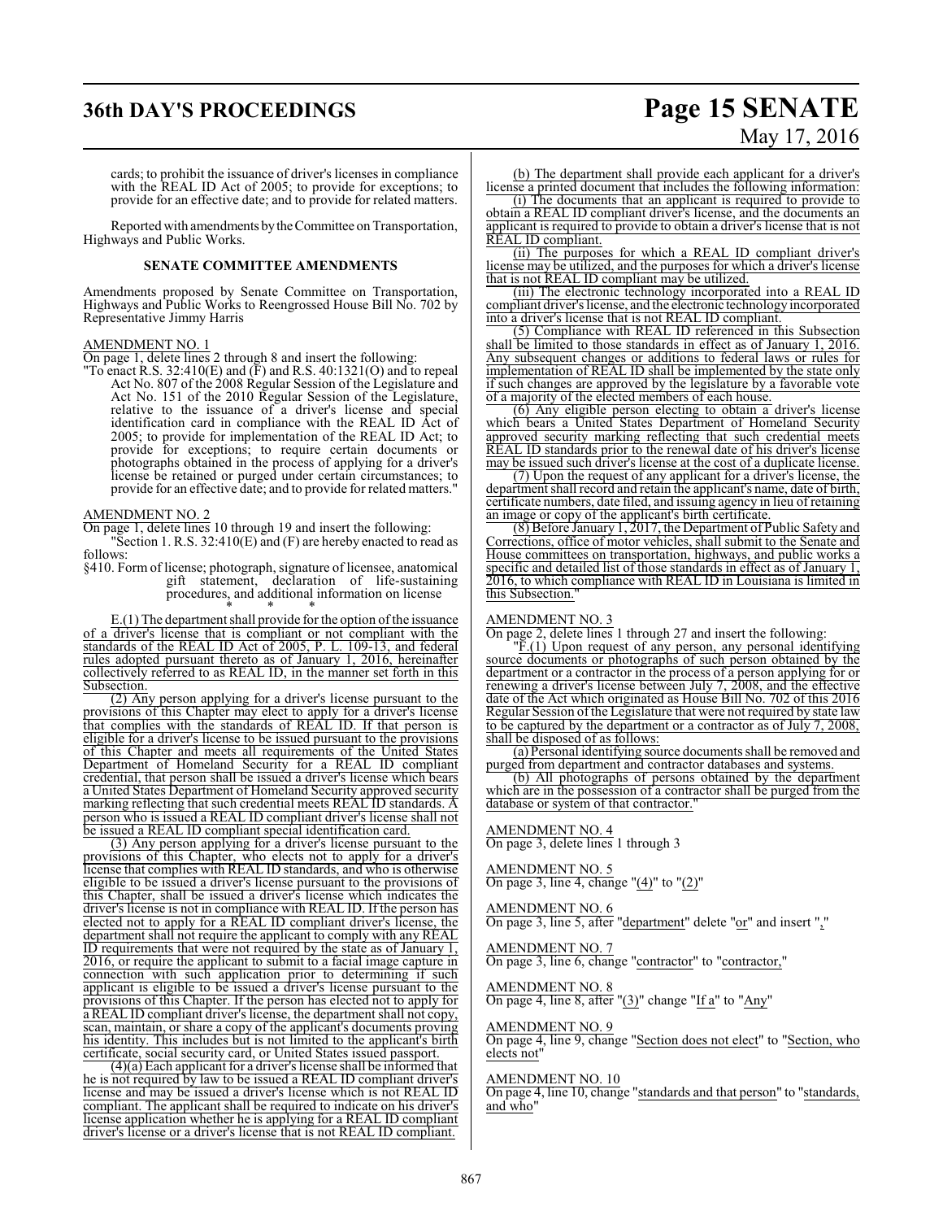cards; to prohibit the issuance of driver's licenses in compliance with the REAL ID Act of 2005; to provide for exceptions; to provide for an effective date; and to provide for related matters.

Reported with amendments by the Committee on Transportation, Highways and Public Works.

**SENATE COMMITTEE AMENDMENTS**

Amendments proposed by Senate Committee on Transportation, Highways and Public Works to Reengrossed House Bill No. 702 by Representative Jimmy Harris

AMENDMENT NO. 1

On page 1, delete lines 2 through 8 and insert the following:

"To enact R.S. 32:410(E) and (F) and R.S. 40:1321(O) and to repeal Act No. 807 of the 2008 Regular Session of the Legislature and Act No. 151 of the 2010 Regular Session of the Legislature, relative to the issuance of a driver's license and special identification card in compliance with the REAL ID Act of 2005; to provide for implementation of the REAL ID Act; to provide for exceptions; to require certain documents or photographs obtained in the process of applying for a driver's license be retained or purged under certain circumstances; to provide for an effective date; and to provide for related matters."

AMENDMENT NO. 2

On page 1, delete lines 10 through 19 and insert the following:

"Section 1. R.S. 32:410(E) and (F) are hereby enacted to read as follows:

§410. Form of license; photograph, signature of licensee, anatomical gift statement, declaration of life-sustaining procedures, and additional information on license

\* \* \*

E.(1) The department shall provide for the option of the issuance of a driver's license that is compliant or not compliant with the standards of the REAL ID Act of 2005, P. L. 109-13, and federal rules adopted pursuant thereto as of January 1, 2016, hereinafter collectively referred to as REAL ID, in the manner set forth in this Subsection.

(2) Any person applying for a driver's license pursuant to the provisions of this Chapter may elect to apply for a driver's license that complies with the standards of REAL ID. If that person is eligible for a driver's license to be issued pursuant to the provisions of this Chapter and meets all requirements of the United States Department of Homeland Security for a REAL ID compliant credential, that person shall be issued a driver's license which bears a United States Department of Homeland Security approved security marking reflecting that such credential meets REAL ID standards. A person who is issued a REAL ID compliant driver's license shall not be issued a REAL ID compliant special identification card.

(3) Any person applying for a driver's license pursuant to the provisions of this Chapter, who elects not to apply for a driver's license that complies with REAL ID standards, and who is otherwise eligible to be issued a driver's license pursuant to the provisions of this Chapter, shall be issued a driver's license which indicates the driver's license is not in compliance with REAL ID. If the person has elected not to apply for a REAL ID compliant driver's license, the department shall not require the applicant to comply with any REAL ID requirements that were not required by the state as of January 1, 2016, or require the applicant to submit to a facial image capture in connection with such application prior to determining if such applicant is eligible to be issued a driver's license pursuant to the provisions of this Chapter. If the person has elected not to apply for a REAL ID compliant driver's license, the department shall not copy, scan, maintain, or share a copy of the applicant's documents proving his identity. This includes but is not limited to the applicant's birth certificate, social security card, or United States issued passport.

(4)(a) Each applicant for a driver's license shall be informed that he is not required by law to be issued a REAL ID compliant driver's license and may be issued a driver's license which is not REAL ID compliant. The applicant shall be required to indicate on his driver's license application whether he is applying for a REAL ID compliant driver's license or a driver's license that is not REAL ID compliant.

(b) The department shall provide each applicant for a driver's license a printed document that includes the following information:

(i) The documents that an applicant is required to provide to obtain a REAL ID compliant driver's license, and the documents an applicant is required to provide to obtain a driver's license that is not REAL ID compliant.

(ii) The purposes for which a REAL ID compliant driver's license may be utilized, and the purposes for which a driver's license that is not REAL ID compliant may be utilized.

(iii) The electronic technology incorporated into a REAL ID compliant driver's license, and the electronic technology incorporated into a driver's license that is not REAL ID compliant.

(5) Compliance with REAL ID referenced in this Subsection shall be limited to those standards in effect as of January 1, 2016. Any subsequent changes or additions to federal laws or rules for implementation of REAL ID shall be implemented by the state only if such changes are approved by the legislature by a favorable vote of a majority of the elected members of each house.

(6) Any eligible person electing to obtain a driver's license which bears a United States Department of Homeland Security approved security marking reflecting that such credential meets REAL ID standards prior to the renewal date of his driver's license may be issued such driver's license at the cost of a duplicate license.

(7) Upon the request of any applicant for a driver's license, the department shall record and retain the applicant's name, date of birth, certificate numbers, date filed, and issuing agency in lieu of retaining an image or copy of the applicant's birth certificate.

(8) Before January 1, 2017, the Department of Public Safety and Corrections, office of motor vehicles, shall submit to the Senate and House committees on transportation, highways, and public works a specific and detailed list of those standards in effect as of January 1, 2016, to which compliance with REAL ID in Louisiana is limited in this Subsection."

AMENDMENT NO. 3

On page 2, delete lines 1 through 27 and insert the following:

"F.(1) Upon request of any person, any personal identifying source documents or photographs of such person obtained by the department or a contractor in the process of a person applying for or renewing a driver's license between July 7, 2008, and the effective date of the Act which originated as House Bill No. 702 of this 2016 Regular Session of the Legislature that were not required by state law to be captured by the department or a contractor as of July 7, 2008, shall be disposed of as follows:

(a) Personal identifying source documents shall be removed and purged from department and contractor databases and systems.

(b) All photographs of persons obtained by the department which are in the possession of a contractor shall be purged from the database or system of that contractor."

AMENDMENT NO. 4

On page 3, delete lines 1 through 3

AMENDMENT NO. 5

On page 3, line 4, change "(4)" to "(2)"

AMENDMENT NO. 6

On page 3, line 5, after "department" delete "or" and insert ","

AMENDMENT NO. 7

On page 3, line 6, change "contractor" to "contractor,"

AMENDMENT NO. 8

On page 4, line 8, after "(3)" change "If a" to "Any"

AMENDMENT NO. 9

On page 4, line 9, change "Section does not elect" to "Section, who elects not"

AMENDMENT NO. 10

On page 4, line 10, change "standards and that person" to "standards, and who"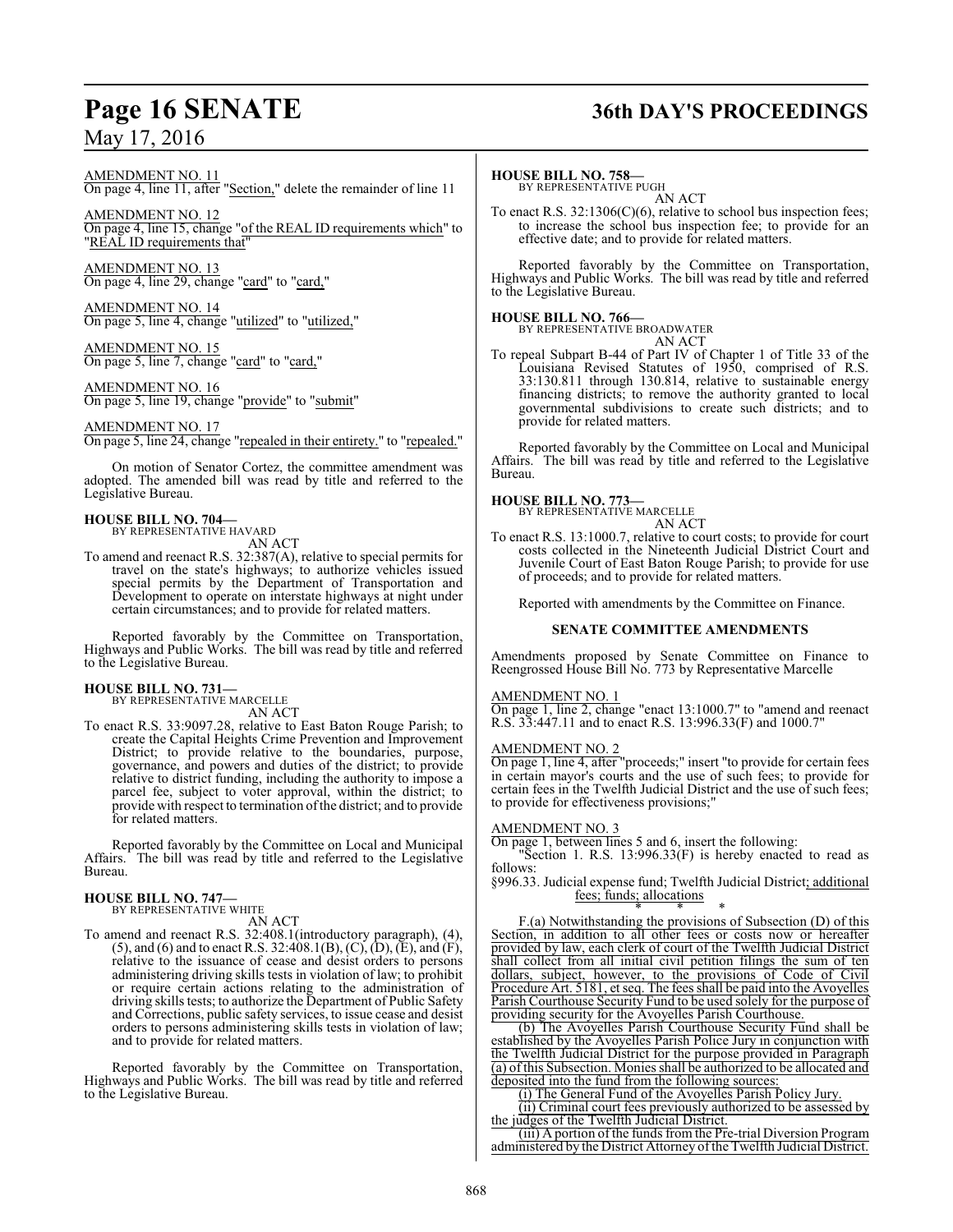AMENDMENT NO. 11
On page 4, line 11, after "Section," delete the remainder of line 11

AMENDMENT NO. 12
On page 4, line 15, change "of the REAL ID requirements which" to "REAL ID requirements that"

AMENDMENT NO. 13
On page 4, line 29, change "card" to "card,"

AMENDMENT NO. 14
On page 5, line 4, change "utilized" to "utilized,"

AMENDMENT NO. 15
On page 5, line 7, change "card" to "card,"

AMENDMENT NO. 16
On page 5, line 19, change "provide" to "submit"

AMENDMENT NO. 17
On page 5, line 24, change "repealed in their entirety." to "repealed."

On motion of Senator Cortez, the committee amendment was adopted. The amended bill was read by title and referred to the Legislative Bureau.

**HOUSE BILL NO. 704—**
BY REPRESENTATIVE HAVARD
AN ACT

To amend and reenact R.S. 32:387(A), relative to special permits for travel on the state's highways; to authorize vehicles issued special permits by the Department of Transportation and Development to operate on interstate highways at night under certain circumstances; and to provide for related matters.

Reported favorably by the Committee on Transportation, Highways and Public Works. The bill was read by title and referred to the Legislative Bureau.

**HOUSE BILL NO. 731—**
BY REPRESENTATIVE MARCELLE
AN ACT

To enact R.S. 33:9097.28, relative to East Baton Rouge Parish; to create the Capital Heights Crime Prevention and Improvement District; to provide relative to the boundaries, purpose, governance, and powers and duties of the district; to provide relative to district funding, including the authority to impose a parcel fee, subject to voter approval, within the district; to provide with respect to termination of the district; and to provide for related matters.

Reported favorably by the Committee on Local and Municipal Affairs. The bill was read by title and referred to the Legislative Bureau.

**HOUSE BILL NO. 747—**
BY REPRESENTATIVE WHITE
AN ACT

To amend and reenact R.S. 32:408.1(introductory paragraph), (4), (5), and (6) and to enact R.S. 32:408.1(B), (C), (D), (E), and (F), relative to the issuance of cease and desist orders to persons administering driving skills tests in violation of law; to prohibit or require certain actions relating to the administration of driving skills tests; to authorize the Department of Public Safety and Corrections, public safety services, to issue cease and desist orders to persons administering skills tests in violation of law; and to provide for related matters.

Reported favorably by the Committee on Transportation, Highways and Public Works. The bill was read by title and referred to the Legislative Bureau.

**HOUSE BILL NO. 758—**
BY REPRESENTATIVE PUGH
AN ACT

To enact R.S. 32:1306(C)(6), relative to school bus inspection fees; to increase the school bus inspection fee; to provide for an effective date; and to provide for related matters.

Reported favorably by the Committee on Transportation, Highways and Public Works. The bill was read by title and referred to the Legislative Bureau.

**HOUSE BILL NO. 766—**
BY REPRESENTATIVE BROADWATER
AN ACT

To repeal Subpart B-44 of Part IV of Chapter 1 of Title 33 of the Louisiana Revised Statutes of 1950, comprised of R.S. 33:130.811 through 130.814, relative to sustainable energy financing districts; to remove the authority granted to local governmental subdivisions to create such districts; and to provide for related matters.

Reported favorably by the Committee on Local and Municipal Affairs. The bill was read by title and referred to the Legislative Bureau.

**HOUSE BILL NO. 773—**
BY REPRESENTATIVE MARCELLE
AN ACT

To enact R.S. 13:1000.7, relative to court costs; to provide for court costs collected in the Nineteenth Judicial District Court and Juvenile Court of East Baton Rouge Parish; to provide for use of proceeds; and to provide for related matters.

Reported with amendments by the Committee on Finance.

**SENATE COMMITTEE AMENDMENTS**

Amendments proposed by Senate Committee on Finance to Reengrossed House Bill No. 773 by Representative Marcelle

AMENDMENT NO. 1
On page 1, line 2, change "enact 13:1000.7" to "amend and reenact R.S. 33:447.11 and to enact R.S. 13:996.33(F) and 1000.7"

AMENDMENT NO. 2
On page 1, line 4, after "proceeds;" insert "to provide for certain fees in certain mayor's courts and the use of such fees; to provide for certain fees in the Twelfth Judicial District and the use of such fees; to provide for effectiveness provisions;"

AMENDMENT NO. 3
On page 1, between lines 5 and 6, insert the following:

"Section 1. R.S. 13:996.33(F) is hereby enacted to read as follows:

§996.33. Judicial expense fund; Twelfth Judicial District; additional fees; funds; allocations

\* \* \*

F.(a) Notwithstanding the provisions of Subsection (D) of this Section, in addition to all other fees or costs now or hereafter provided by law, each clerk of court of the Twelfth Judicial District shall collect from all initial civil petition filings the sum of ten dollars, subject, however, to the provisions of Code of Civil Procedure Art. 5181, et seq. The fees shall be paid into the Avoyelles Parish Courthouse Security Fund to be used solely for the purpose of providing security for the Avoyelles Parish Courthouse.

(b) The Avoyelles Parish Courthouse Security Fund shall be established by the Avoyelles Parish Police Jury in conjunction with the Twelfth Judicial District for the purpose provided in Paragraph (a) of this Subsection. Monies shall be authorized to be allocated and deposited into the fund from the following sources:

(i) The General Fund of the Avoyelles Parish Policy Jury.

(ii) Criminal court fees previously authorized to be assessed by the judges of the Twelfth Judicial District.

(iii) A portion of the funds from the Pre-trial Diversion Program administered by the District Attorney of the Twelfth Judicial District.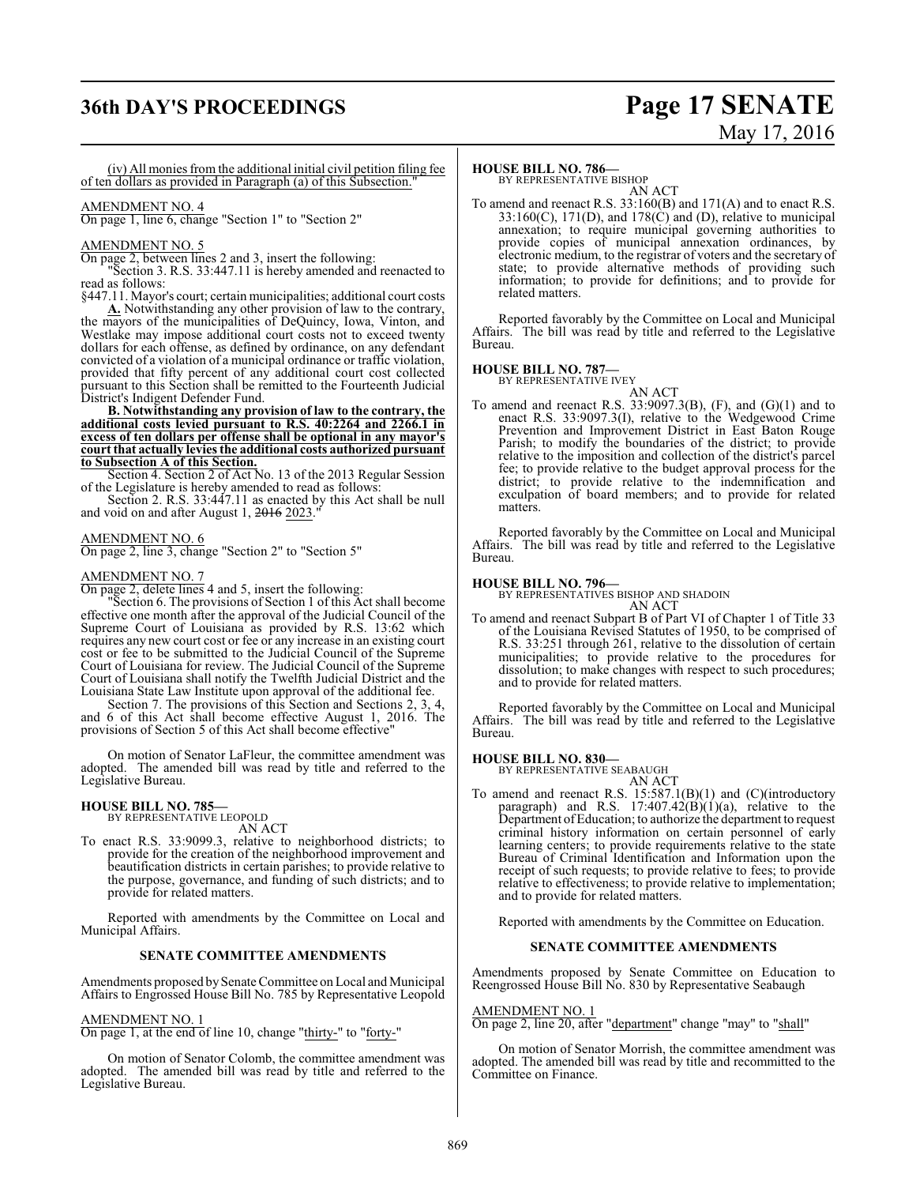(iv) All monies from the additional initial civil petition filing fee of ten dollars as provided in Paragraph (a) of this Subsection."

AMENDMENT NO. 4

On page 1, line 6, change "Section 1" to "Section 2"

AMENDMENT NO. 5

On page 2, between lines 2 and 3, insert the following:

"Section 3. R.S. 33:447.11 is hereby amended and reenacted to read as follows:

§447.11. Mayor's court; certain municipalities; additional court costs

**A.** Notwithstanding any other provision of law to the contrary, the mayors of the municipalities of DeQuincy, Iowa, Vinton, and Westlake may impose additional court costs not to exceed twenty dollars for each offense, as defined by ordinance, on any defendant convicted of a violation of a municipal ordinance or traffic violation, provided that fifty percent of any additional court cost collected pursuant to this Section shall be remitted to the Fourteenth Judicial District's Indigent Defender Fund.

**B. Notwithstanding any provision of law to the contrary, the additional costs levied pursuant to R.S. 40:2264 and 2266.1 in excess of ten dollars per offense shall be optional in any mayor's court that actually levies the additional costs authorized pursuant to Subsection A of this Section.**

Section 4. Section 2 of Act No. 13 of the 2013 Regular Session of the Legislature is hereby amended to read as follows:

Section 2. R.S. 33:447.11 as enacted by this Act shall be null and void on and after August 1, ~~2016~~ 2023."

AMENDMENT NO. 6

On page 2, line 3, change "Section 2" to "Section 5"

AMENDMENT NO. 7

On page 2, delete lines 4 and 5, insert the following:

"Section 6. The provisions of Section 1 of this Act shall become effective one month after the approval of the Judicial Council of the Supreme Court of Louisiana as provided by R.S. 13:62 which requires any new court cost or fee or any increase in an existing court cost or fee to be submitted to the Judicial Council of the Supreme Court of Louisiana for review. The Judicial Council of the Supreme Court of Louisiana shall notify the Twelfth Judicial District and the Louisiana State Law Institute upon approval of the additional fee.

Section 7. The provisions of this Section and Sections 2, 3, 4, and 6 of this Act shall become effective August 1, 2016. The provisions of Section 5 of this Act shall become effective"

On motion of Senator LaFleur, the committee amendment was adopted. The amended bill was read by title and referred to the Legislative Bureau.

**HOUSE BILL NO. 785—**
BY REPRESENTATIVE LEOPOLD
AN ACT

To enact R.S. 33:9099.3, relative to neighborhood districts; to provide for the creation of the neighborhood improvement and beautification districts in certain parishes; to provide relative to the purpose, governance, and funding of such districts; and to provide for related matters.

Reported with amendments by the Committee on Local and Municipal Affairs.

**SENATE COMMITTEE AMENDMENTS**

Amendments proposed by Senate Committee on Local and Municipal Affairs to Engrossed House Bill No. 785 by Representative Leopold

AMENDMENT NO. 1

On page 1, at the end of line 10, change "thirty-" to "forty-"

On motion of Senator Colomb, the committee amendment was adopted. The amended bill was read by title and referred to the Legislative Bureau.

**HOUSE BILL NO. 786—**
BY REPRESENTATIVE BISHOP
AN ACT

To amend and reenact R.S. 33:160(B) and 171(A) and to enact R.S. 33:160(C), 171(D), and 178(C) and (D), relative to municipal annexation; to require municipal governing authorities to provide copies of municipal annexation ordinances, by electronic medium, to the registrar of voters and the secretary of state; to provide alternative methods of providing such information; to provide for definitions; and to provide for related matters.

Reported favorably by the Committee on Local and Municipal Affairs. The bill was read by title and referred to the Legislative Bureau.

**HOUSE BILL NO. 787—**
BY REPRESENTATIVE IVEY
AN ACT

To amend and reenact R.S. 33:9097.3(B), (F), and (G)(1) and to enact R.S. 33:9097.3(I), relative to the Wedgewood Crime Prevention and Improvement District in East Baton Rouge Parish; to modify the boundaries of the district; to provide relative to the imposition and collection of the district's parcel fee; to provide relative to the budget approval process for the district; to provide relative to the indemnification and exculpation of board members; and to provide for related matters.

Reported favorably by the Committee on Local and Municipal Affairs. The bill was read by title and referred to the Legislative Bureau.

**HOUSE BILL NO. 796—**
BY REPRESENTATIVES BISHOP AND SHADOIN
AN ACT

To amend and reenact Subpart B of Part VI of Chapter 1 of Title 33 of the Louisiana Revised Statutes of 1950, to be comprised of R.S. 33:251 through 261, relative to the dissolution of certain municipalities; to provide relative to the procedures for dissolution; to make changes with respect to such procedures; and to provide for related matters.

Reported favorably by the Committee on Local and Municipal Affairs. The bill was read by title and referred to the Legislative Bureau.

**HOUSE BILL NO. 830—**
BY REPRESENTATIVE SEABAUGH
AN ACT

To amend and reenact R.S. 15:587.1(B)(1) and (C)(introductory paragraph) and R.S. 17:407.42(B)(1)(a), relative to the Department of Education; to authorize the department to request criminal history information on certain personnel of early learning centers; to provide requirements relative to the state Bureau of Criminal Identification and Information upon the receipt of such requests; to provide relative to fees; to provide relative to effectiveness; to provide relative to implementation; and to provide for related matters.

Reported with amendments by the Committee on Education.

**SENATE COMMITTEE AMENDMENTS**

Amendments proposed by Senate Committee on Education to Reengrossed House Bill No. 830 by Representative Seabaugh

AMENDMENT NO. 1

On page 2, line 20, after "department" change "may" to "shall"

On motion of Senator Morrish, the committee amendment was adopted. The amended bill was read by title and recommitted to the Committee on Finance.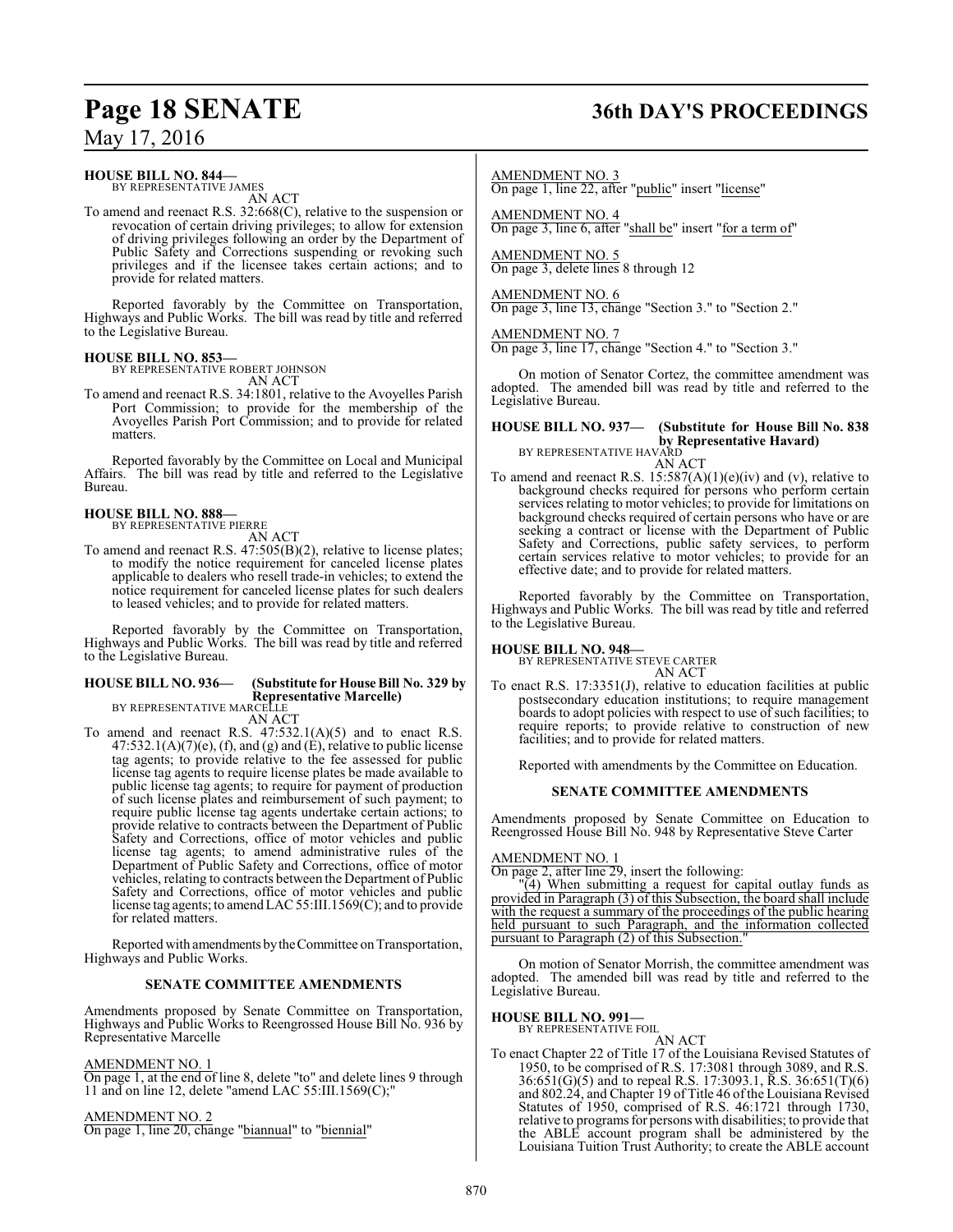**HOUSE BILL NO. 844—**
BY REPRESENTATIVE JAMES

AN ACT

To amend and reenact R.S. 32:668(C), relative to the suspension or revocation of certain driving privileges; to allow for extension of driving privileges following an order by the Department of Public Safety and Corrections suspending or revoking such privileges and if the licensee takes certain actions; and to provide for related matters.

Reported favorably by the Committee on Transportation, Highways and Public Works. The bill was read by title and referred to the Legislative Bureau.

**HOUSE BILL NO. 853—**
BY REPRESENTATIVE ROBERT JOHNSON

AN ACT

To amend and reenact R.S. 34:1801, relative to the Avoyelles Parish Port Commission; to provide for the membership of the Avoyelles Parish Port Commission; and to provide for related matters.

Reported favorably by the Committee on Local and Municipal Affairs. The bill was read by title and referred to the Legislative Bureau.

**HOUSE BILL NO. 888—**
BY REPRESENTATIVE PIERRE

AN ACT

To amend and reenact R.S. 47:505(B)(2), relative to license plates; to modify the notice requirement for canceled license plates applicable to dealers who resell trade-in vehicles; to extend the notice requirement for canceled license plates for such dealers to leased vehicles; and to provide for related matters.

Reported favorably by the Committee on Transportation, Highways and Public Works. The bill was read by title and referred to the Legislative Bureau.

**HOUSE BILL NO. 936— (Substitute for House Bill No. 329 by Representative Marcelle)**
BY REPRESENTATIVE MARCELLE

AN ACT

To amend and reenact R.S. 47:532.1(A)(5) and to enact R.S. 47:532.1(A)(7)(e), (f), and (g) and (E), relative to public license tag agents; to provide relative to the fee assessed for public license tag agents to require license plates be made available to public license tag agents; to require for payment of production of such license plates and reimbursement of such payment; to require public license tag agents undertake certain actions; to provide relative to contracts between the Department of Public Safety and Corrections, office of motor vehicles and public license tag agents; to amend administrative rules of the Department of Public Safety and Corrections, office of motor vehicles, relating to contracts between the Department of Public Safety and Corrections, office of motor vehicles and public license tag agents; to amend LAC 55:III.1569(C); and to provide for related matters.

Reported with amendments by the Committee on Transportation, Highways and Public Works.

**SENATE COMMITTEE AMENDMENTS**

Amendments proposed by Senate Committee on Transportation, Highways and Public Works to Reengrossed House Bill No. 936 by Representative Marcelle

AMENDMENT NO. 1
On page 1, at the end of line 8, delete "to" and delete lines 9 through 11 and on line 12, delete "amend LAC 55:III.1569(C);"

AMENDMENT NO. 2
On page 1, line 20, change "biannual" to "biennial"

AMENDMENT NO. 3
On page 1, line 22, after "public" insert "license"

AMENDMENT NO. 4
On page 3, line 6, after "shall be" insert "for a term of"

AMENDMENT NO. 5
On page 3, delete lines 8 through 12

AMENDMENT NO. 6
On page 3, line 13, change "Section 3." to "Section 2."

AMENDMENT NO. 7
On page 3, line 17, change "Section 4." to "Section 3."

On motion of Senator Cortez, the committee amendment was adopted. The amended bill was read by title and referred to the Legislative Bureau.

**HOUSE BILL NO. 937— (Substitute for House Bill No. 838 by Representative Havard)**
BY REPRESENTATIVE HAVARD

AN ACT

To amend and reenact R.S. 15:587(A)(1)(e)(iv) and (v), relative to background checks required for persons who perform certain services relating to motor vehicles; to provide for limitations on background checks required of certain persons who have or are seeking a contract or license with the Department of Public Safety and Corrections, public safety services, to perform certain services relative to motor vehicles; to provide for an effective date; and to provide for related matters.

Reported favorably by the Committee on Transportation, Highways and Public Works. The bill was read by title and referred to the Legislative Bureau.

**HOUSE BILL NO. 948—**
BY REPRESENTATIVE STEVE CARTER

AN ACT

To enact R.S. 17:3351(J), relative to education facilities at public postsecondary education institutions; to require management boards to adopt policies with respect to use of such facilities; to require reports; to provide relative to construction of new facilities; and to provide for related matters.

Reported with amendments by the Committee on Education.

**SENATE COMMITTEE AMENDMENTS**

Amendments proposed by Senate Committee on Education to Reengrossed House Bill No. 948 by Representative Steve Carter

AMENDMENT NO. 1
On page 2, after line 29, insert the following:

"(4) When submitting a request for capital outlay funds as provided in Paragraph (3) of this Subsection, the board shall include with the request a summary of the proceedings of the public hearing held pursuant to such Paragraph, and the information collected pursuant to Paragraph (2) of this Subsection."

On motion of Senator Morrish, the committee amendment was adopted. The amended bill was read by title and referred to the Legislative Bureau.

**HOUSE BILL NO. 991—**
BY REPRESENTATIVE FOIL

AN ACT

To enact Chapter 22 of Title 17 of the Louisiana Revised Statutes of 1950, to be comprised of R.S. 17:3081 through 3089, and R.S. 36:651(G)(5) and to repeal R.S. 17:3093.1, R.S. 36:651(T)(6) and 802.24, and Chapter 19 of Title 46 of the Louisiana Revised Statutes of 1950, comprised of R.S. 46:1721 through 1730, relative to programs for persons with disabilities; to provide that the ABLE account program shall be administered by the Louisiana Tuition Trust Authority; to create the ABLE account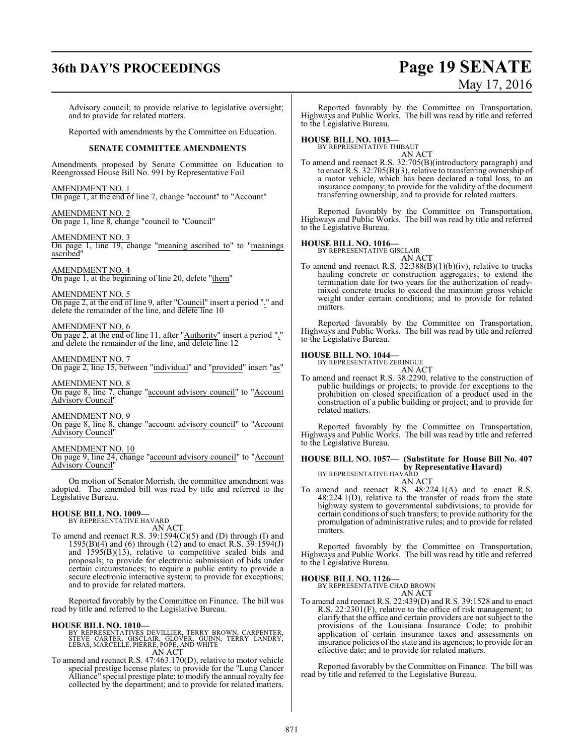Advisory council; to provide relative to legislative oversight; and to provide for related matters.

Reported with amendments by the Committee on Education.

**SENATE COMMITTEE AMENDMENTS**

Amendments proposed by Senate Committee on Education to Reengrossed House Bill No. 991 by Representative Foil

AMENDMENT NO. 1
On page 1, at the end of line 7, change "account" to "Account"

AMENDMENT NO. 2
On page 1, line 8, change "council to "Council"

AMENDMENT NO. 3
On page 1, line 19, change "meaning ascribed to" to "meanings ascribed"

AMENDMENT NO. 4
On page 1, at the beginning of line 20, delete "them"

AMENDMENT NO. 5
On page 2, at the end of line 9, after "Council" insert a period "." and delete the remainder of the line, and delete line 10

AMENDMENT NO. 6
On page 2, at the end of line 11, after "Authority" insert a period "." and delete the remainder of the line, and delete line 12

AMENDMENT NO. 7
On page 2, line 15, between "individual" and "provided" insert "as"

AMENDMENT NO. 8
On page 8, line 7, change "account advisory council" to "Account Advisory Council"

AMENDMENT NO. 9
On page 8, line 8, change "account advisory council" to "Account Advisory Council"

AMENDMENT NO. 10
On page 9, line 24, change "account advisory council" to "Account Advisory Council"

On motion of Senator Morrish, the committee amendment was adopted. The amended bill was read by title and referred to the Legislative Bureau.

**HOUSE BILL NO. 1009—**
BY REPRESENTATIVE HAVARD
AN ACT
To amend and reenact R.S. 39:1594(C)(5) and (D) through (I) and 1595(B)(4) and (6) through (12) and to enact R.S. 39:1594(J) and 1595(B)(13), relative to competitive sealed bids and proposals; to provide for electronic submission of bids under certain circumstances; to require a public entity to provide a secure electronic interactive system; to provide for exceptions; and to provide for related matters.

Reported favorably by the Committee on Finance. The bill was read by title and referred to the Legislative Bureau.

**HOUSE BILL NO. 1010—**
BY REPRESENTATIVES DEVILLIER, TERRY BROWN, CARPENTER, STEVE CARTER, GISCLAIR, GLOVER, GUINN, TERRY LANDRY, LEBAS, MARCELLE, PIERRE, POPE, AND WHITE
AN ACT
To amend and reenact R.S. 47:463.170(D), relative to motor vehicle special prestige license plates; to provide for the "Lung Cancer Alliance" special prestige plate; to modify the annual royalty fee collected by the department; and to provide for related matters.

Reported favorably by the Committee on Transportation, Highways and Public Works. The bill was read by title and referred to the Legislative Bureau.

**HOUSE BILL NO. 1013—**
BY REPRESENTATIVE THIBAUT
AN ACT
To amend and reenact R.S. 32:705(B)(introductory paragraph) and to enact R.S. 32:705(B)(3), relative to transferring ownership of a motor vehicle, which has been declared a total loss, to an insurance company; to provide for the validity of the document transferring ownership; and to provide for related matters.

Reported favorably by the Committee on Transportation, Highways and Public Works. The bill was read by title and referred to the Legislative Bureau.

**HOUSE BILL NO. 1016—**
BY REPRESENTATIVE GISCLAIR
AN ACT
To amend and reenact R.S. 32:388(B)(1)(b)(iv), relative to trucks hauling concrete or construction aggregates; to extend the termination date for two years for the authorization of ready-mixed concrete trucks to exceed the maximum gross vehicle weight under certain conditions; and to provide for related matters.

Reported favorably by the Committee on Transportation, Highways and Public Works. The bill was read by title and referred to the Legislative Bureau.

**HOUSE BILL NO. 1044—**
BY REPRESENTATIVE ZERINGUE
AN ACT
To amend and reenact R.S. 38:2290, relative to the construction of public buildings or projects; to provide for exceptions to the prohibition on closed specification of a product used in the construction of a public building or project; and to provide for related matters.

Reported favorably by the Committee on Transportation, Highways and Public Works. The bill was read by title and referred to the Legislative Bureau.

**HOUSE BILL NO. 1057— (Substitute for House Bill No. 407 by Representative Havard)**
BY REPRESENTATIVE HAVARD
AN ACT
To amend and reenact R.S. 48:224.1(A) and to enact R.S. 48:224.1(D), relative to the transfer of roads from the state highway system to governmental subdivisions; to provide for certain conditions of such transfers; to provide authority for the promulgation of administrative rules; and to provide for related matters.

Reported favorably by the Committee on Transportation, Highways and Public Works. The bill was read by title and referred to the Legislative Bureau.

**HOUSE BILL NO. 1126—**
BY REPRESENTATIVE CHAD BROWN
AN ACT
To amend and reenact R.S. 22:439(D) and R.S. 39:1528 and to enact R.S. 22:2301(F), relative to the office of risk management; to clarify that the office and certain providers are not subject to the provisions of the Louisiana Insurance Code; to prohibit application of certain insurance taxes and assessments on insurance policies of the state and its agencies; to provide for an effective date; and to provide for related matters.

Reported favorably by the Committee on Finance. The bill was read by title and referred to the Legislative Bureau.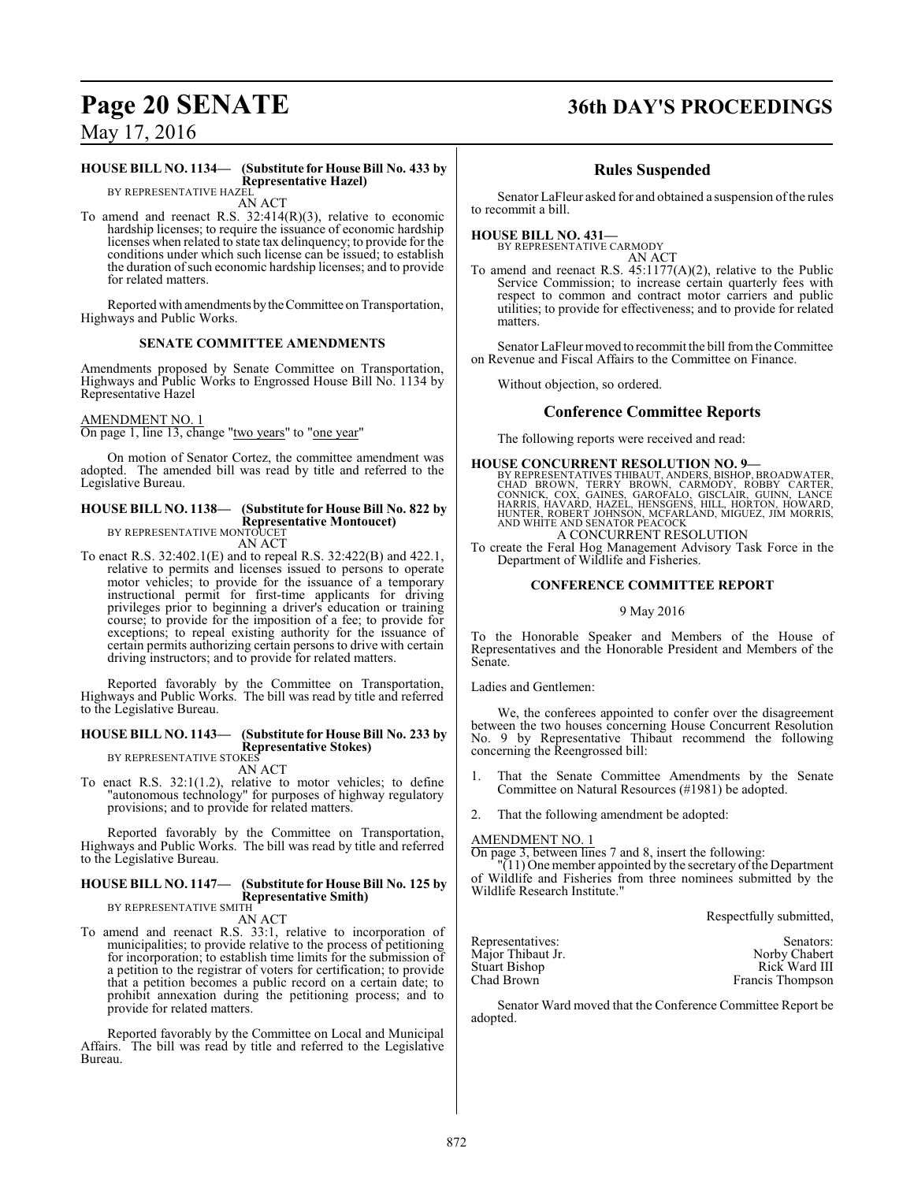**HOUSE BILL NO. 1134— (Substitute for House Bill No. 433 by Representative Hazel)**
BY REPRESENTATIVE HAZEL

AN ACT

To amend and reenact R.S. 32:414(R)(3), relative to economic hardship licenses; to require the issuance of economic hardship licenses when related to state tax delinquency; to provide for the conditions under which such license can be issued; to establish the duration of such economic hardship licenses; and to provide for related matters.

Reported with amendments by the Committee on Transportation, Highways and Public Works.

### SENATE COMMITTEE AMENDMENTS

Amendments proposed by Senate Committee on Transportation, Highways and Public Works to Engrossed House Bill No. 1134 by Representative Hazel

AMENDMENT NO. 1
On page 1, line 13, change "two years" to "one year"

On motion of Senator Cortez, the committee amendment was adopted. The amended bill was read by title and referred to the Legislative Bureau.

**HOUSE BILL NO. 1138— (Substitute for House Bill No. 822 by Representative Montoucet)**
BY REPRESENTATIVE MONTOUCET

AN ACT

To enact R.S. 32:402.1(E) and to repeal R.S. 32:422(B) and 422.1, relative to permits and licenses issued to persons to operate motor vehicles; to provide for the issuance of a temporary instructional permit for first-time applicants for driving privileges prior to beginning a driver's education or training course; to provide for the imposition of a fee; to provide for exceptions; to repeal existing authority for the issuance of certain permits authorizing certain persons to drive with certain driving instructors; and to provide for related matters.

Reported favorably by the Committee on Transportation, Highways and Public Works. The bill was read by title and referred to the Legislative Bureau.

**HOUSE BILL NO. 1143— (Substitute for House Bill No. 233 by Representative Stokes)**
BY REPRESENTATIVE STOKES

AN ACT

To enact R.S. 32:1(1.2), relative to motor vehicles; to define "autonomous technology" for purposes of highway regulatory provisions; and to provide for related matters.

Reported favorably by the Committee on Transportation, Highways and Public Works. The bill was read by title and referred to the Legislative Bureau.

**HOUSE BILL NO. 1147— (Substitute for House Bill No. 125 by Representative Smith)**
BY REPRESENTATIVE SMITH

AN ACT

To amend and reenact R.S. 33:1, relative to incorporation of municipalities; to provide relative to the process of petitioning for incorporation; to establish time limits for the submission of a petition to the registrar of voters for certification; to provide that a petition becomes a public record on a certain date; to prohibit annexation during the petitioning process; and to provide for related matters.

Reported favorably by the Committee on Local and Municipal Affairs. The bill was read by title and referred to the Legislative Bureau.

## Rules Suspended

Senator LaFleur asked for and obtained a suspension of the rules to recommit a bill.

**HOUSE BILL NO. 431—**
BY REPRESENTATIVE CARMODY

AN ACT

To amend and reenact R.S. 45:1177(A)(2), relative to the Public Service Commission; to increase certain quarterly fees with respect to common and contract motor carriers and public utilities; to provide for effectiveness; and to provide for related matters.

Senator LaFleur moved to recommit the bill from the Committee on Revenue and Fiscal Affairs to the Committee on Finance.

Without objection, so ordered.

## Conference Committee Reports

The following reports were received and read:

**HOUSE CONCURRENT RESOLUTION NO. 9—**
BY REPRESENTATIVES THIBAUT, ANDERS, BISHOP, BROADWATER, CHAD BROWN, TERRY BROWN, CARMODY, ROBBY CARTER, CONNICK, COX, GAINES, GAROFALO, GISCLAIR, GUINN, LANCE HARRIS, HAVARD, HAZEL, HENSGENS, HILL, HORTON, HOWARD, HUNTER, ROBERT JOHNSON, MCFARLAND, MIGUEZ, JIM MORRIS, AND WHITE AND SENATOR PEACOCK

A CONCURRENT RESOLUTION

To create the Feral Hog Management Advisory Task Force in the Department of Wildlife and Fisheries.

### CONFERENCE COMMITTEE REPORT

9 May 2016

To the Honorable Speaker and Members of the House of Representatives and the Honorable President and Members of the Senate.

Ladies and Gentlemen:

We, the conferees appointed to confer over the disagreement between the two houses concerning House Concurrent Resolution No. 9 by Representative Thibaut recommend the following concerning the Reengrossed bill:

1. That the Senate Committee Amendments by the Senate Committee on Natural Resources (#1981) be adopted.

2. That the following amendment be adopted:

AMENDMENT NO. 1
On page 3, between lines 7 and 8, insert the following:

"(11) One member appointed by the secretary of the Department of Wildlife and Fisheries from three nominees submitted by the Wildlife Research Institute."

Respectfully submitted,

| Representatives: | Senators: |
|---|---|
| Major Thibaut Jr. | Norby Chabert |
| Stuart Bishop | Rick Ward III |
| Chad Brown | Francis Thompson |

Senator Ward moved that the Conference Committee Report be adopted.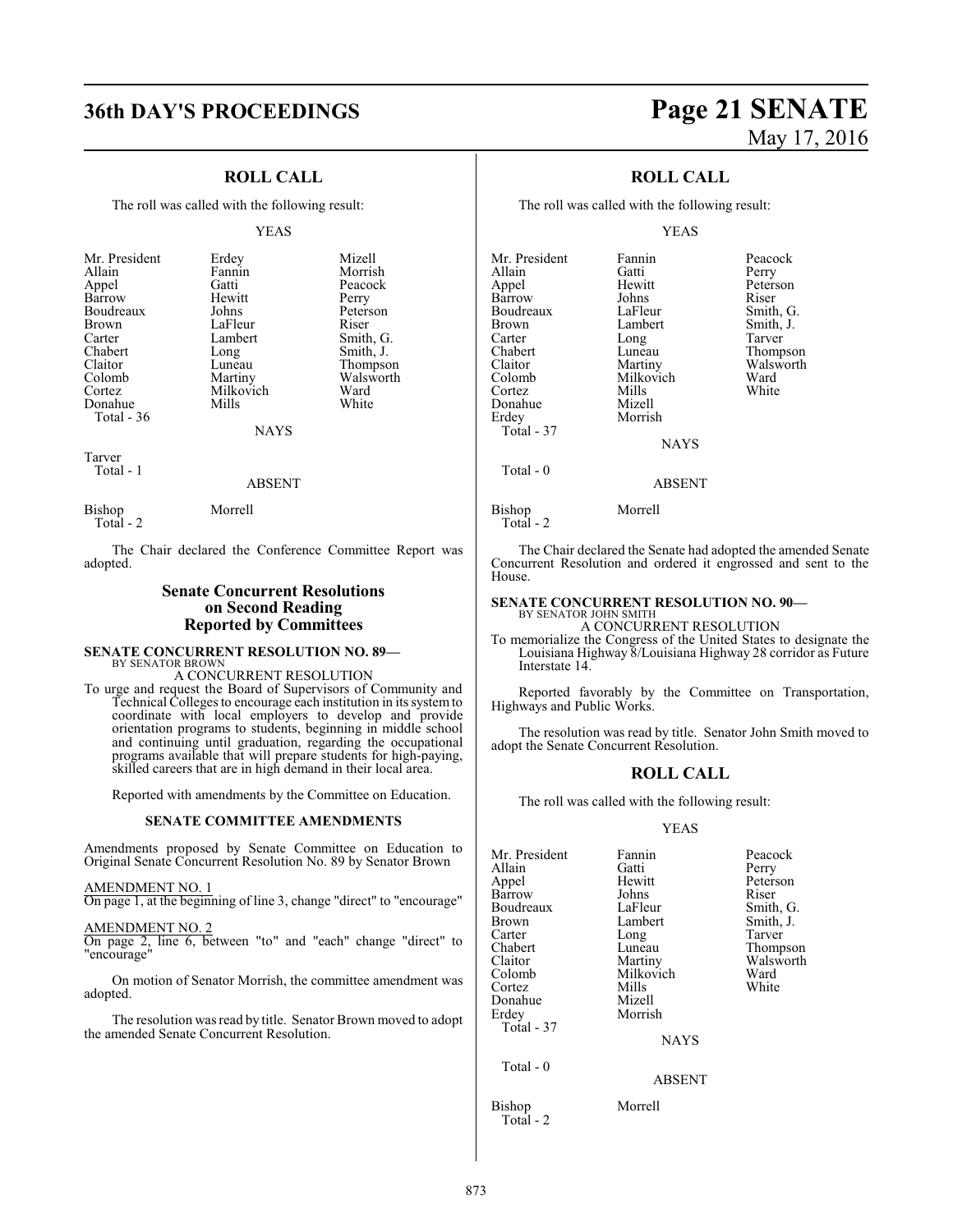## ROLL CALL

The roll was called with the following result:

YEAS

| | | |
|---|---|---|
| Mr. President | Erdey | Mizell |
| Allain | Fannin | Morrish |
| Appel | Gatti | Peacock |
| Barrow | Hewitt | Perry |
| Boudreaux | Johns | Peterson |
| Brown | LaFleur | Riser |
| Carter | Lambert | Smith, G. |
| Chabert | Long | Smith, J. |
| Claitor | Luneau | Thompson |
| Colomb | Martiny | Walsworth |
| Cortez | Milkovich | Ward |
| Donahue | Mills | White |
| Total - 36 | | |

NAYS

Tarver
Total - 1

ABSENT

Bishop Morrell
Total - 2

The Chair declared the Conference Committee Report was adopted.

## Senate Concurrent Resolutions on Second Reading Reported by Committees

**SENATE CONCURRENT RESOLUTION NO. 89—**
BY SENATOR BROWN

A CONCURRENT RESOLUTION

To urge and request the Board of Supervisors of Community and Technical Colleges to encourage each institution in its system to coordinate with local employers to develop and provide orientation programs to students, beginning in middle school and continuing until graduation, regarding the occupational programs available that will prepare students for high-paying, skilled careers that are in high demand in their local area.

Reported with amendments by the Committee on Education.

**SENATE COMMITTEE AMENDMENTS**

Amendments proposed by Senate Committee on Education to Original Senate Concurrent Resolution No. 89 by Senator Brown

AMENDMENT NO. 1
On page 1, at the beginning of line 3, change "direct" to "encourage"

AMENDMENT NO. 2
On page 2, line 6, between "to" and "each" change "direct" to "encourage"

On motion of Senator Morrish, the committee amendment was adopted.

The resolution was read by title. Senator Brown moved to adopt the amended Senate Concurrent Resolution.

## ROLL CALL

The roll was called with the following result:

YEAS

| | | |
|---|---|---|
| Mr. President | Fannin | Peacock |
| Allain | Gatti | Perry |
| Appel | Hewitt | Peterson |
| Barrow | Johns | Riser |
| Boudreaux | LaFleur | Smith, G. |
| Brown | Lambert | Smith, J. |
| Carter | Long | Tarver |
| Chabert | Luneau | Thompson |
| Claitor | Martiny | Walsworth |
| Colomb | Milkovich | Ward |
| Cortez | Mills | White |
| Donahue | Mizell | |
| Erdey | Morrish | |
| Total - 37 | | |

NAYS

Total - 0

ABSENT

Bishop Morrell
Total - 2

The Chair declared the Senate had adopted the amended Senate Concurrent Resolution and ordered it engrossed and sent to the House.

**SENATE CONCURRENT RESOLUTION NO. 90—**
BY SENATOR JOHN SMITH

A CONCURRENT RESOLUTION

To memorialize the Congress of the United States to designate the Louisiana Highway 8/Louisiana Highway 28 corridor as Future Interstate 14.

Reported favorably by the Committee on Transportation, Highways and Public Works.

The resolution was read by title. Senator John Smith moved to adopt the Senate Concurrent Resolution.

## ROLL CALL

The roll was called with the following result:

YEAS

| | | |
|---|---|---|
| Mr. President | Fannin | Peacock |
| Allain | Gatti | Perry |
| Appel | Hewitt | Peterson |
| Barrow | Johns | Riser |
| Boudreaux | LaFleur | Smith, G. |
| Brown | Lambert | Smith, J. |
| Carter | Long | Tarver |
| Chabert | Luneau | Thompson |
| Claitor | Martiny | Walsworth |
| Colomb | Milkovich | Ward |
| Cortez | Mills | White |
| Donahue | Mizell | |
| Erdey | Morrish | |
| Total - 37 | | |

NAYS

Total - 0

ABSENT

Bishop Morrell
Total - 2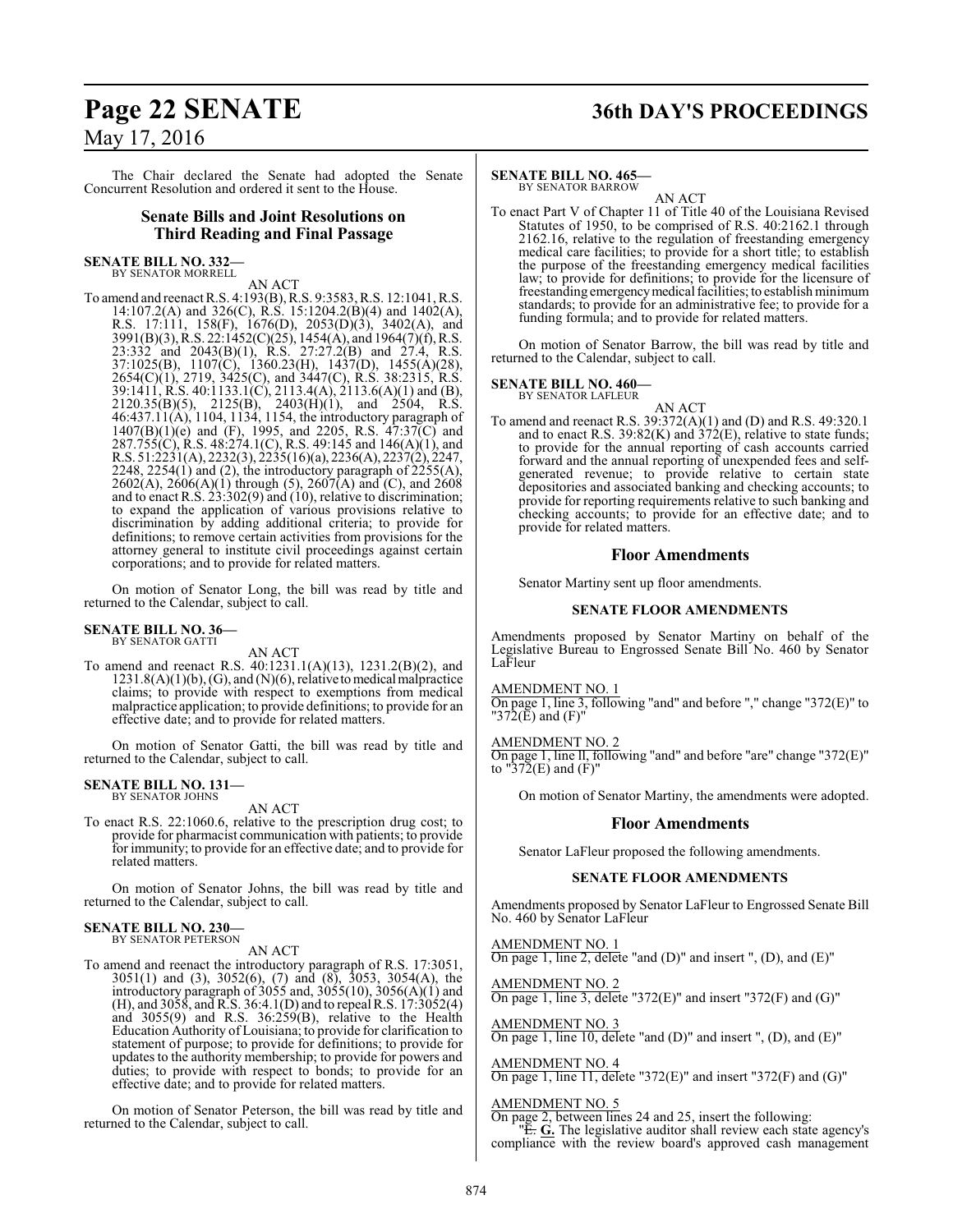The Chair declared the Senate had adopted the Senate Concurrent Resolution and ordered it sent to the House.

## Senate Bills and Joint Resolutions on Third Reading and Final Passage

**SENATE BILL NO. 332—**
BY SENATOR MORRELL

AN ACT

To amend and reenact R.S. 4:193(B), R.S. 9:3583, R.S. 12:1041, R.S. 14:107.2(A) and 326(C), R.S. 15:1204.2(B)(4) and 1402(A), R.S. 17:111, 158(F), 1676(D), 2053(D)(3), 3402(A), and 3991(B)(3), R.S. 22:1452(C)(25), 1454(A), and 1964(7)(f), R.S. 23:332 and 2043(B)(1), R.S. 27:27.2(B) and 27.4, R.S. 37:1025(B), 1107(C), 1360.23(H), 1437(D), 1455(A)(28), 2654(C)(1), 2719, 3425(C), and 3447(C), R.S. 38:2315, R.S. 39:1411, R.S. 40:1133.1(C), 2113.4(A), 2113.6(A)(1) and (B), 2120.35(B)(5), 2125(B), 2403(H)(1), and 2504, R.S. 46:437.11(A), 1104, 1134, 1154, the introductory paragraph of 1407(B)(1)(e) and (F), 1995, and 2205, R.S. 47:37(C) and 287.755(C), R.S. 48:274.1(C), R.S. 49:145 and 146(A)(1), and R.S. 51:2231(A), 2232(3), 2235(16)(a), 2236(A), 2237(2), 2247, 2248, 2254(1) and (2), the introductory paragraph of 2255(A), 2602(A), 2606(A)(1) through (5), 2607(A) and (C), and 2608 and to enact R.S. 23:302(9) and (10), relative to discrimination; to expand the application of various provisions relative to discrimination by adding additional criteria; to provide for definitions; to remove certain activities from provisions for the attorney general to institute civil proceedings against certain corporations; and to provide for related matters.

On motion of Senator Long, the bill was read by title and returned to the Calendar, subject to call.

**SENATE BILL NO. 36—**
BY SENATOR GATTI

AN ACT

To amend and reenact R.S. 40:1231.1(A)(13), 1231.2(B)(2), and 1231.8(A)(1)(b), (G), and (N)(6), relative to medical malpractice claims; to provide with respect to exemptions from medical malpractice application; to provide definitions; to provide for an effective date; and to provide for related matters.

On motion of Senator Gatti, the bill was read by title and returned to the Calendar, subject to call.

**SENATE BILL NO. 131—**
BY SENATOR JOHNS

AN ACT

To enact R.S. 22:1060.6, relative to the prescription drug cost; to provide for pharmacist communication with patients; to provide for immunity; to provide for an effective date; and to provide for related matters.

On motion of Senator Johns, the bill was read by title and returned to the Calendar, subject to call.

**SENATE BILL NO. 230—**
BY SENATOR PETERSON

AN ACT

To amend and reenact the introductory paragraph of R.S. 17:3051, 3051(1) and (3), 3052(6), (7) and (8), 3053, 3054(A), the introductory paragraph of 3055 and, 3055(10), 3056(A)(1) and (H), and 3058, and R.S. 36:4.1(D) and to repeal R.S. 17:3052(4) and 3055(9) and R.S. 36:259(B), relative to the Health Education Authority of Louisiana; to provide for clarification to statement of purpose; to provide for definitions; to provide for updates to the authority membership; to provide for powers and duties; to provide with respect to bonds; to provide for an effective date; and to provide for related matters.

On motion of Senator Peterson, the bill was read by title and returned to the Calendar, subject to call.

**SENATE BILL NO. 465—**
BY SENATOR BARROW

AN ACT

To enact Part V of Chapter 11 of Title 40 of the Louisiana Revised Statutes of 1950, to be comprised of R.S. 40:2162.1 through 2162.16, relative to the regulation of freestanding emergency medical care facilities; to provide for a short title; to establish the purpose of the freestanding emergency medical facilities law; to provide for definitions; to provide for the licensure of freestanding emergency medical facilities; to establish minimum standards; to provide for an administrative fee; to provide for a funding formula; and to provide for related matters.

On motion of Senator Barrow, the bill was read by title and returned to the Calendar, subject to call.

**SENATE BILL NO. 460—**
BY SENATOR LAFLEUR

AN ACT

To amend and reenact R.S. 39:372(A)(1) and (D) and R.S. 49:320.1 and to enact R.S. 39:82(K) and 372(E), relative to state funds; to provide for the annual reporting of cash accounts carried forward and the annual reporting of unexpended fees and self-generated revenue; to provide relative to certain state depositories and associated banking and checking accounts; to provide for reporting requirements relative to such banking and checking accounts; to provide for an effective date; and to provide for related matters.

### Floor Amendments

Senator Martiny sent up floor amendments.

#### SENATE FLOOR AMENDMENTS

Amendments proposed by Senator Martiny on behalf of the Legislative Bureau to Engrossed Senate Bill No. 460 by Senator LaFleur

AMENDMENT NO. 1
On page 1, line 3, following "and" and before "," change "372(E)" to "372(E) and (F)"

AMENDMENT NO. 2
On page 1, line ll, following "and" and before "are" change "372(E)" to "372(E) and (F)"

On motion of Senator Martiny, the amendments were adopted.

### Floor Amendments

Senator LaFleur proposed the following amendments.

#### SENATE FLOOR AMENDMENTS

Amendments proposed by Senator LaFleur to Engrossed Senate Bill No. 460 by Senator LaFleur

AMENDMENT NO. 1
On page 1, line 2, delete "and (D)" and insert ", (D), and (E)"

AMENDMENT NO. 2
On page 1, line 3, delete "372(E)" and insert "372(F) and (G)"

AMENDMENT NO. 3
On page 1, line 10, delete "and (D)" and insert ", (D), and (E)"

AMENDMENT NO. 4
On page 1, line 11, delete "372(E)" and insert "372(F) and (G)"

AMENDMENT NO. 5
On page 2, between lines 24 and 25, insert the following:

"~~E.~~ **G.** The legislative auditor shall review each state agency's compliance with the review board's approved cash management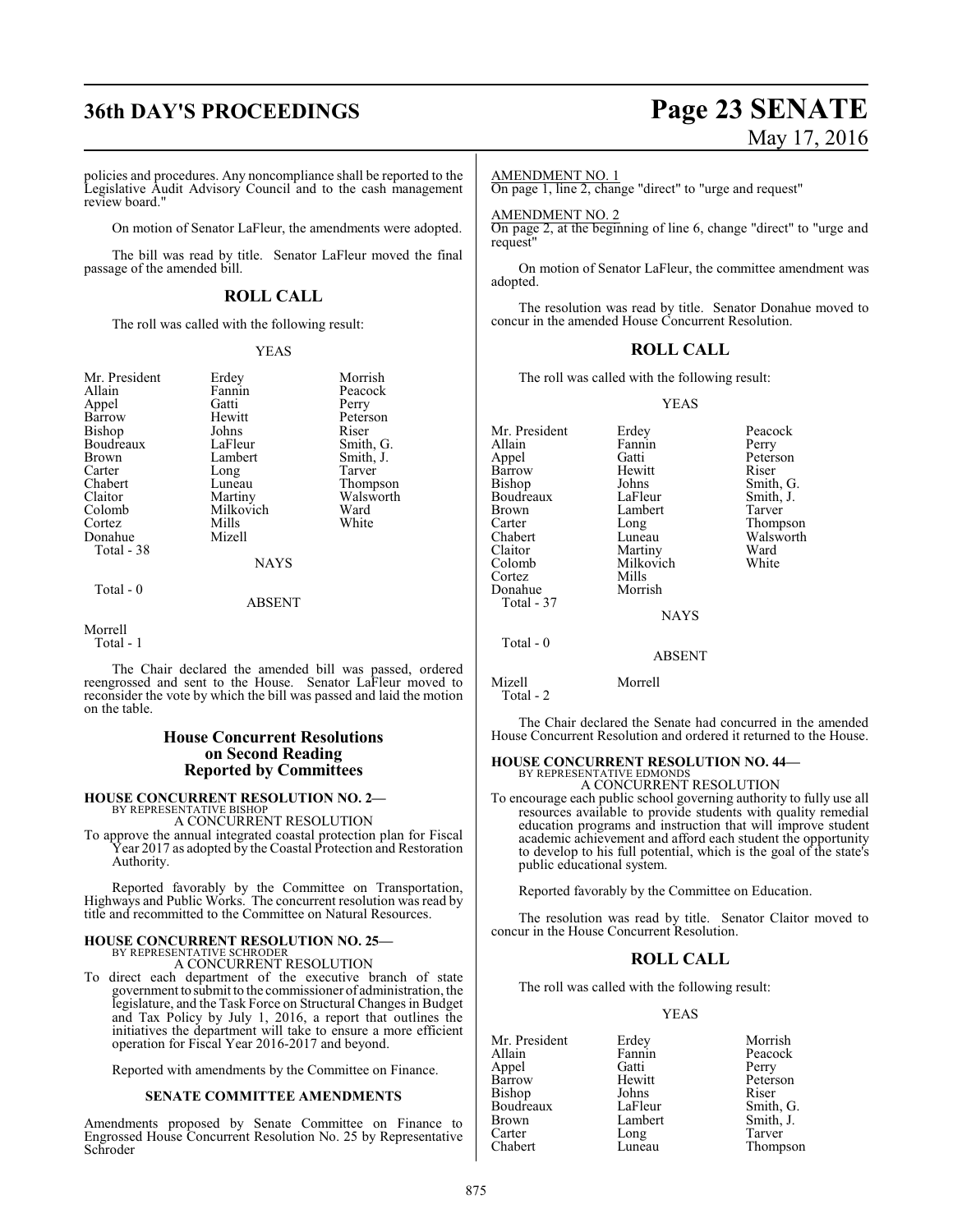policies and procedures. Any noncompliance shall be reported to the Legislative Audit Advisory Council and to the cash management review board."

On motion of Senator LaFleur, the amendments were adopted.

The bill was read by title. Senator LaFleur moved the final passage of the amended bill.

## ROLL CALL

The roll was called with the following result:

YEAS

| | | |
|---|---|---|
| Mr. President | Erdey | Morrish |
| Allain | Fannin | Peacock |
| Appel | Gatti | Perry |
| Barrow | Hewitt | Peterson |
| Bishop | Johns | Riser |
| Boudreaux | LaFleur | Smith, G. |
| Brown | Lambert | Smith, J. |
| Carter | Long | Tarver |
| Chabert | Luneau | Thompson |
| Claitor | Martiny | Walsworth |
| Colomb | Milkovich | Ward |
| Cortez | Mills | White |
| Donahue | Mizell | |

Total - 38

NAYS

Total - 0

ABSENT

Morrell

Total - 1

The Chair declared the amended bill was passed, ordered reengrossed and sent to the House. Senator LaFleur moved to reconsider the vote by which the bill was passed and laid the motion on the table.

## House Concurrent Resolutions on Second Reading Reported by Committees

**HOUSE CONCURRENT RESOLUTION NO. 2—**
BY REPRESENTATIVE BISHOP
A CONCURRENT RESOLUTION

To approve the annual integrated coastal protection plan for Fiscal Year 2017 as adopted by the Coastal Protection and Restoration Authority.

Reported favorably by the Committee on Transportation, Highways and Public Works. The concurrent resolution was read by title and recommitted to the Committee on Natural Resources.

**HOUSE CONCURRENT RESOLUTION NO. 25—**
BY REPRESENTATIVE SCHRODER
A CONCURRENT RESOLUTION

To direct each department of the executive branch of state government to submit to the commissioner of administration, the legislature, and the Task Force on Structural Changes in Budget and Tax Policy by July 1, 2016, a report that outlines the initiatives the department will take to ensure a more efficient operation for Fiscal Year 2016-2017 and beyond.

Reported with amendments by the Committee on Finance.

### SENATE COMMITTEE AMENDMENTS

Amendments proposed by Senate Committee on Finance to Engrossed House Concurrent Resolution No. 25 by Representative Schroder

AMENDMENT NO. 1
On page 1, line 2, change "direct" to "urge and request"

AMENDMENT NO. 2
On page 2, at the beginning of line 6, change "direct" to "urge and request"

On motion of Senator LaFleur, the committee amendment was adopted.

The resolution was read by title. Senator Donahue moved to concur in the amended House Concurrent Resolution.

## ROLL CALL

The roll was called with the following result:

YEAS

| | | |
|---|---|---|
| Mr. President | Erdey | Peacock |
| Allain | Fannin | Perry |
| Appel | Gatti | Peterson |
| Barrow | Hewitt | Riser |
| Bishop | Johns | Smith, G. |
| Boudreaux | LaFleur | Smith, J. |
| Brown | Lambert | Tarver |
| Carter | Long | Thompson |
| Chabert | Luneau | Walsworth |
| Claitor | Martiny | Ward |
| Colomb | Milkovich | White |
| Cortez | Mills | |
| Donahue | Morrish | |

Total - 37

NAYS

Total - 0

ABSENT

Mizell Morrell

Total - 2

The Chair declared the Senate had concurred in the amended House Concurrent Resolution and ordered it returned to the House.

**HOUSE CONCURRENT RESOLUTION NO. 44—**
BY REPRESENTATIVE EDMONDS
A CONCURRENT RESOLUTION

To encourage each public school governing authority to fully use all resources available to provide students with quality remedial education programs and instruction that will improve student academic achievement and afford each student the opportunity to develop to his full potential, which is the goal of the state's public educational system.

Reported favorably by the Committee on Education.

The resolution was read by title. Senator Claitor moved to concur in the House Concurrent Resolution.

## ROLL CALL

The roll was called with the following result:

YEAS

| | | |
|---|---|---|
| Mr. President | Erdey | Morrish |
| Allain | Fannin | Peacock |
| Appel | Gatti | Perry |
| Barrow | Hewitt | Peterson |
| Bishop | Johns | Riser |
| Boudreaux | LaFleur | Smith, G. |
| Brown | Lambert | Smith, J. |
| Carter | Long | Tarver |
| Chabert | Luneau | Thompson |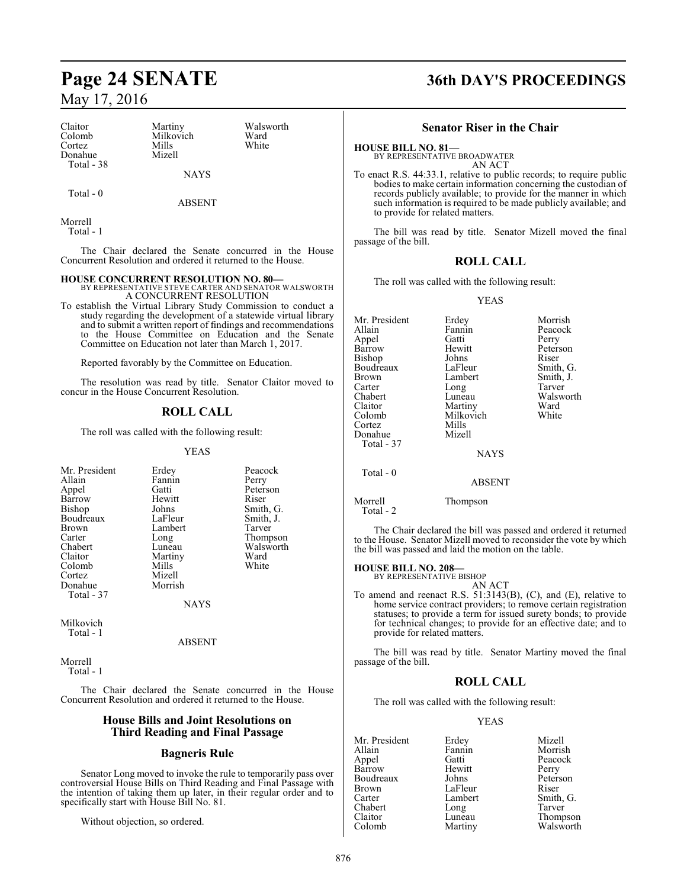| Claitor | Martiny | Walsworth |
|---|---|---|
| Colomb | Milkovich | Ward |
| Cortez | Mills | White |
| Donahue | Mizell | |

Total - 38

NAYS

Total - 0

ABSENT

Morrell

Total - 1

The Chair declared the Senate concurred in the House Concurrent Resolution and ordered it returned to the House.

**HOUSE CONCURRENT RESOLUTION NO. 80—**
BY REPRESENTATIVE STEVE CARTER AND SENATOR WALSWORTH
A CONCURRENT RESOLUTION

To establish the Virtual Library Study Commission to conduct a study regarding the development of a statewide virtual library and to submit a written report of findings and recommendations to the House Committee on Education and the Senate Committee on Education not later than March 1, 2017.

Reported favorably by the Committee on Education.

The resolution was read by title. Senator Claitor moved to concur in the House Concurrent Resolution.

## ROLL CALL

The roll was called with the following result:

YEAS

| Mr. President | Erdey | Peacock |
|---|---|---|
| Allain | Fannin | Perry |
| Appel | Gatti | Peterson |
| Barrow | Hewitt | Riser |
| Bishop | Johns | Smith, G. |
| Boudreaux | LaFleur | Smith, J. |
| Brown | Lambert | Tarver |
| Carter | Long | Thompson |
| Chabert | Luneau | Walsworth |
| Claitor | Martiny | Ward |
| Colomb | Mills | White |
| Cortez | Mizell | |
| Donahue | Morrish | |

Total - 37

NAYS

Milkovich

Total - 1

ABSENT

Morrell

Total - 1

The Chair declared the Senate concurred in the House Concurrent Resolution and ordered it returned to the House.

### House Bills and Joint Resolutions on Third Reading and Final Passage

### Bagneris Rule

Senator Long moved to invoke the rule to temporarily pass over controversial House Bills on Third Reading and Final Passage with the intention of taking them up later, in their regular order and to specifically start with House Bill No. 81.

Without objection, so ordered.

### Senator Riser in the Chair

**HOUSE BILL NO. 81—**
BY REPRESENTATIVE BROADWATER
AN ACT

To enact R.S. 44:33.1, relative to public records; to require public bodies to make certain information concerning the custodian of records publicly available; to provide for the manner in which such information is required to be made publicly available; and to provide for related matters.

The bill was read by title. Senator Mizell moved the final passage of the bill.

## ROLL CALL

The roll was called with the following result:

YEAS

| Mr. President | Erdey | Morrish |
|---|---|---|
| Allain | Fannin | Peacock |
| Appel | Gatti | Perry |
| Barrow | Hewitt | Peterson |
| Bishop | Johns | Riser |
| Boudreaux | LaFleur | Smith, G. |
| Brown | Lambert | Smith, J. |
| Carter | Long | Tarver |
| Chabert | Luneau | Walsworth |
| Claitor | Martiny | Ward |
| Colomb | Milkovich | White |
| Cortez | Mills | |
| Donahue | Mizell | |

Total - 37

NAYS

Total - 0

ABSENT

Morrell Thompson

Total - 2

The Chair declared the bill was passed and ordered it returned to the House. Senator Mizell moved to reconsider the vote by which the bill was passed and laid the motion on the table.

**HOUSE BILL NO. 208—**
BY REPRESENTATIVE BISHOP
AN ACT

To amend and reenact R.S. 51:3143(B), (C), and (E), relative to home service contract providers; to remove certain registration statuses; to provide a term for issued surety bonds; to provide for technical changes; to provide for an effective date; and to provide for related matters.

The bill was read by title. Senator Martiny moved the final passage of the bill.

## ROLL CALL

The roll was called with the following result:

YEAS

| Mr. President | Erdey | Mizell |
|---|---|---|
| Allain | Fannin | Morrish |
| Appel | Gatti | Peacock |
| Barrow | Hewitt | Perry |
| Boudreaux | Johns | Peterson |
| Brown | LaFleur | Riser |
| Carter | Lambert | Smith, G. |
| Chabert | Long | Tarver |
| Claitor | Luneau | Thompson |
| Colomb | Martiny | Walsworth |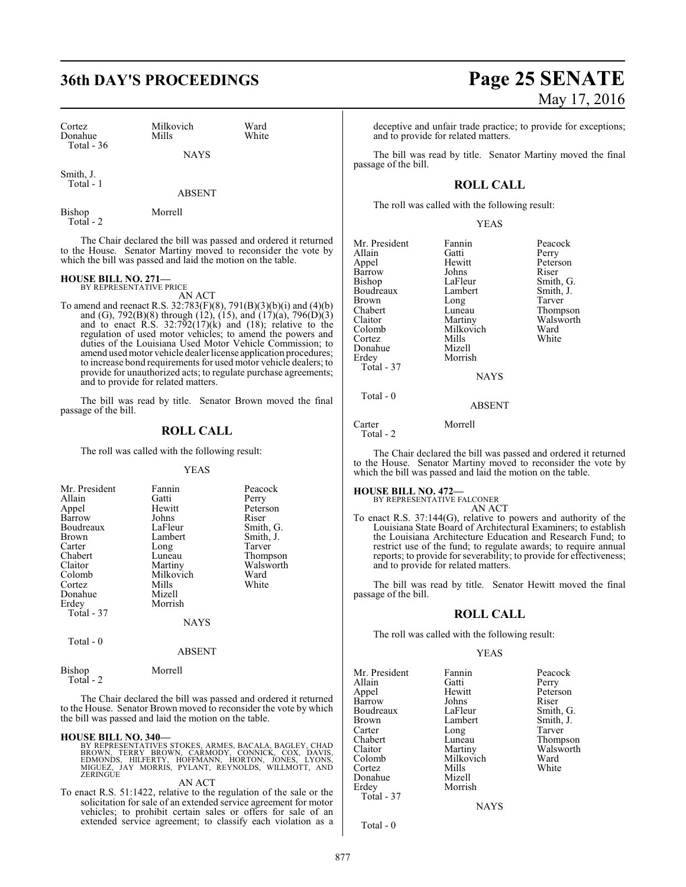| | | |
|---|---|---|
| Cortez | Milkovich | Ward |
| Donahue | Mills | White |
| Total - 36 | | |

NAYS

| | |
|---|---|
| Smith, J. | |
| Total - 1 | |

ABSENT

| | |
|---|---|
| Bishop | Morrell |
| Total - 2 | |

The Chair declared the bill was passed and ordered it returned to the House. Senator Martiny moved to reconsider the vote by which the bill was passed and laid the motion on the table.

**HOUSE BILL NO. 271—**
BY REPRESENTATIVE PRICE
AN ACT

To amend and reenact R.S. 32:783(F)(8), 791(B)(3)(b)(i) and (4)(b) and (G), 792(B)(8) through (12), (15), and (17)(a), 796(D)(3) and to enact R.S. 32:792(17)(k) and (18); relative to the regulation of used motor vehicles; to amend the powers and duties of the Louisiana Used Motor Vehicle Commission; to amend used motor vehicle dealer license application procedures; to increase bond requirements for used motor vehicle dealers; to provide for unauthorized acts; to regulate purchase agreements; and to provide for related matters.

The bill was read by title. Senator Brown moved the final passage of the bill.

## ROLL CALL

The roll was called with the following result:

YEAS

| | | |
|---|---|---|
| Mr. President | Fannin | Peacock |
| Allain | Gatti | Perry |
| Appel | Hewitt | Peterson |
| Barrow | Johns | Riser |
| Boudreaux | LaFleur | Smith, G. |
| Brown | Lambert | Smith, J. |
| Carter | Long | Tarver |
| Chabert | Luneau | Thompson |
| Claitor | Martiny | Walsworth |
| Colomb | Milkovich | Ward |
| Cortez | Mills | White |
| Donahue | Mizell | |
| Erdey | Morrish | |
| Total - 37 | | |

NAYS

Total - 0

ABSENT

| | |
|---|---|
| Bishop | Morrell |
| Total - 2 | |

The Chair declared the bill was passed and ordered it returned to the House. Senator Brown moved to reconsider the vote by which the bill was passed and laid the motion on the table.

**HOUSE BILL NO. 340—**
BY REPRESENTATIVES STOKES, ARMES, BACALA, BAGLEY, CHAD BROWN, TERRY BROWN, CARMODY, CONNICK, COX, DAVIS, EDMONDS, HILFERTY, HOFFMANN, HORTON, JONES, LYONS, MIGUEZ, JAY MORRIS, PYLANT, REYNOLDS, WILLMOTT, AND ZERINGUE
AN ACT

To enact R.S. 51:1422, relative to the regulation of the sale or the solicitation for sale of an extended service agreement for motor vehicles; to prohibit certain sales or offers for sale of an extended service agreement; to classify each violation as a deceptive and unfair trade practice; to provide for exceptions; and to provide for related matters.

The bill was read by title. Senator Martiny moved the final passage of the bill.

## ROLL CALL

The roll was called with the following result:

YEAS

| | | |
|---|---|---|
| Mr. President | Fannin | Peacock |
| Allain | Gatti | Perry |
| Appel | Hewitt | Peterson |
| Barrow | Johns | Riser |
| Bishop | LaFleur | Smith, G. |
| Boudreaux | Lambert | Smith, J. |
| Brown | Long | Tarver |
| Chabert | Luneau | Thompson |
| Claitor | Martiny | Walsworth |
| Colomb | Milkovich | Ward |
| Cortez | Mills | White |
| Donahue | Mizell | |
| Erdey | Morrish | |
| Total - 37 | | |

NAYS

Total - 0

ABSENT

| | |
|---|---|
| Carter | Morrell |
| Total - 2 | |

The Chair declared the bill was passed and ordered it returned to the House. Senator Martiny moved to reconsider the vote by which the bill was passed and laid the motion on the table.

**HOUSE BILL NO. 472—**
BY REPRESENTATIVE FALCONER
AN ACT

To enact R.S. 37:144(G), relative to powers and authority of the Louisiana State Board of Architectural Examiners; to establish the Louisiana Architecture Education and Research Fund; to restrict use of the fund; to regulate awards; to require annual reports; to provide for severability; to provide for effectiveness; and to provide for related matters.

The bill was read by title. Senator Hewitt moved the final passage of the bill.

## ROLL CALL

The roll was called with the following result:

YEAS

| | | |
|---|---|---|
| Mr. President | Fannin | Peacock |
| Allain | Gatti | Perry |
| Appel | Hewitt | Peterson |
| Barrow | Johns | Riser |
| Boudreaux | LaFleur | Smith, G. |
| Brown | Lambert | Smith, J. |
| Carter | Long | Tarver |
| Chabert | Luneau | Thompson |
| Claitor | Martiny | Walsworth |
| Colomb | Milkovich | Ward |
| Cortez | Mills | White |
| Donahue | Mizell | |
| Erdey | Morrish | |
| Total - 37 | | |

NAYS

Total - 0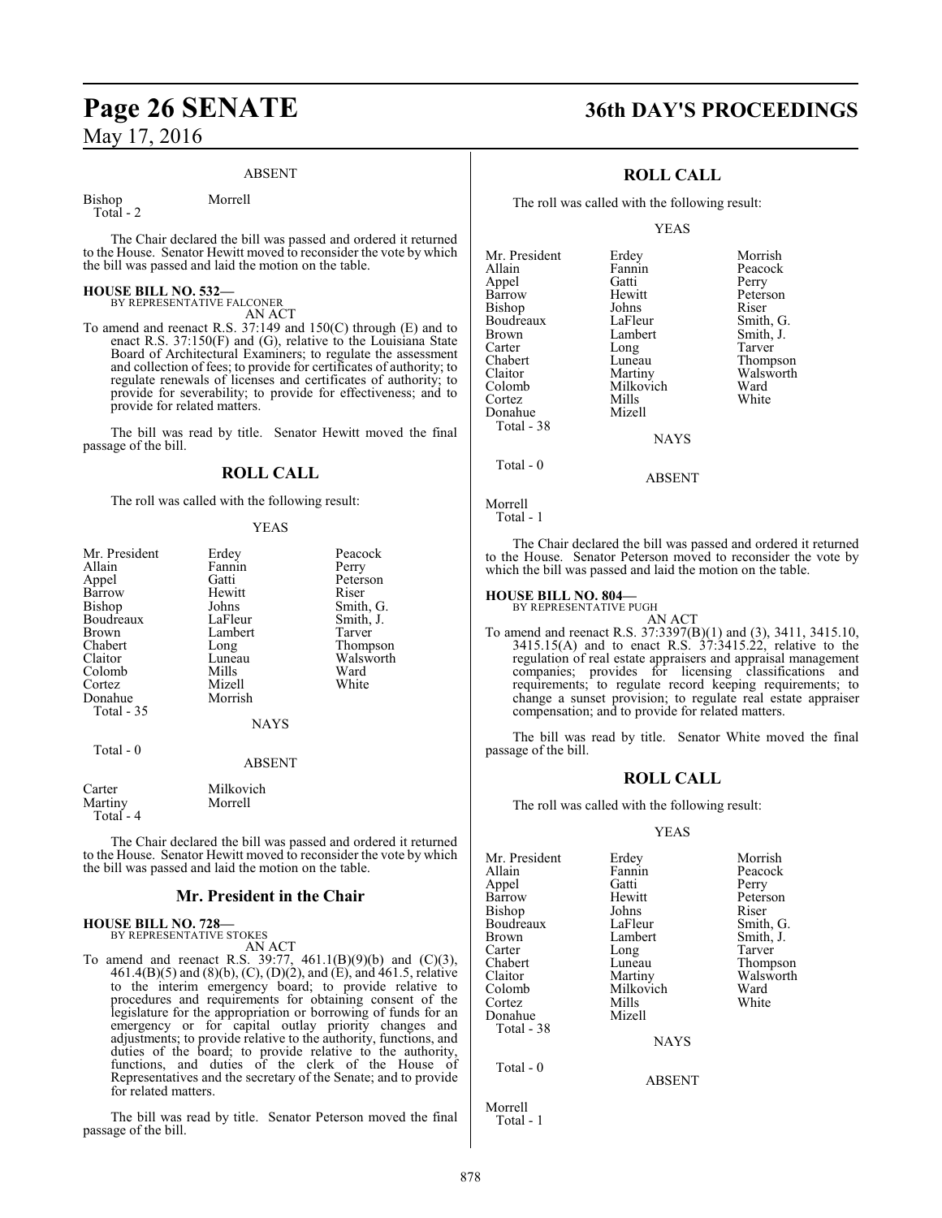ABSENT

| | |
|---|---|
| Bishop | Morrell |
| Total - 2 | |

The Chair declared the bill was passed and ordered it returned to the House. Senator Hewitt moved to reconsider the vote by which the bill was passed and laid the motion on the table.

**HOUSE BILL NO. 532—**
BY REPRESENTATIVE FALCONER
AN ACT

To amend and reenact R.S. 37:149 and 150(C) through (E) and to enact R.S. 37:150(F) and (G), relative to the Louisiana State Board of Architectural Examiners; to regulate the assessment and collection of fees; to provide for certificates of authority; to regulate renewals of licenses and certificates of authority; to provide for severability; to provide for effectiveness; and to provide for related matters.

The bill was read by title. Senator Hewitt moved the final passage of the bill.

## ROLL CALL

The roll was called with the following result:

YEAS

| | | |
|---|---|---|
| Mr. President | Erdey | Peacock |
| Allain | Fannin | Perry |
| Appel | Gatti | Peterson |
| Barrow | Hewitt | Riser |
| Bishop | Johns | Smith, G. |
| Boudreaux | LaFleur | Smith, J. |
| Brown | Lambert | Tarver |
| Chabert | Long | Thompson |
| Claitor | Luneau | Walsworth |
| Colomb | Mills | Ward |
| Cortez | Mizell | White |
| Donahue | Morrish | |
| Total - 35 | | |

NAYS

Total - 0

ABSENT

| | |
|---|---|
| Carter | Milkovich |
| Martiny | Morrell |
| Total - 4 | |

The Chair declared the bill was passed and ordered it returned to the House. Senator Hewitt moved to reconsider the vote by which the bill was passed and laid the motion on the table.

## Mr. President in the Chair

**HOUSE BILL NO. 728—**
BY REPRESENTATIVE STOKES
AN ACT

To amend and reenact R.S. 39:77, 461.1(B)(9)(b) and (C)(3), 461.4(B)(5) and (8)(b), (C), (D)(2), and (E), and 461.5, relative to the interim emergency board; to provide relative to procedures and requirements for obtaining consent of the legislature for the appropriation or borrowing of funds for an emergency or for capital outlay priority changes and adjustments; to provide relative to the authority, functions, and duties of the board; to provide relative to the authority, functions, and duties of the clerk of the House of Representatives and the secretary of the Senate; and to provide for related matters.

The bill was read by title. Senator Peterson moved the final passage of the bill.

## ROLL CALL

The roll was called with the following result:

YEAS

| | | |
|---|---|---|
| Mr. President | Erdey | Morrish |
| Allain | Fannin | Peacock |
| Appel | Gatti | Perry |
| Barrow | Hewitt | Peterson |
| Bishop | Johns | Riser |
| Boudreaux | LaFleur | Smith, G. |
| Brown | Lambert | Smith, J. |
| Carter | Long | Tarver |
| Chabert | Luneau | Thompson |
| Claitor | Martiny | Walsworth |
| Colomb | Milkovich | Ward |
| Cortez | Mills | White |
| Donahue | Mizell | |
| Total - 38 | | |

NAYS

Total - 0

ABSENT

Morrell
Total - 1

The Chair declared the bill was passed and ordered it returned to the House. Senator Peterson moved to reconsider the vote by which the bill was passed and laid the motion on the table.

**HOUSE BILL NO. 804—**
BY REPRESENTATIVE PUGH
AN ACT

To amend and reenact R.S. 37:3397(B)(1) and (3), 3411, 3415.10, 3415.15(A) and to enact R.S. 37:3415.22, relative to the regulation of real estate appraisers and appraisal management companies; provides for licensing classifications and requirements; to regulate record keeping requirements; to change a sunset provision; to regulate real estate appraiser compensation; and to provide for related matters.

The bill was read by title. Senator White moved the final passage of the bill.

## ROLL CALL

The roll was called with the following result:

YEAS

| | | |
|---|---|---|
| Mr. President | Erdey | Morrish |
| Allain | Fannin | Peacock |
| Appel | Gatti | Perry |
| Barrow | Hewitt | Peterson |
| Bishop | Johns | Riser |
| Boudreaux | LaFleur | Smith, G. |
| Brown | Lambert | Smith, J. |
| Carter | Long | Tarver |
| Chabert | Luneau | Thompson |
| Claitor | Martiny | Walsworth |
| Colomb | Milkovich | Ward |
| Cortez | Mills | White |
| Donahue | Mizell | |
| Total - 38 | | |

NAYS

Total - 0

ABSENT

Morrell
Total - 1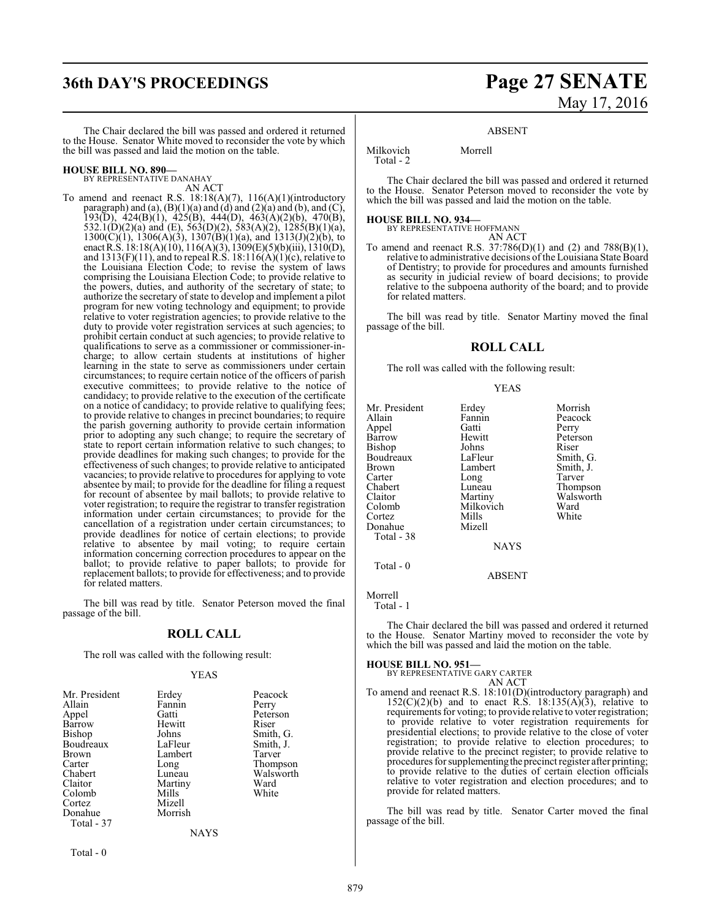The Chair declared the bill was passed and ordered it returned to the House. Senator White moved to reconsider the vote by which the bill was passed and laid the motion on the table.

**HOUSE BILL NO. 890—**
BY REPRESENTATIVE DANAHAY
AN ACT

To amend and reenact R.S. 18:18(A)(7), 116(A)(1)(introductory paragraph) and (a), (B)(1)(a) and (d) and (2)(a) and (b), and (C), 193(D), 424(B)(1), 425(B), 444(D), 463(A)(2)(b), 470(B), 532.1(D)(2)(a) and (E), 563(D)(2), 583(A)(2), 1285(B)(1)(a), 1300(C)(1), 1306(A)(3), 1307(B)(1)(a), and 1313(J)(2)(b), to enact R.S. 18:18(A)(10), 116(A)(3), 1309(E)(5)(b)(iii), 1310(D), and 1313(F)(11), and to repeal R.S. 18:116(A)(1)(c), relative to the Louisiana Election Code; to revise the system of laws comprising the Louisiana Election Code; to provide relative to the powers, duties, and authority of the secretary of state; to authorize the secretary of state to develop and implement a pilot program for new voting technology and equipment; to provide relative to voter registration agencies; to provide relative to the duty to provide voter registration services at such agencies; to prohibit certain conduct at such agencies; to provide relative to qualifications to serve as a commissioner or commissioner-in-charge; to allow certain students at institutions of higher learning in the state to serve as commissioners under certain circumstances; to require certain notice of the officers of parish executive committees; to provide relative to the notice of candidacy; to provide relative to the execution of the certificate on a notice of candidacy; to provide relative to qualifying fees; to provide relative to changes in precinct boundaries; to require the parish governing authority to provide certain information prior to adopting any such change; to require the secretary of state to report certain information relative to such changes; to provide deadlines for making such changes; to provide for the effectiveness of such changes; to provide relative to anticipated vacancies; to provide relative to procedures for applying to vote absentee by mail; to provide for the deadline for filing a request for recount of absentee by mail ballots; to provide relative to voter registration; to require the registrar to transfer registration information under certain circumstances; to provide for the cancellation of a registration under certain circumstances; to provide deadlines for notice of certain elections; to provide relative to absentee by mail voting; to require certain information concerning correction procedures to appear on the ballot; to provide relative to paper ballots; to provide for replacement ballots; to provide for effectiveness; and to provide for related matters.

The bill was read by title. Senator Peterson moved the final passage of the bill.

## ROLL CALL

The roll was called with the following result:

YEAS

| | | |
|---|---|---|
| Mr. President | Erdey | Peacock |
| Allain | Fannin | Perry |
| Appel | Gatti | Peterson |
| Barrow | Hewitt | Riser |
| Bishop | Johns | Smith, G. |
| Boudreaux | LaFleur | Smith, J. |
| Brown | Lambert | Tarver |
| Carter | Long | Thompson |
| Chabert | Luneau | Walsworth |
| Claitor | Martiny | Ward |
| Colomb | Mills | White |
| Cortez | Mizell | |
| Donahue | Morrish | |

Total - 37

NAYS

Total - 0

ABSENT

Milkovich Morrell
Total - 2

The Chair declared the bill was passed and ordered it returned to the House. Senator Peterson moved to reconsider the vote by which the bill was passed and laid the motion on the table.

**HOUSE BILL NO. 934—**
BY REPRESENTATIVE HOFFMANN
AN ACT

To amend and reenact R.S. 37:786(D)(1) and (2) and 788(B)(1), relative to administrative decisions of the Louisiana State Board of Dentistry; to provide for procedures and amounts furnished as security in judicial review of board decisions; to provide relative to the subpoena authority of the board; and to provide for related matters.

The bill was read by title. Senator Martiny moved the final passage of the bill.

## ROLL CALL

The roll was called with the following result:

YEAS

| | | |
|---|---|---|
| Mr. President | Erdey | Morrish |
| Allain | Fannin | Peacock |
| Appel | Gatti | Perry |
| Barrow | Hewitt | Peterson |
| Bishop | Johns | Riser |
| Boudreaux | LaFleur | Smith, G. |
| Brown | Lambert | Smith, J. |
| Carter | Long | Tarver |
| Chabert | Luneau | Thompson |
| Claitor | Martiny | Walsworth |
| Colomb | Milkovich | Ward |
| Cortez | Mills | White |
| Donahue | Mizell | |

Total - 38

NAYS

Total - 0

ABSENT

Morrell
Total - 1

The Chair declared the bill was passed and ordered it returned to the House. Senator Martiny moved to reconsider the vote by which the bill was passed and laid the motion on the table.

**HOUSE BILL NO. 951—**
BY REPRESENTATIVE GARY CARTER
AN ACT

To amend and reenact R.S. 18:101(D)(introductory paragraph) and 152(C)(2)(b) and to enact R.S. 18:135(A)(3), relative to requirements for voting; to provide relative to voter registration; to provide relative to voter registration requirements for presidential elections; to provide relative to the close of voter registration; to provide relative to election procedures; to provide relative to the precinct register; to provide relative to procedures for supplementing the precinct register after printing; to provide relative to the duties of certain election officials relative to voter registration and election procedures; and to provide for related matters.

The bill was read by title. Senator Carter moved the final passage of the bill.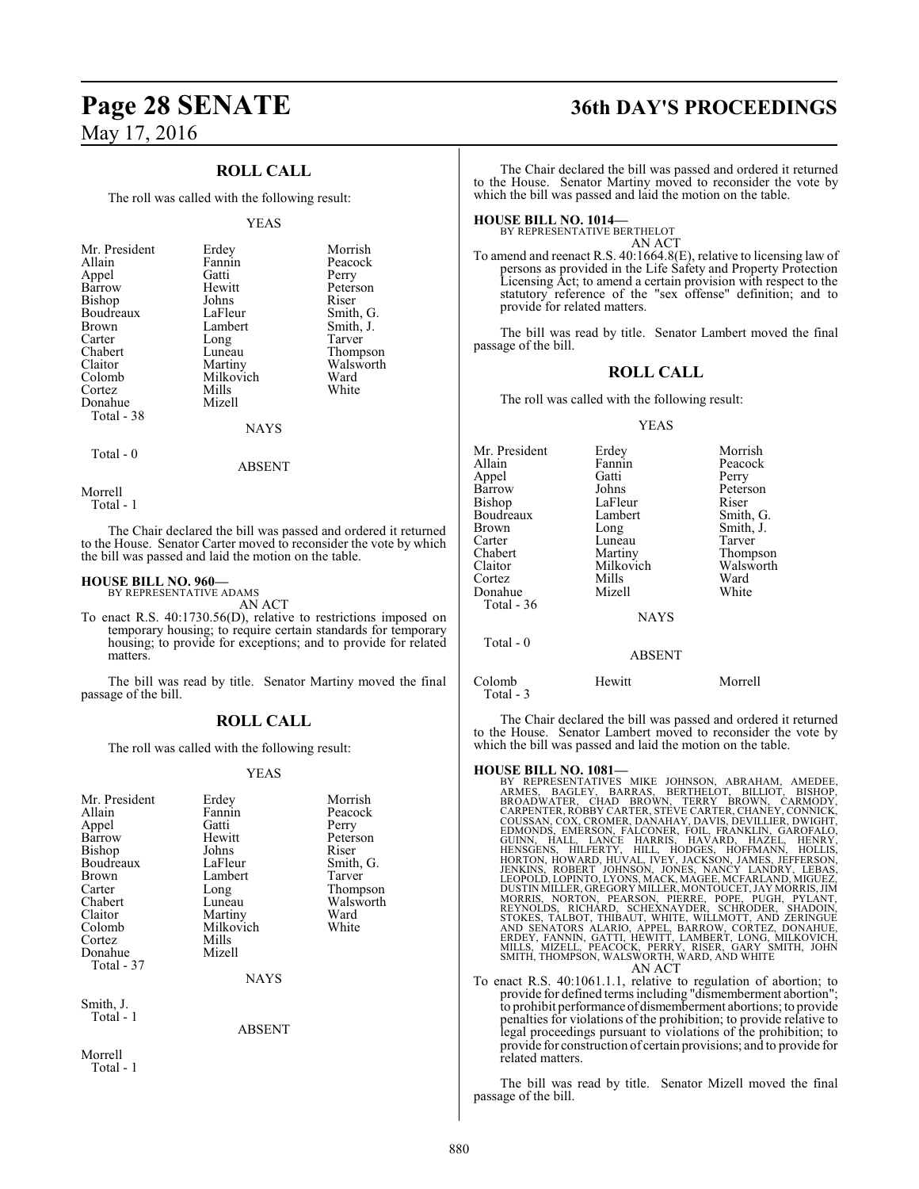## ROLL CALL

The roll was called with the following result:

YEAS

| | | |
|---|---|---|
| Mr. President | Erdey | Morrish |
| Allain | Fannin | Peacock |
| Appel | Gatti | Perry |
| Barrow | Hewitt | Peterson |
| Bishop | Johns | Riser |
| Boudreaux | LaFleur | Smith, G. |
| Brown | Lambert | Smith, J. |
| Carter | Long | Tarver |
| Chabert | Luneau | Thompson |
| Claitor | Martiny | Walsworth |
| Colomb | Milkovich | Ward |
| Cortez | Mills | White |
| Donahue | Mizell | |

Total - 38

NAYS

Total - 0

ABSENT

Morrell

Total - 1

The Chair declared the bill was passed and ordered it returned to the House. Senator Carter moved to reconsider the vote by which the bill was passed and laid the motion on the table.

**HOUSE BILL NO. 960—**
BY REPRESENTATIVE ADAMS
AN ACT

To enact R.S. 40:1730.56(D), relative to restrictions imposed on temporary housing; to require certain standards for temporary housing; to provide for exceptions; and to provide for related matters.

The bill was read by title. Senator Martiny moved the final passage of the bill.

## ROLL CALL

The roll was called with the following result:

YEAS

| | | |
|---|---|---|
| Mr. President | Erdey | Morrish |
| Allain | Fannin | Peacock |
| Appel | Gatti | Perry |
| Barrow | Hewitt | Peterson |
| Bishop | Johns | Riser |
| Boudreaux | LaFleur | Smith, G. |
| Brown | Lambert | Tarver |
| Carter | Long | Thompson |
| Chabert | Luneau | Walsworth |
| Claitor | Martiny | Ward |
| Colomb | Milkovich | White |
| Cortez | Mills | |
| Donahue | Mizell | |

Total - 37

NAYS

Smith, J.

Total - 1

ABSENT

Morrell

Total - 1

The Chair declared the bill was passed and ordered it returned to the House. Senator Martiny moved to reconsider the vote by which the bill was passed and laid the motion on the table.

**HOUSE BILL NO. 1014—**
BY REPRESENTATIVE BERTHELOT
AN ACT

To amend and reenact R.S. 40:1664.8(E), relative to licensing law of persons as provided in the Life Safety and Property Protection Licensing Act; to amend a certain provision with respect to the statutory reference of the "sex offense" definition; and to provide for related matters.

The bill was read by title. Senator Lambert moved the final passage of the bill.

## ROLL CALL

The roll was called with the following result:

YEAS

| | | |
|---|---|---|
| Mr. President | Erdey | Morrish |
| Allain | Fannin | Peacock |
| Appel | Gatti | Perry |
| Barrow | Johns | Peterson |
| Bishop | LaFleur | Riser |
| Boudreaux | Lambert | Smith, G. |
| Brown | Long | Smith, J. |
| Carter | Luneau | Tarver |
| Chabert | Martiny | Thompson |
| Claitor | Milkovich | Walsworth |
| Cortez | Mills | Ward |
| Donahue | Mizell | White |

Total - 36

NAYS

Total - 0

ABSENT

| | | |
|---|---|---|
| Colomb | Hewitt | Morrell |

Total - 3

The Chair declared the bill was passed and ordered it returned to the House. Senator Lambert moved to reconsider the vote by which the bill was passed and laid the motion on the table.

**HOUSE BILL NO. 1081—**
BY REPRESENTATIVES MIKE JOHNSON, ABRAHAM, AMEDEE, ARMES, BAGLEY, BARRAS, BERTHELOT, BILLIOT, BISHOP, BROADWATER, CHAD BROWN, TERRY BROWN, CARMODY, CARPENTER, ROBBY CARTER, STEVE CARTER, CHANEY, CONNICK, COUSSAN, COX, CROMER, DANAHAY, DAVIS, DEVILLIER, DWIGHT, EDMONDS, EMERSON, FALCONER, FOIL, FRANKLIN, GAROFALO, GUINN, HALL, LANCE HARRIS, HAVARD, HAZEL, HENRY, HENSGENS, HILFERTY, HILL, HODGES, HOFFMANN, HOLLIS, HORTON, HOWARD, HUVAL, IVEY, JACKSON, JAMES, JEFFERSON, JENKINS, ROBERT JOHNSON, JONES, NANCY LANDRY, LEBAS, LEOPOLD, LOPINTO, LYONS, MACK, MAGEE, MCFARLAND, MIGUEZ, DUSTIN MILLER, GREGORY MILLER, MONTOUCET, JAY MORRIS, JIM MORRIS, NORTON, PEARSON, PIERRE, POPE, PUGH, PYLANT, REYNOLDS, RICHARD, SCHEXNAYDER, SCHRODER, SHADOIN, STOKES, TALBOT, THIBAUT, WHITE, WILLMOTT, AND ZERINGUE AND SENATORS ALARIO, APPEL, BARROW, CORTEZ, DONAHUE, ERDEY, FANNIN, GATTI, HEWITT, LAMBERT, LONG, MILKOVICH, MILLS, MIZELL, PEACOCK, PERRY, RISER, GARY SMITH, JOHN SMITH, THOMPSON, WALSWORTH, WARD, AND WHITE
AN ACT

To enact R.S. 40:1061.1.1, relative to regulation of abortion; to provide for defined terms including "dismemberment abortion"; to prohibit performance of dismemberment abortions; to provide penalties for violations of the prohibition; to provide relative to legal proceedings pursuant to violations of the prohibition; to provide for construction of certain provisions; and to provide for related matters.

The bill was read by title. Senator Mizell moved the final passage of the bill.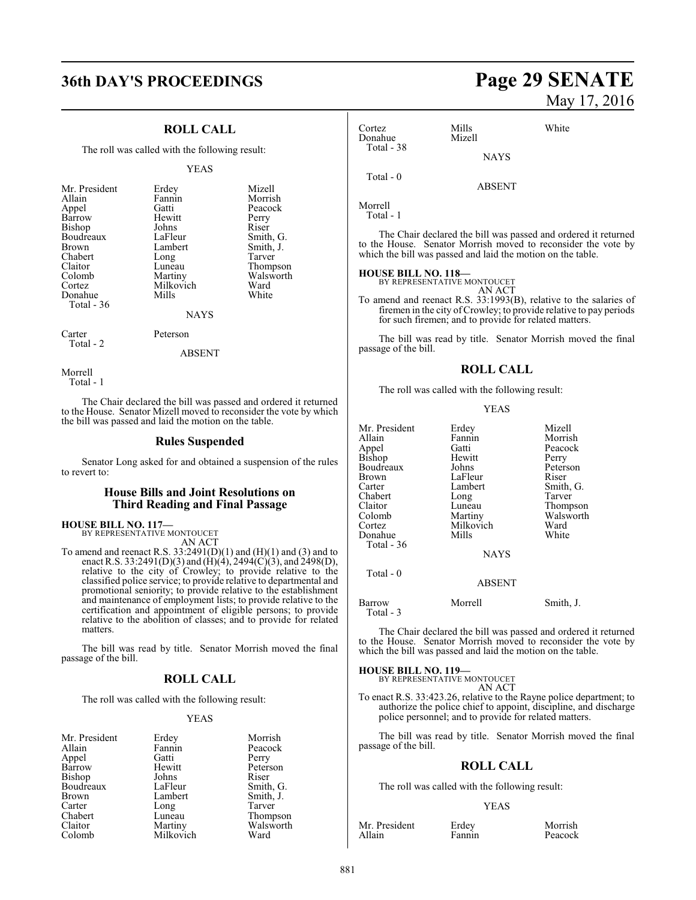## ROLL CALL

The roll was called with the following result:

YEAS

| | | |
|---|---|---|
| Mr. President | Erdey | Mizell |
| Allain | Fannin | Morrish |
| Appel | Gatti | Peacock |
| Barrow | Hewitt | Perry |
| Bishop | Johns | Riser |
| Boudreaux | LaFleur | Smith, G. |
| Brown | Lambert | Smith, J. |
| Chabert | Long | Tarver |
| Claitor | Luneau | Thompson |
| Colomb | Martiny | Walsworth |
| Cortez | Milkovich | Ward |
| Donahue | Mills | White |

Total - 36

NAYS

| | |
|---|---|
| Carter | Peterson |

Total - 2

ABSENT

Morrell

Total - 1

The Chair declared the bill was passed and ordered it returned to the House. Senator Mizell moved to reconsider the vote by which the bill was passed and laid the motion on the table.

## Rules Suspended

Senator Long asked for and obtained a suspension of the rules to revert to:

## House Bills and Joint Resolutions on Third Reading and Final Passage

**HOUSE BILL NO. 117—**
BY REPRESENTATIVE MONTOUCET
AN ACT

To amend and reenact R.S. 33:2491(D)(1) and (H)(1) and (3) and to enact R.S. 33:2491(D)(3) and (H)(4), 2494(C)(3), and 2498(D), relative to the city of Crowley; to provide relative to the classified police service; to provide relative to departmental and promotional seniority; to provide relative to the establishment and maintenance of employment lists; to provide relative to the certification and appointment of eligible persons; to provide relative to the abolition of classes; and to provide for related matters.

The bill was read by title. Senator Morrish moved the final passage of the bill.

## ROLL CALL

The roll was called with the following result:

YEAS

| | | |
|---|---|---|
| Mr. President | Erdey | Morrish |
| Allain | Fannin | Peacock |
| Appel | Gatti | Perry |
| Barrow | Hewitt | Peterson |
| Bishop | Johns | Riser |
| Boudreaux | LaFleur | Smith, G. |
| Brown | Lambert | Smith, J. |
| Carter | Long | Tarver |
| Chabert | Luneau | Thompson |
| Claitor | Martiny | Walsworth |
| Colomb | Milkovich | Ward |
| Cortez | Mills | White |
| Donahue | Mizell | |

Total - 38

NAYS

Total - 0

ABSENT

Morrell

Total - 1

The Chair declared the bill was passed and ordered it returned to the House. Senator Morrish moved to reconsider the vote by which the bill was passed and laid the motion on the table.

**HOUSE BILL NO. 118—**
BY REPRESENTATIVE MONTOUCET
AN ACT

To amend and reenact R.S. 33:1993(B), relative to the salaries of firemen in the city of Crowley; to provide relative to pay periods for such firemen; and to provide for related matters.

The bill was read by title. Senator Morrish moved the final passage of the bill.

## ROLL CALL

The roll was called with the following result:

YEAS

| | | |
|---|---|---|
| Mr. President | Erdey | Mizell |
| Allain | Fannin | Morrish |
| Appel | Gatti | Peacock |
| Bishop | Hewitt | Perry |
| Boudreaux | Johns | Peterson |
| Brown | LaFleur | Riser |
| Carter | Lambert | Smith, G. |
| Chabert | Long | Tarver |
| Claitor | Luneau | Thompson |
| Colomb | Martiny | Walsworth |
| Cortez | Milkovich | Ward |
| Donahue | Mills | White |

Total - 36

NAYS

Total - 0

ABSENT

| | | |
|---|---|---|
| Barrow | Morrell | Smith, J. |

Total - 3

The Chair declared the bill was passed and ordered it returned to the House. Senator Morrish moved to reconsider the vote by which the bill was passed and laid the motion on the table.

**HOUSE BILL NO. 119—**
BY REPRESENTATIVE MONTOUCET
AN ACT

To enact R.S. 33:423.26, relative to the Rayne police department; to authorize the police chief to appoint, discipline, and discharge police personnel; and to provide for related matters.

The bill was read by title. Senator Morrish moved the final passage of the bill.

## ROLL CALL

The roll was called with the following result:

YEAS

| | | |
|---|---|---|
| Mr. President | Erdey | Morrish |
| Allain | Fannin | Peacock |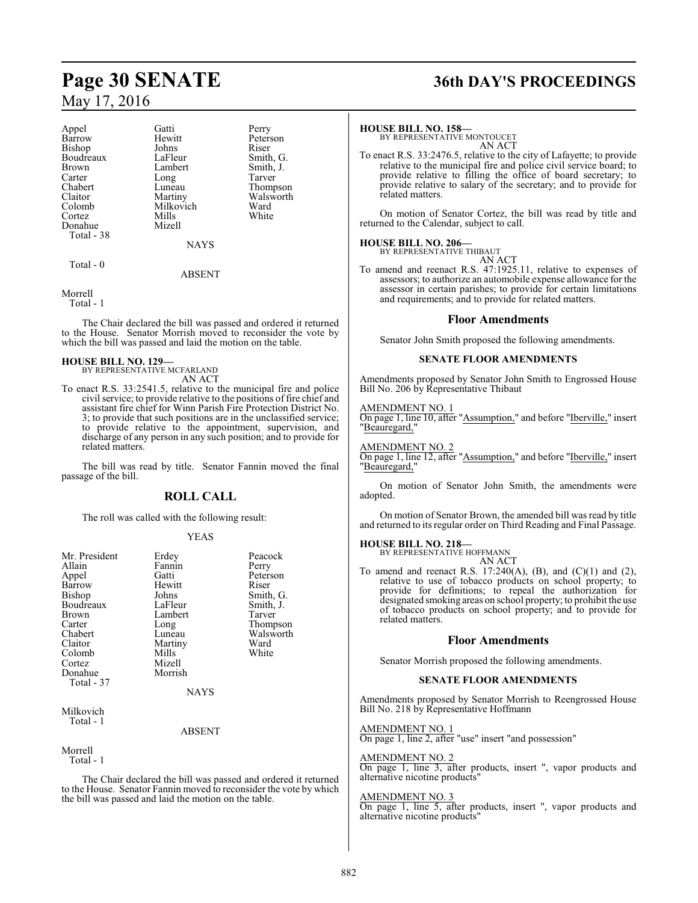| Appel | Gatti | Perry |
|---|---|---|
| Barrow | Hewitt | Peterson |
| Bishop | Johns | Riser |
| Boudreaux | LaFleur | Smith, G. |
| Brown | Lambert | Smith, J. |
| Carter | Long | Tarver |
| Chabert | Luneau | Thompson |
| Claitor | Martiny | Walsworth |
| Colomb | Milkovich | Ward |
| Cortez | Mills | White |
| Donahue | Mizell | |
| Total - 38 | | |

NAYS

Total - 0

ABSENT

Morrell
Total - 1

The Chair declared the bill was passed and ordered it returned to the House. Senator Morrish moved to reconsider the vote by which the bill was passed and laid the motion on the table.

**HOUSE BILL NO. 129—**
BY REPRESENTATIVE MCFARLAND
AN ACT

To enact R.S. 33:2541.5, relative to the municipal fire and police civil service; to provide relative to the positions of fire chief and assistant fire chief for Winn Parish Fire Protection District No. 3; to provide that such positions are in the unclassified service; to provide relative to the appointment, supervision, and discharge of any person in any such position; and to provide for related matters.

The bill was read by title. Senator Fannin moved the final passage of the bill.

## ROLL CALL

The roll was called with the following result:

YEAS

| Mr. President | Erdey | Peacock |
|---|---|---|
| Allain | Fannin | Perry |
| Appel | Gatti | Peterson |
| Barrow | Hewitt | Riser |
| Bishop | Johns | Smith, G. |
| Boudreaux | LaFleur | Smith, J. |
| Brown | Lambert | Tarver |
| Carter | Long | Thompson |
| Chabert | Luneau | Walsworth |
| Claitor | Martiny | Ward |
| Colomb | Mills | White |
| Cortez | Mizell | |
| Donahue | Morrish | |
| Total - 37 | | |

NAYS

Milkovich
Total - 1

ABSENT

Morrell
Total - 1

The Chair declared the bill was passed and ordered it returned to the House. Senator Fannin moved to reconsider the vote by which the bill was passed and laid the motion on the table.

**HOUSE BILL NO. 158—**
BY REPRESENTATIVE MONTOUCET
AN ACT

To enact R.S. 33:2476.5, relative to the city of Lafayette; to provide relative to the municipal fire and police civil service board; to provide relative to filling the office of board secretary; to provide relative to salary of the secretary; and to provide for related matters.

On motion of Senator Cortez, the bill was read by title and returned to the Calendar, subject to call.

**HOUSE BILL NO. 206—**
BY REPRESENTATIVE THIBAUT
AN ACT

To amend and reenact R.S. 47:1925.11, relative to expenses of assessors; to authorize an automobile expense allowance for the assessor in certain parishes; to provide for certain limitations and requirements; and to provide for related matters.

## Floor Amendments

Senator John Smith proposed the following amendments.

### SENATE FLOOR AMENDMENTS

Amendments proposed by Senator John Smith to Engrossed House Bill No. 206 by Representative Thibaut

AMENDMENT NO. 1
On page 1, line 10, after "Assumption," and before "Iberville," insert "Beauregard,"

AMENDMENT NO. 2
On page 1, line 12, after "Assumption," and before "Iberville," insert "Beauregard,"

On motion of Senator John Smith, the amendments were adopted.

On motion of Senator Brown, the amended bill was read by title and returned to its regular order on Third Reading and Final Passage.

**HOUSE BILL NO. 218—**
BY REPRESENTATIVE HOFFMANN
AN ACT

To amend and reenact R.S. 17:240(A), (B), and (C)(1) and (2), relative to use of tobacco products on school property; to provide for definitions; to repeal the authorization for designated smoking areas on school property; to prohibit the use of tobacco products on school property; and to provide for related matters.

## Floor Amendments

Senator Morrish proposed the following amendments.

### SENATE FLOOR AMENDMENTS

Amendments proposed by Senator Morrish to Reengrossed House Bill No. 218 by Representative Hoffmann

AMENDMENT NO. 1
On page 1, line 2, after "use" insert "and possession"

AMENDMENT NO. 2
On page 1, line 3, after products, insert ", vapor products and alternative nicotine products"

AMENDMENT NO. 3
On page 1, line 5, after products, insert ", vapor products and alternative nicotine products"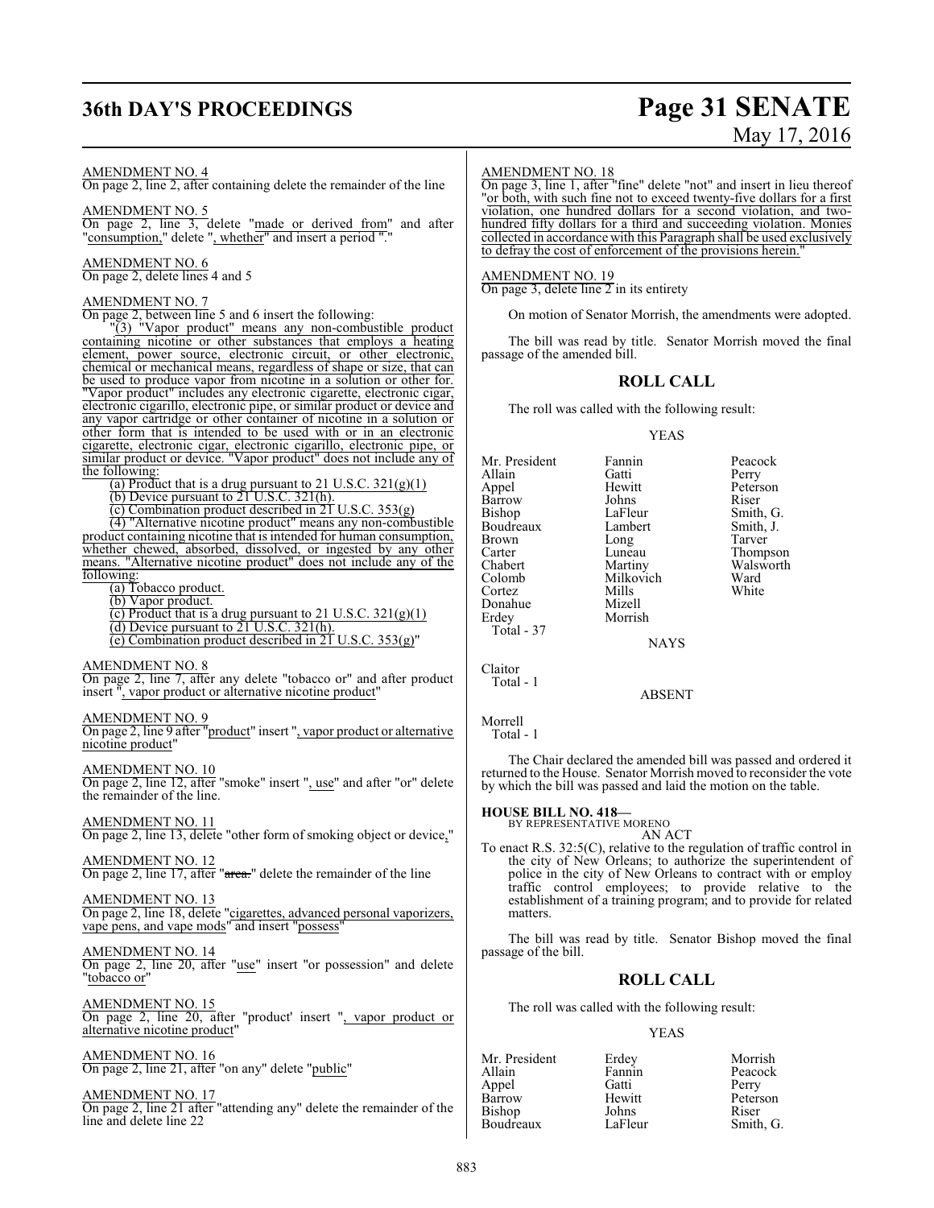AMENDMENT NO. 4
On page 2, line 2, after containing delete the remainder of the line

AMENDMENT NO. 5
On page 2, line 3, delete "made or derived from" and after "consumption," delete ", whether" and insert a period "."

AMENDMENT NO. 6
On page 2, delete lines 4 and 5

AMENDMENT NO. 7
On page 2, between line 5 and 6 insert the following:

"(3) "Vapor product" means any non-combustible product containing nicotine or other substances that employs a heating element, power source, electronic circuit, or other electronic, chemical or mechanical means, regardless of shape or size, that can be used to produce vapor from nicotine in a solution or other for. "Vapor product" includes any electronic cigarette, electronic cigar, electronic cigarillo, electronic pipe, or similar product or device and any vapor cartridge or other container of nicotine in a solution or other form that is intended to be used with or in an electronic cigarette, electronic cigar, electronic cigarillo, electronic pipe, or similar product or device. "Vapor product" does not include any of the following:

(a) Product that is a drug pursuant to 21 U.S.C. 321(g)(1)

(b) Device pursuant to 21 U.S.C. 321(h).

(c) Combination product described in 21 U.S.C. 353(g)

(4) "Alternative nicotine product" means any non-combustible product containing nicotine that is intended for human consumption, whether chewed, absorbed, dissolved, or ingested by any other means. "Alternative nicotine product" does not include any of the following:

(a) Tobacco product.

(b) Vapor product.

(c) Product that is a drug pursuant to 21 U.S.C. 321(g)(1)

(d) Device pursuant to 21 U.S.C. 321(h).

(e) Combination product described in 21 U.S.C. 353(g)"

AMENDMENT NO. 8
On page 2, line 7, after any delete "tobacco or" and after product insert ", vapor product or alternative nicotine product"

AMENDMENT NO. 9
On page 2, line 9 after "product" insert ", vapor product or alternative nicotine product"

AMENDMENT NO. 10
On page 2, line 12, after "smoke" insert ", use" and after "or" delete the remainder of the line.

AMENDMENT NO. 11
On page 2, line 13, delete "other form of smoking object or device,"

AMENDMENT NO. 12
On page 2, line 17, after "area." delete the remainder of the line

AMENDMENT NO. 13
On page 2, line 18, delete "cigarettes, advanced personal vaporizers, vape pens, and vape mods" and insert "possess"

AMENDMENT NO. 14
On page 2, line 20, after "use" insert "or possession" and delete "tobacco or"

AMENDMENT NO. 15
On page 2, line 20, after "product' insert ", vapor product or alternative nicotine product"

AMENDMENT NO. 16
On page 2, line 21, after "on any" delete "public"

AMENDMENT NO. 17
On page 2, line 21 after "attending any" delete the remainder of the line and delete line 22

AMENDMENT NO. 18
On page 3, line 1, after "fine" delete "not" and insert in lieu thereof "or both, with such fine not to exceed twenty-five dollars for a first violation, one hundred dollars for a second violation, and two-hundred fifty dollars for a third and succeeding violation. Monies collected in accordance with this Paragraph shall be used exclusively to defray the cost of enforcement of the provisions herein."

AMENDMENT NO. 19
On page 3, delete line 2 in its entirety

On motion of Senator Morrish, the amendments were adopted.

The bill was read by title. Senator Morrish moved the final passage of the amended bill.

## ROLL CALL

The roll was called with the following result:

YEAS

| | | |
|---|---|---|
| Mr. President | Fannin | Peacock |
| Allain | Gatti | Perry |
| Appel | Hewitt | Peterson |
| Barrow | Johns | Riser |
| Bishop | LaFleur | Smith, G. |
| Boudreaux | Lambert | Smith, J. |
| Brown | Long | Tarver |
| Carter | Luneau | Thompson |
| Chabert | Martiny | Walsworth |
| Colomb | Milkovich | Ward |
| Cortez | Mills | White |
| Donahue | Mizell | |
| Erdey | Morrish | |

Total - 37

NAYS

Claitor

Total - 1

ABSENT

Morrell

Total - 1

The Chair declared the amended bill was passed and ordered it returned to the House. Senator Morrish moved to reconsider the vote by which the bill was passed and laid the motion on the table.

**HOUSE BILL NO. 418—**
BY REPRESENTATIVE MORENO

AN ACT

To enact R.S. 32:5(C), relative to the regulation of traffic control in the city of New Orleans; to authorize the superintendent of police in the city of New Orleans to contract with or employ traffic control employees; to provide relative to the establishment of a training program; and to provide for related matters.

The bill was read by title. Senator Bishop moved the final passage of the bill.

## ROLL CALL

The roll was called with the following result:

YEAS

| | | |
|---|---|---|
| Mr. President | Erdey | Morrish |
| Allain | Fannin | Peacock |
| Appel | Gatti | Perry |
| Barrow | Hewitt | Peterson |
| Bishop | Johns | Riser |
| Boudreaux | LaFleur | Smith, G. |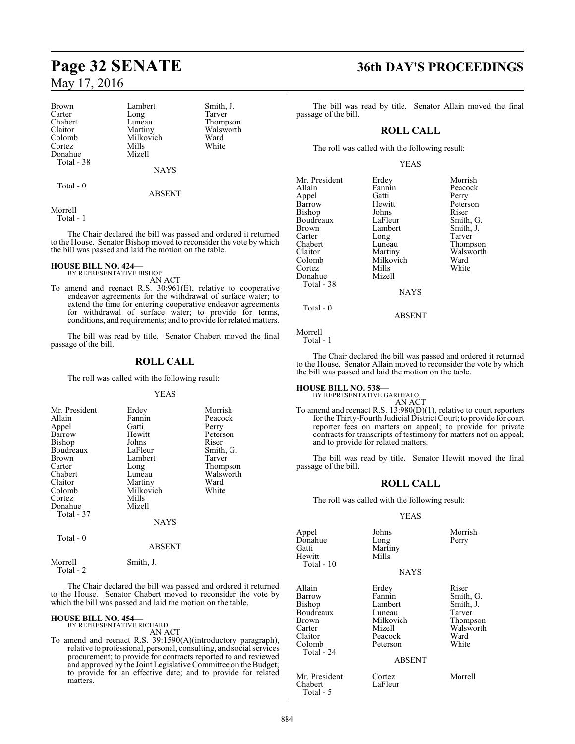Brown | Lambert | Smith, J.
Carter | Long | Tarver
Chabert | Luneau | Thompson
Claitor | Martiny | Walsworth
Colomb | Milkovich | Ward
Cortez | Mills | White
Donahue | Mizell |
Total - 38

NAYS

Total - 0

ABSENT

Morrell
Total - 1

The Chair declared the bill was passed and ordered it returned to the House. Senator Bishop moved to reconsider the vote by which the bill was passed and laid the motion on the table.

**HOUSE BILL NO. 424—**
BY REPRESENTATIVE BISHOP

AN ACT

To amend and reenact R.S. 30:961(E), relative to cooperative endeavor agreements for the withdrawal of surface water; to extend the time for entering cooperative endeavor agreements for withdrawal of surface water; to provide for terms, conditions, and requirements; and to provide for related matters.

The bill was read by title. Senator Chabert moved the final passage of the bill.

## ROLL CALL

The roll was called with the following result:

YEAS

| | | |
|---|---|---|
| Mr. President | Erdey | Morrish |
| Allain | Fannin | Peacock |
| Appel | Gatti | Perry |
| Barrow | Hewitt | Peterson |
| Bishop | Johns | Riser |
| Boudreaux | LaFleur | Smith, G. |
| Brown | Lambert | Tarver |
| Carter | Long | Thompson |
| Chabert | Luneau | Walsworth |
| Claitor | Martiny | Ward |
| Colomb | Milkovich | White |
| Cortez | Mills | |
| Donahue | Mizell | |

Total - 37

NAYS

Total - 0

ABSENT

Morrell | Smith, J.
Total - 2

The Chair declared the bill was passed and ordered it returned to the House. Senator Chabert moved to reconsider the vote by which the bill was passed and laid the motion on the table.

**HOUSE BILL NO. 454—**
BY REPRESENTATIVE RICHARD

AN ACT

To amend and reenact R.S. 39:1590(A)(introductory paragraph), relative to professional, personal, consulting, and social services procurement; to provide for contracts reported to and reviewed and approved by the Joint Legislative Committee on the Budget; to provide for an effective date; and to provide for related matters.

The bill was read by title. Senator Allain moved the final passage of the bill.

## ROLL CALL

The roll was called with the following result:

YEAS

| | | |
|---|---|---|
| Mr. President | Erdey | Morrish |
| Allain | Fannin | Peacock |
| Appel | Gatti | Perry |
| Barrow | Hewitt | Peterson |
| Bishop | Johns | Riser |
| Boudreaux | LaFleur | Smith, G. |
| Brown | Lambert | Smith, J. |
| Carter | Long | Tarver |
| Chabert | Luneau | Thompson |
| Claitor | Martiny | Walsworth |
| Colomb | Milkovich | Ward |
| Cortez | Mills | White |
| Donahue | Mizell | |

Total - 38

NAYS

Total - 0

ABSENT

Morrell
Total - 1

The Chair declared the bill was passed and ordered it returned to the House. Senator Allain moved to reconsider the vote by which the bill was passed and laid the motion on the table.

**HOUSE BILL NO. 538—**
BY REPRESENTATIVE GAROFALO

AN ACT

To amend and reenact R.S. 13:980(D)(1), relative to court reporters for the Thirty-Fourth Judicial District Court; to provide for court reporter fees on matters on appeal; to provide for private contracts for transcripts of testimony for matters not on appeal; and to provide for related matters.

The bill was read by title. Senator Hewitt moved the final passage of the bill.

## ROLL CALL

The roll was called with the following result:

YEAS

| | | |
|---|---|---|
| Appel | Johns | Morrish |
| Donahue | Long | Perry |
| Gatti | Martiny | |
| Hewitt | Mills | |

Total - 10

NAYS

| | | |
|---|---|---|
| Allain | Erdey | Riser |
| Barrow | Fannin | Smith, G. |
| Bishop | Lambert | Smith, J. |
| Boudreaux | Luneau | Tarver |
| Brown | Milkovich | Thompson |
| Carter | Mizell | Walsworth |
| Claitor | Peacock | Ward |
| Colomb | Peterson | White |

Total - 24

ABSENT

| | | |
|---|---|---|
| Mr. President | Cortez | Morrell |
| Chabert | LaFleur | |

Total - 5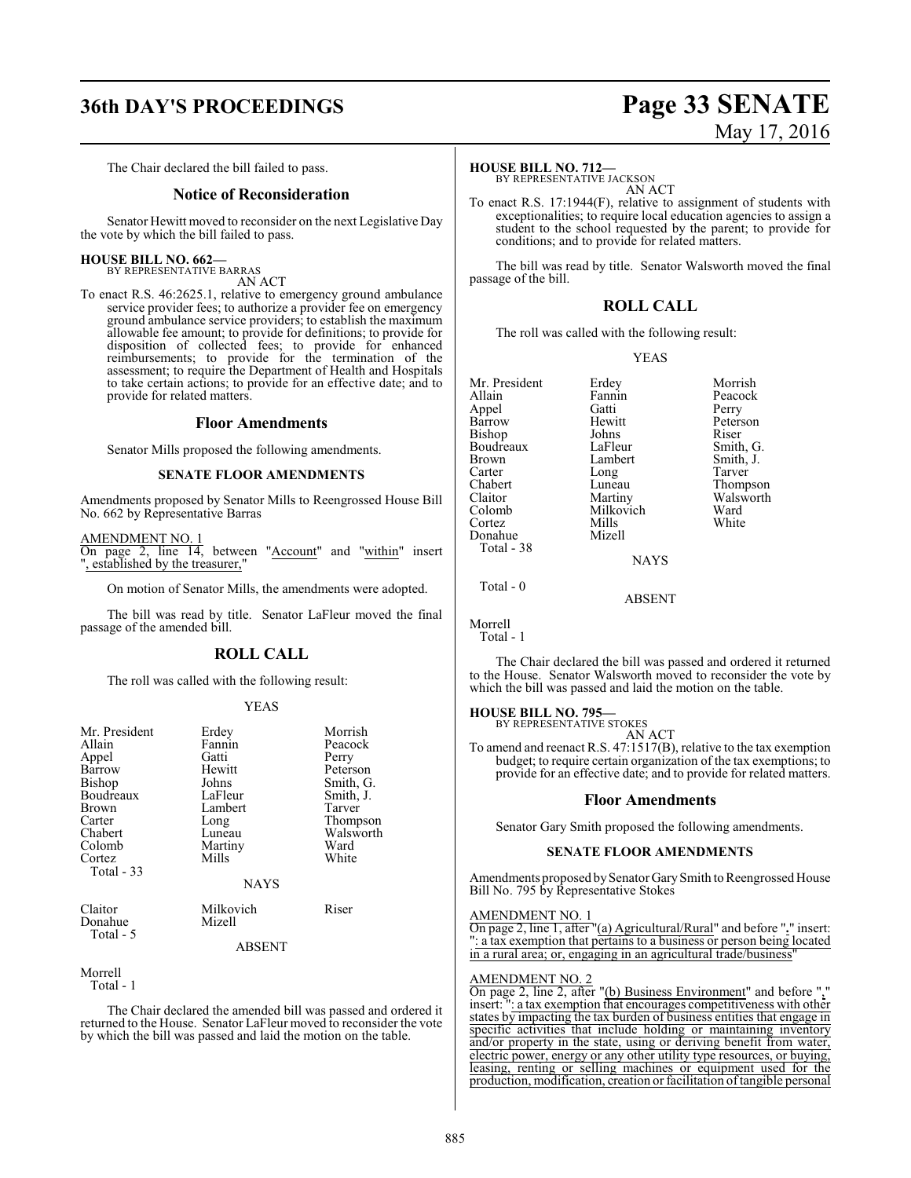The Chair declared the bill failed to pass.

## Notice of Reconsideration

Senator Hewitt moved to reconsider on the next Legislative Day the vote by which the bill failed to pass.

**HOUSE BILL NO. 662—**
BY REPRESENTATIVE BARRAS
AN ACT

To enact R.S. 46:2625.1, relative to emergency ground ambulance service provider fees; to authorize a provider fee on emergency ground ambulance service providers; to establish the maximum allowable fee amount; to provide for definitions; to provide for disposition of collected fees; to provide for enhanced reimbursements; to provide for the termination of the assessment; to require the Department of Health and Hospitals to take certain actions; to provide for an effective date; and to provide for related matters.

## Floor Amendments

Senator Mills proposed the following amendments.

### SENATE FLOOR AMENDMENTS

Amendments proposed by Senator Mills to Reengrossed House Bill No. 662 by Representative Barras

AMENDMENT NO. 1
On page 2, line 14, between "Account" and "within" insert ", established by the treasurer,"

On motion of Senator Mills, the amendments were adopted.

The bill was read by title. Senator LaFleur moved the final passage of the amended bill.

## ROLL CALL

The roll was called with the following result:

YEAS

| | | |
|---|---|---|
| Mr. President | Erdey | Morrish |
| Allain | Fannin | Peacock |
| Appel | Gatti | Perry |
| Barrow | Hewitt | Peterson |
| Bishop | Johns | Smith, G. |
| Boudreaux | LaFleur | Smith, J. |
| Brown | Lambert | Tarver |
| Carter | Long | Thompson |
| Chabert | Luneau | Walsworth |
| Colomb | Martiny | Ward |
| Cortez | Mills | White |

Total - 33

NAYS

| | | |
|---|---|---|
| Claitor | Milkovich | Riser |
| Donahue | Mizell | |

Total - 5

ABSENT

Morrell
Total - 1

The Chair declared the amended bill was passed and ordered it returned to the House. Senator LaFleur moved to reconsider the vote by which the bill was passed and laid the motion on the table.

**HOUSE BILL NO. 712—**
BY REPRESENTATIVE JACKSON
AN ACT

To enact R.S. 17:1944(F), relative to assignment of students with exceptionalities; to require local education agencies to assign a student to the school requested by the parent; to provide for conditions; and to provide for related matters.

The bill was read by title. Senator Walsworth moved the final passage of the bill.

## ROLL CALL

The roll was called with the following result:

YEAS

| | | |
|---|---|---|
| Mr. President | Erdey | Morrish |
| Allain | Fannin | Peacock |
| Appel | Gatti | Perry |
| Barrow | Hewitt | Peterson |
| Bishop | Johns | Riser |
| Boudreaux | LaFleur | Smith, G. |
| Brown | Lambert | Smith, J. |
| Carter | Long | Tarver |
| Chabert | Luneau | Thompson |
| Claitor | Martiny | Walsworth |
| Colomb | Milkovich | Ward |
| Cortez | Mills | White |
| Donahue | Mizell | |

Total - 38

NAYS

Total - 0

ABSENT

Morrell
Total - 1

The Chair declared the bill was passed and ordered it returned to the House. Senator Walsworth moved to reconsider the vote by which the bill was passed and laid the motion on the table.

**HOUSE BILL NO. 795—**
BY REPRESENTATIVE STOKES
AN ACT

To amend and reenact R.S. 47:1517(B), relative to the tax exemption budget; to require certain organization of the tax exemptions; to provide for an effective date; and to provide for related matters.

## Floor Amendments

Senator Gary Smith proposed the following amendments.

### SENATE FLOOR AMENDMENTS

Amendments proposed by Senator Gary Smith to Reengrossed House Bill No. 795 by Representative Stokes

AMENDMENT NO. 1
On page 2, line 1, after "(a) Agricultural/Rural" and before "." insert: ": a tax exemption that pertains to a business or person being located in a rural area; or, engaging in an agricultural trade/business"

AMENDMENT NO. 2
On page 2, line 2, after "(b) Business Environment" and before "." insert: ": a tax exemption that encourages competitiveness with other states by impacting the tax burden of business entities that engage in specific activities that include holding or maintaining inventory and/or property in the state, using or deriving benefit from water, electric power, energy or any other utility type resources, or buying, leasing, renting or selling machines or equipment used for the production, modification, creation or facilitation of tangible personal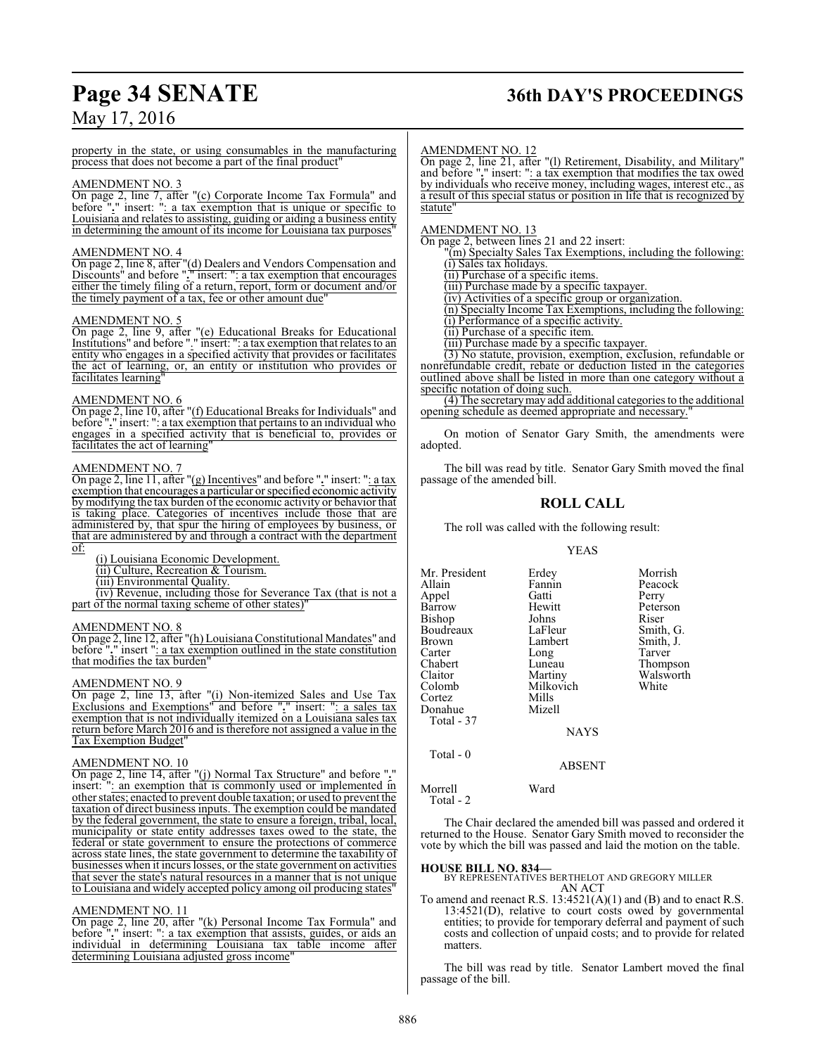property in the state, or using consumables in the manufacturing process that does not become a part of the final product"

AMENDMENT NO. 3

On page 2, line 7, after "(c) Corporate Income Tax Formula" and before "." insert: ": a tax exemption that is unique or specific to Louisiana and relates to assisting, guiding or aiding a business entity in determining the amount of its income for Louisiana tax purposes"

AMENDMENT NO. 4

On page 2, line 8, after "(d) Dealers and Vendors Compensation and Discounts" and before "." insert: ": a tax exemption that encourages either the timely filing of a return, report, form or document and/or the timely payment of a tax, fee or other amount due"

AMENDMENT NO. 5

On page 2, line 9, after "(e) Educational Breaks for Educational Institutions" and before "." insert: ": a tax exemption that relates to an entity who engages in a specified activity that provides or facilitates the act of learning, or, an entity or institution who provides or facilitates learning"

AMENDMENT NO. 6

On page 2, line 10, after "(f) Educational Breaks for Individuals" and before "." insert: ": a tax exemption that pertains to an individual who engages in a specified activity that is beneficial to, provides or facilitates the act of learning"

AMENDMENT NO. 7

On page 2, line 11, after "(g) Incentives" and before "." insert: ": a tax exemption that encourages a particular or specified economic activity by modifying the tax burden of the economic activity or behavior that is taking place. Categories of incentives include those that are administered by, that spur the hiring of employees by business, or that are administered by and through a contract with the department of:

(i) Louisiana Economic Development.

(ii) Culture, Recreation & Tourism.

(iii) Environmental Quality.

(iv) Revenue, including those for Severance Tax (that is not a part of the normal taxing scheme of other states)"

AMENDMENT NO. 8

On page 2, line 12, after "(h) Louisiana Constitutional Mandates" and before "." insert ": a tax exemption outlined in the state constitution that modifies the tax burden"

AMENDMENT NO. 9

On page 2, line 13, after "(i) Non-itemized Sales and Use Tax Exclusions and Exemptions" and before "." insert: ": a sales tax exemption that is not individually itemized on a Louisiana sales tax return before March 2016 and is therefore not assigned a value in the Tax Exemption Budget"

AMENDMENT NO. 10

On page 2, line 14, after "(j) Normal Tax Structure" and before "." insert: ": an exemption that is commonly used or implemented in other states; enacted to prevent double taxation; or used to prevent the taxation of direct business inputs. The exemption could be mandated by the federal government, the state to ensure a foreign, tribal, local, municipality or state entity addresses taxes owed to the state, the federal or state government to ensure the protections of commerce across state lines, the state government to determine the taxability of businesses when it incurs losses, or the state government on activities that sever the state's natural resources in a manner that is not unique to Louisiana and widely accepted policy among oil producing states"

AMENDMENT NO. 11

On page 2, line 20, after "(k) Personal Income Tax Formula" and before "." insert: ": a tax exemption that assists, guides, or aids an individual in determining Louisiana tax table income after determining Louisiana adjusted gross income"

AMENDMENT NO. 12

On page 2, line 21, after "(l) Retirement, Disability, and Military" and before "." insert: ": a tax exemption that modifies the tax owed by individuals who receive money, including wages, interest etc., as a result of this special status or position in life that is recognized by statute"

AMENDMENT NO. 13

On page 2, between lines 21 and 22 insert:

"(m) Specialty Sales Tax Exemptions, including the following:

(i) Sales tax holidays.

(ii) Purchase of a specific items.

(iii) Purchase made by a specific taxpayer.

(iv) Activities of a specific group or organization.

(n) Specialty Income Tax Exemptions, including the following:

(i) Performance of a specific activity.

(ii) Purchase of a specific item.

(iii) Purchase made by a specific taxpayer.

(3) No statute, provision, exemption, exclusion, refundable or nonrefundable credit, rebate or deduction listed in the categories outlined above shall be listed in more than one category without a specific notation of doing such.

(4) The secretary may add additional categories to the additional opening schedule as deemed appropriate and necessary."

On motion of Senator Gary Smith, the amendments were adopted.

The bill was read by title. Senator Gary Smith moved the final passage of the amended bill.

## ROLL CALL

The roll was called with the following result:

YEAS

| | | |
|---|---|---|
| Mr. President | Erdey | Morrish |
| Allain | Fannin | Peacock |
| Appel | Gatti | Perry |
| Barrow | Hewitt | Peterson |
| Bishop | Johns | Riser |
| Boudreaux | LaFleur | Smith, G. |
| Brown | Lambert | Smith, J. |
| Carter | Long | Tarver |
| Chabert | Luneau | Thompson |
| Claitor | Martiny | Walsworth |
| Colomb | Milkovich | White |
| Cortez | Mills | |
| Donahue | Mizell | |

Total - 37

NAYS

Total - 0

ABSENT

| | |
|---|---|
| Morrell | Ward |

Total - 2

The Chair declared the amended bill was passed and ordered it returned to the House. Senator Gary Smith moved to reconsider the vote by which the bill was passed and laid the motion on the table.

**HOUSE BILL NO. 834—**
BY REPRESENTATIVES BERTHELOT AND GREGORY MILLER
AN ACT

To amend and reenact R.S. 13:4521(A)(1) and (B) and to enact R.S. 13:4521(D), relative to court costs owed by governmental entities; to provide for temporary deferral and payment of such costs and collection of unpaid costs; and to provide for related matters.

The bill was read by title. Senator Lambert moved the final passage of the bill.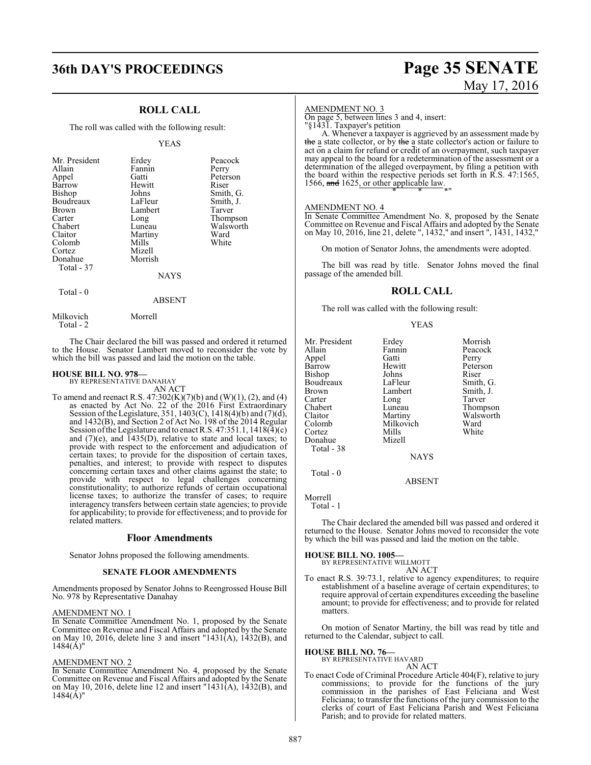## ROLL CALL

The roll was called with the following result:

YEAS

| | | |
|---|---|---|
| Mr. President | Erdey | Peacock |
| Allain | Fannin | Perry |
| Appel | Gatti | Peterson |
| Barrow | Hewitt | Riser |
| Bishop | Johns | Smith, G. |
| Boudreaux | LaFleur | Smith, J. |
| Brown | Lambert | Tarver |
| Carter | Long | Thompson |
| Chabert | Luneau | Walsworth |
| Claitor | Martiny | Ward |
| Colomb | Mills | White |
| Cortez | Mizell | |
| Donahue | Morrish | |

Total - 37

NAYS

Total - 0

ABSENT

Milkovich Morrell
Total - 2

The Chair declared the bill was passed and ordered it returned to the House. Senator Lambert moved to reconsider the vote by which the bill was passed and laid the motion on the table.

**HOUSE BILL NO. 978—**
BY REPRESENTATIVE DANAHAY

AN ACT

To amend and reenact R.S. 47:302(K)(7)(b) and (W)(1), (2), and (4) as enacted by Act No. 22 of the 2016 First Extraordinary Session of the Legislature, 351, 1403(C), 1418(4)(b) and (7)(d), and 1432(B), and Section 2 of Act No. 198 of the 2014 Regular Session of the Legislature and to enact R.S. 47:351.1, 1418(4)(c) and (7)(e), and 1435(D), relative to state and local taxes; to provide with respect to the enforcement and adjudication of certain taxes; to provide for the disposition of certain taxes, penalties, and interest; to provide with respect to disputes concerning certain taxes and other claims against the state; to provide with respect to legal challenges concerning constitutionality; to authorize refunds of certain occupational license taxes; to authorize the transfer of cases; to require interagency transfers between certain state agencies; to provide for applicability; to provide for effectiveness; and to provide for related matters.

## Floor Amendments

Senator Johns proposed the following amendments.

### SENATE FLOOR AMENDMENTS

Amendments proposed by Senator Johns to Reengrossed House Bill No. 978 by Representative Danahay

AMENDMENT NO. 1
In Senate Committee Amendment No. 1, proposed by the Senate Committee on Revenue and Fiscal Affairs and adopted by the Senate on May 10, 2016, delete line 3 and insert "1431(A), 1432(B), and 1484(A)"

AMENDMENT NO. 2
In Senate Committee Amendment No. 4, proposed by the Senate Committee on Revenue and Fiscal Affairs and adopted by the Senate on May 10, 2016, delete line 12 and insert "1431(A), 1432(B), and 1484(A)"

AMENDMENT NO. 3
On page 5, between lines 3 and 4, insert:
"§1431. Taxpayer's petition

A. Whenever a taxpayer is aggrieved by an assessment made by ~~the~~ a state collector, or by ~~the~~ a state collector's action or failure to act on a claim for refund or credit of an overpayment, such taxpayer may appeal to the board for a redetermination of the assessment or a determination of the alleged overpayment, by filing a petition with the board within the respective periods set forth in R.S. 47:1565, 1566, ~~and~~ 1625, or other applicable law.

\* \* \*"

AMENDMENT NO. 4
In Senate Committee Amendment No. 8, proposed by the Senate Committee on Revenue and Fiscal Affairs and adopted by the Senate on May 10, 2016, line 21, delete ", 1432," and insert ", 1431, 1432,"

On motion of Senator Johns, the amendments were adopted.

The bill was read by title. Senator Johns moved the final passage of the amended bill.

## ROLL CALL

The roll was called with the following result:

YEAS

| | | |
|---|---|---|
| Mr. President | Erdey | Morrish |
| Allain | Fannin | Peacock |
| Appel | Gatti | Perry |
| Barrow | Hewitt | Peterson |
| Bishop | Johns | Riser |
| Boudreaux | LaFleur | Smith, G. |
| Brown | Lambert | Smith, J. |
| Carter | Long | Tarver |
| Chabert | Luneau | Thompson |
| Claitor | Martiny | Walsworth |
| Colomb | Milkovich | Ward |
| Cortez | Mills | White |
| Donahue | Mizell | |

Total - 38

NAYS

Total - 0

ABSENT

Morrell
Total - 1

The Chair declared the amended bill was passed and ordered it returned to the House. Senator Johns moved to reconsider the vote by which the bill was passed and laid the motion on the table.

**HOUSE BILL NO. 1005—**
BY REPRESENTATIVE WILLMOTT

AN ACT

To enact R.S. 39:73.1, relative to agency expenditures; to require establishment of a baseline average of certain expenditures; to require approval of certain expenditures exceeding the baseline amount; to provide for effectiveness; and to provide for related matters.

On motion of Senator Martiny, the bill was read by title and returned to the Calendar, subject to call.

**HOUSE BILL NO. 76—**
BY REPRESENTATIVE HAVARD

AN ACT

To enact Code of Criminal Procedure Article 404(F), relative to jury commissions; to provide for the functions of the jury commission in the parishes of East Feliciana and West Feliciana; to transfer the functions of the jury commission to the clerks of court of East Feliciana Parish and West Feliciana Parish; and to provide for related matters.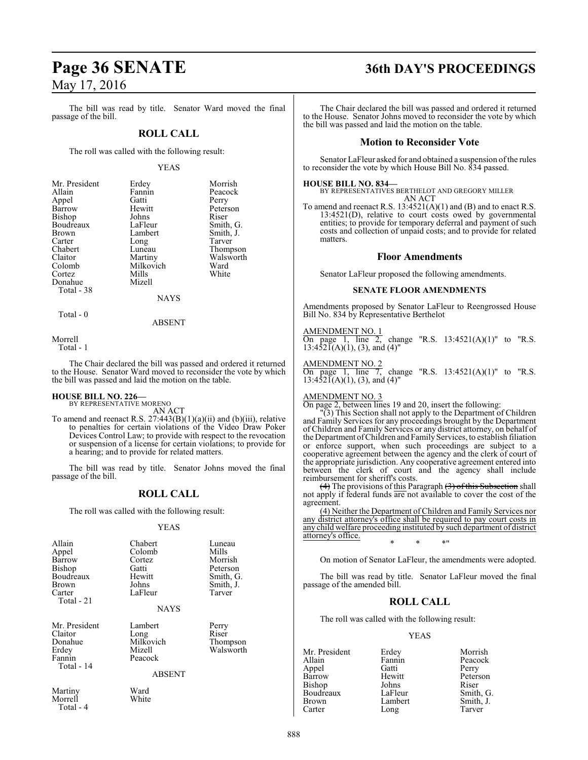The bill was read by title. Senator Ward moved the final passage of the bill.

## ROLL CALL

The roll was called with the following result:

YEAS

| | | |
|---|---|---|
| Mr. President | Erdey | Morrish |
| Allain | Fannin | Peacock |
| Appel | Gatti | Perry |
| Barrow | Hewitt | Peterson |
| Bishop | Johns | Riser |
| Boudreaux | LaFleur | Smith, G. |
| Brown | Lambert | Smith, J. |
| Carter | Long | Tarver |
| Chabert | Luneau | Thompson |
| Claitor | Martiny | Walsworth |
| Colomb | Milkovich | Ward |
| Cortez | Mills | White |
| Donahue | Mizell | |
| Total - 38 | | |

NAYS

Total - 0

ABSENT

Morrell
Total - 1

The Chair declared the bill was passed and ordered it returned to the House. Senator Ward moved to reconsider the vote by which the bill was passed and laid the motion on the table.

**HOUSE BILL NO. 226—**
BY REPRESENTATIVE MORENO
AN ACT

To amend and reenact R.S. 27:443(B)(1)(a)(ii) and (b)(iii), relative to penalties for certain violations of the Video Draw Poker Devices Control Law; to provide with respect to the revocation or suspension of a license for certain violations; to provide for a hearing; and to provide for related matters.

The bill was read by title. Senator Johns moved the final passage of the bill.

## ROLL CALL

The roll was called with the following result:

YEAS

| | | |
|---|---|---|
| Allain | Chabert | Luneau |
| Appel | Colomb | Mills |
| Barrow | Cortez | Morrish |
| Bishop | Gatti | Peterson |
| Boudreaux | Hewitt | Smith, G. |
| Brown | Johns | Smith, J. |
| Carter | LaFleur | Tarver |
| Total - 21 | | |

NAYS

| | | |
|---|---|---|
| Mr. President | Lambert | Perry |
| Claitor | Long | Riser |
| Donahue | Milkovich | Thompson |
| Erdey | Mizell | Walsworth |
| Fannin | Peacock | |
| Total - 14 | | |

ABSENT

| | |
|---|---|
| Martiny | Ward |
| Morrell | White |
| Total - 4 | |

The Chair declared the bill was passed and ordered it returned to the House. Senator Johns moved to reconsider the vote by which the bill was passed and laid the motion on the table.

## Motion to Reconsider Vote

Senator LaFleur asked for and obtained a suspension of the rules to reconsider the vote by which House Bill No. 834 passed.

**HOUSE BILL NO. 834—**
BY REPRESENTATIVES BERTHELOT AND GREGORY MILLER
AN ACT

To amend and reenact R.S. 13:4521(A)(1) and (B) and to enact R.S. 13:4521(D), relative to court costs owed by governmental entities; to provide for temporary deferral and payment of such costs and collection of unpaid costs; and to provide for related matters.

## Floor Amendments

Senator LaFleur proposed the following amendments.

### SENATE FLOOR AMENDMENTS

Amendments proposed by Senator LaFleur to Reengrossed House Bill No. 834 by Representative Berthelot

AMENDMENT NO. 1
On page 1, line 2, change "R.S. 13:4521(A)(1)" to "R.S. 13:4521(A)(1), (3), and (4)"

AMENDMENT NO. 2
On page 1, line 7, change "R.S. 13:4521(A)(1)" to "R.S. 13:4521(A)(1), (3), and (4)"

AMENDMENT NO. 3
On page 2, between lines 19 and 20, insert the following:

"(3) This Section shall not apply to the Department of Children and Family Services for any proceedings brought by the Department of Children and Family Services or any district attorney, on behalf of the Department of Children and Family Services, to establish filiation or enforce support, when such proceedings are subject to a cooperative agreement between the agency and the clerk of court of the appropriate jurisdiction. Any cooperative agreement entered into between the clerk of court and the agency shall include reimbursement for sheriff's costs.

~~(4)~~ The provisions of this Paragraph ~~(3) of this Subsection~~ shall not apply if federal funds are not available to cover the cost of the agreement.

(4) Neither the Department of Children and Family Services nor any district attorney's office shall be required to pay court costs in any child welfare proceeding instituted by such department of district attorney's office.

\* \* \*"

On motion of Senator LaFleur, the amendments were adopted.

The bill was read by title. Senator LaFleur moved the final passage of the amended bill.

## ROLL CALL

The roll was called with the following result:

YEAS

| | | |
|---|---|---|
| Mr. President | Erdey | Morrish |
| Allain | Fannin | Peacock |
| Appel | Gatti | Perry |
| Barrow | Hewitt | Peterson |
| Bishop | Johns | Riser |
| Boudreaux | LaFleur | Smith, G. |
| Brown | Lambert | Smith, J. |
| Carter | Long | Tarver |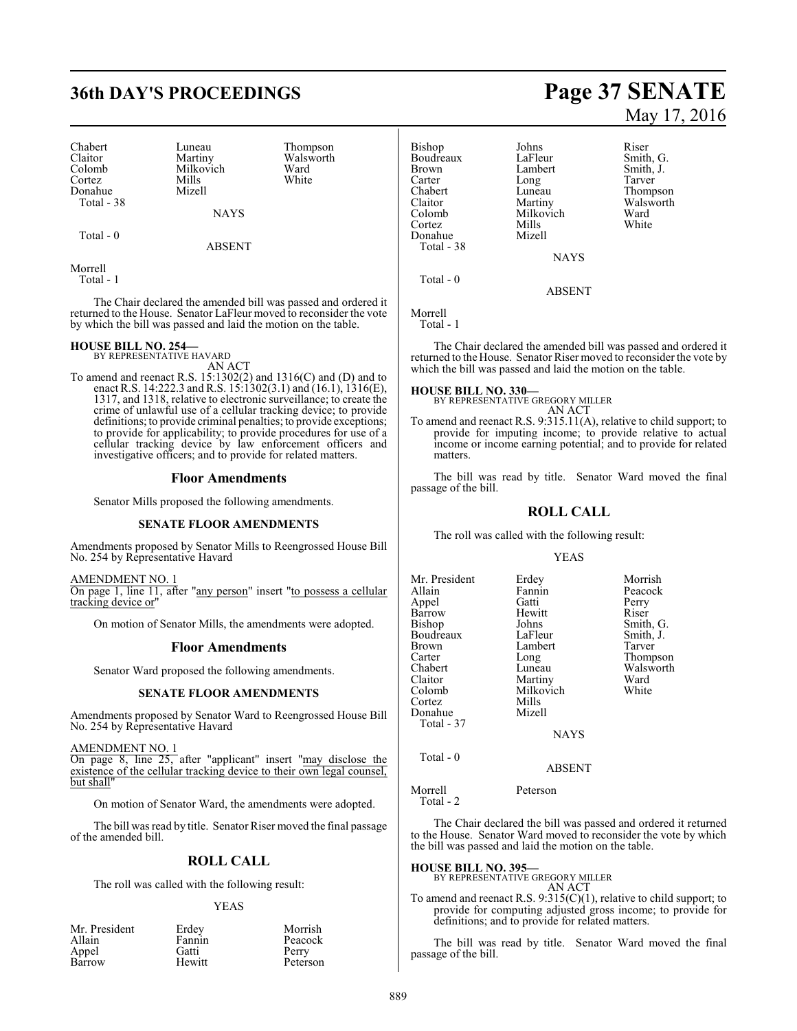| Chabert | Luneau | Thompson |
|---|---|---|
| Claitor | Martiny | Walsworth |
| Colomb | Milkovich | Ward |
| Cortez | Mills | White |
| Donahue | Mizell | |

Total - 38

NAYS

Total - 0

ABSENT

Morrell

Total - 1

The Chair declared the amended bill was passed and ordered it returned to the House. Senator LaFleur moved to reconsider the vote by which the bill was passed and laid the motion on the table.

**HOUSE BILL NO. 254—**
BY REPRESENTATIVE HAVARD
AN ACT

To amend and reenact R.S. 15:1302(2) and 1316(C) and (D) and to enact R.S. 14:222.3 and R.S. 15:1302(3.1) and (16.1), 1316(E), 1317, and 1318, relative to electronic surveillance; to create the crime of unlawful use of a cellular tracking device; to provide definitions; to provide criminal penalties; to provide exceptions; to provide for applicability; to provide procedures for use of a cellular tracking device by law enforcement officers and investigative officers; and to provide for related matters.

## Floor Amendments

Senator Mills proposed the following amendments.

**SENATE FLOOR AMENDMENTS**

Amendments proposed by Senator Mills to Reengrossed House Bill No. 254 by Representative Havard

AMENDMENT NO. 1

On page 1, line 11, after "any person" insert "to possess a cellular tracking device or"

On motion of Senator Mills, the amendments were adopted.

## Floor Amendments

Senator Ward proposed the following amendments.

**SENATE FLOOR AMENDMENTS**

Amendments proposed by Senator Ward to Reengrossed House Bill No. 254 by Representative Havard

AMENDMENT NO. 1

On page 8, line 25, after "applicant" insert "may disclose the existence of the cellular tracking device to their own legal counsel, but shall"

On motion of Senator Ward, the amendments were adopted.

The bill was read by title. Senator Riser moved the final passage of the amended bill.

## ROLL CALL

The roll was called with the following result:

YEAS

| Mr. President | Erdey | Morrish |
|---|---|---|
| Allain | Fannin | Peacock |
| Appel | Gatti | Perry |
| Barrow | Hewitt | Peterson |
| Bishop | Johns | Riser |
| Boudreaux | LaFleur | Smith, G. |
| Brown | Lambert | Smith, J. |
| Carter | Long | Tarver |
| Chabert | Luneau | Thompson |
| Claitor | Martiny | Walsworth |
| Colomb | Milkovich | Ward |
| Cortez | Mills | White |
| Donahue | Mizell | |

Total - 38

NAYS

Total - 0

ABSENT

Morrell

Total - 1

The Chair declared the amended bill was passed and ordered it returned to the House. Senator Riser moved to reconsider the vote by which the bill was passed and laid the motion on the table.

**HOUSE BILL NO. 330—**
BY REPRESENTATIVE GREGORY MILLER
AN ACT

To amend and reenact R.S. 9:315.11(A), relative to child support; to provide for imputing income; to provide relative to actual income or income earning potential; and to provide for related matters.

The bill was read by title. Senator Ward moved the final passage of the bill.

## ROLL CALL

The roll was called with the following result:

YEAS

| Mr. President | Erdey | Morrish |
|---|---|---|
| Allain | Fannin | Peacock |
| Appel | Gatti | Perry |
| Barrow | Hewitt | Riser |
| Bishop | Johns | Smith, G. |
| Boudreaux | LaFleur | Smith, J. |
| Brown | Lambert | Tarver |
| Carter | Long | Thompson |
| Chabert | Luneau | Walsworth |
| Claitor | Martiny | Ward |
| Colomb | Milkovich | White |
| Cortez | Mills | |
| Donahue | Mizell | |

Total - 37

NAYS

Total - 0

ABSENT

Morrell Peterson

Total - 2

The Chair declared the bill was passed and ordered it returned to the House. Senator Ward moved to reconsider the vote by which the bill was passed and laid the motion on the table.

**HOUSE BILL NO. 395—**
BY REPRESENTATIVE GREGORY MILLER
AN ACT

To amend and reenact R.S. 9:315(C)(1), relative to child support; to provide for computing adjusted gross income; to provide for definitions; and to provide for related matters.

The bill was read by title. Senator Ward moved the final passage of the bill.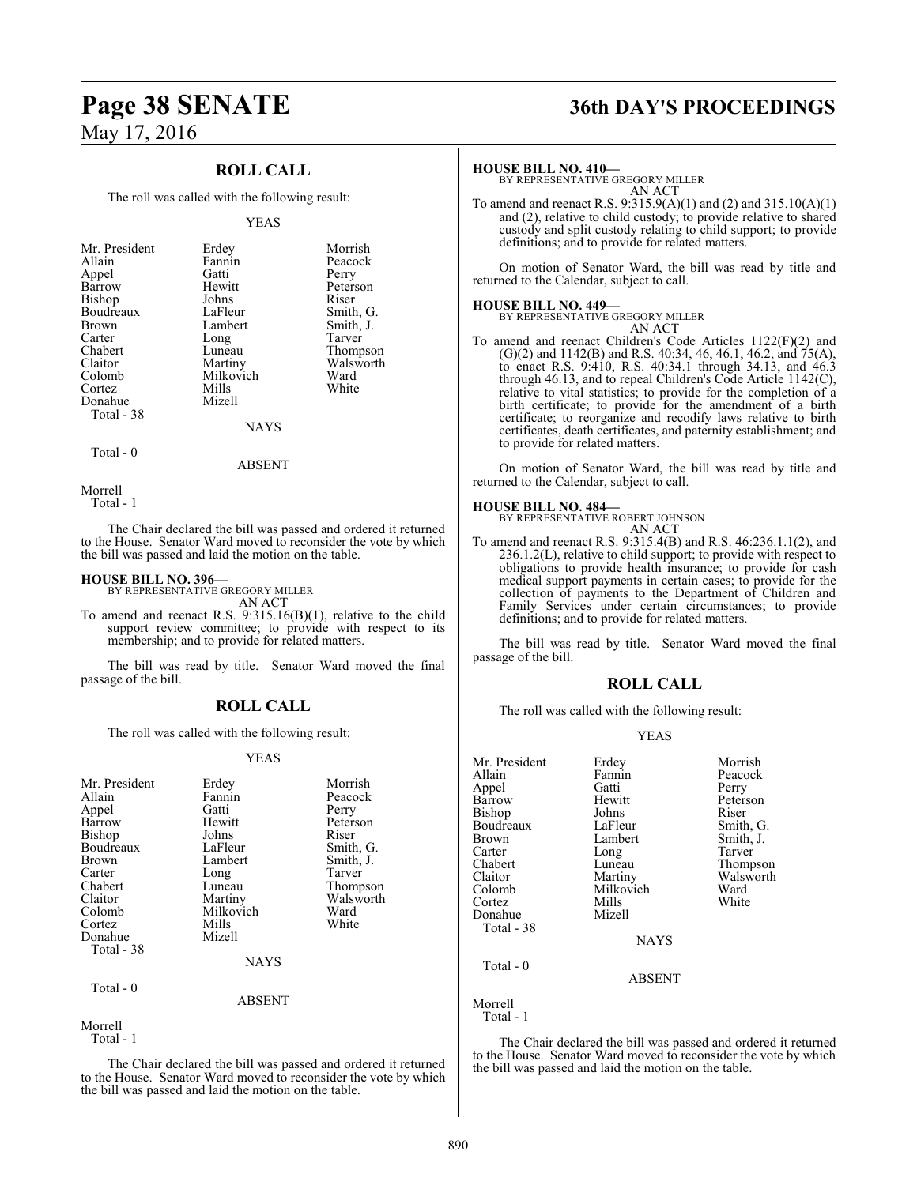## ROLL CALL

The roll was called with the following result:

YEAS

| | | |
|---|---|---|
| Mr. President | Erdey | Morrish |
| Allain | Fannin | Peacock |
| Appel | Gatti | Perry |
| Barrow | Hewitt | Peterson |
| Bishop | Johns | Riser |
| Boudreaux | LaFleur | Smith, G. |
| Brown | Lambert | Smith, J. |
| Carter | Long | Tarver |
| Chabert | Luneau | Thompson |
| Claitor | Martiny | Walsworth |
| Colomb | Milkovich | Ward |
| Cortez | Mills | White |
| Donahue | Mizell | |

Total - 38

NAYS

Total - 0

ABSENT

Morrell

Total - 1

The Chair declared the bill was passed and ordered it returned to the House. Senator Ward moved to reconsider the vote by which the bill was passed and laid the motion on the table.

**HOUSE BILL NO. 396—**
BY REPRESENTATIVE GREGORY MILLER
AN ACT

To amend and reenact R.S. 9:315.16(B)(1), relative to the child support review committee; to provide with respect to its membership; and to provide for related matters.

The bill was read by title. Senator Ward moved the final passage of the bill.

## ROLL CALL

The roll was called with the following result:

YEAS

| | | |
|---|---|---|
| Mr. President | Erdey | Morrish |
| Allain | Fannin | Peacock |
| Appel | Gatti | Perry |
| Barrow | Hewitt | Peterson |
| Bishop | Johns | Riser |
| Boudreaux | LaFleur | Smith, G. |
| Brown | Lambert | Smith, J. |
| Carter | Long | Tarver |
| Chabert | Luneau | Thompson |
| Claitor | Martiny | Walsworth |
| Colomb | Milkovich | Ward |
| Cortez | Mills | White |
| Donahue | Mizell | |

Total - 38

NAYS

Total - 0

ABSENT

Morrell

Total - 1

The Chair declared the bill was passed and ordered it returned to the House. Senator Ward moved to reconsider the vote by which the bill was passed and laid the motion on the table.

**HOUSE BILL NO. 410—**
BY REPRESENTATIVE GREGORY MILLER
AN ACT

To amend and reenact R.S. 9:315.9(A)(1) and (2) and 315.10(A)(1) and (2), relative to child custody; to provide relative to shared custody and split custody relating to child support; to provide definitions; and to provide for related matters.

On motion of Senator Ward, the bill was read by title and returned to the Calendar, subject to call.

**HOUSE BILL NO. 449—**
BY REPRESENTATIVE GREGORY MILLER
AN ACT

To amend and reenact Children's Code Articles 1122(F)(2) and (G)(2) and 1142(B) and R.S. 40:34, 46, 46.1, 46.2, and 75(A), to enact R.S. 9:410, R.S. 40:34.1 through 34.13, and 46.3 through 46.13, and to repeal Children's Code Article 1142(C), relative to vital statistics; to provide for the completion of a birth certificate; to provide for the amendment of a birth certificate; to reorganize and recodify laws relative to birth certificates, death certificates, and paternity establishment; and to provide for related matters.

On motion of Senator Ward, the bill was read by title and returned to the Calendar, subject to call.

**HOUSE BILL NO. 484—**
BY REPRESENTATIVE ROBERT JOHNSON
AN ACT

To amend and reenact R.S. 9:315.4(B) and R.S. 46:236.1.1(2), and 236.1.2(L), relative to child support; to provide with respect to obligations to provide health insurance; to provide for cash medical support payments in certain cases; to provide for the collection of payments to the Department of Children and Family Services under certain circumstances; to provide definitions; and to provide for related matters.

The bill was read by title. Senator Ward moved the final passage of the bill.

## ROLL CALL

The roll was called with the following result:

YEAS

| | | |
|---|---|---|
| Mr. President | Erdey | Morrish |
| Allain | Fannin | Peacock |
| Appel | Gatti | Perry |
| Barrow | Hewitt | Peterson |
| Bishop | Johns | Riser |
| Boudreaux | LaFleur | Smith, G. |
| Brown | Lambert | Smith, J. |
| Carter | Long | Tarver |
| Chabert | Luneau | Thompson |
| Claitor | Martiny | Walsworth |
| Colomb | Milkovich | Ward |
| Cortez | Mills | White |
| Donahue | Mizell | |

Total - 38

NAYS

Total - 0

ABSENT

Morrell

Total - 1

The Chair declared the bill was passed and ordered it returned to the House. Senator Ward moved to reconsider the vote by which the bill was passed and laid the motion on the table.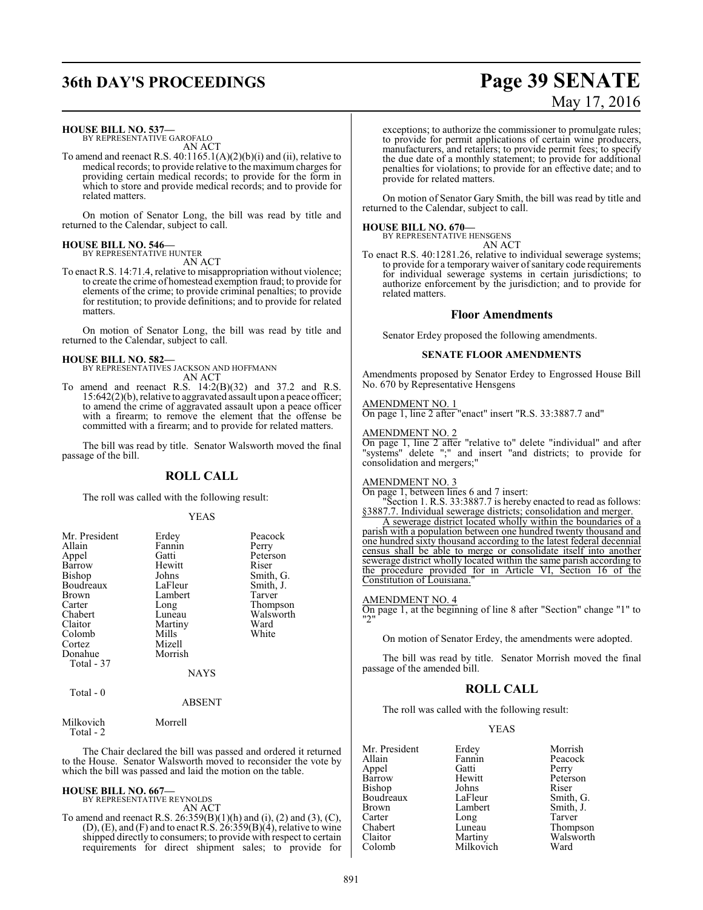**HOUSE BILL NO. 537—**
BY REPRESENTATIVE GAROFALO
AN ACT

To amend and reenact R.S. 40:1165.1(A)(2)(b)(i) and (ii), relative to medical records; to provide relative to the maximum charges for providing certain medical records; to provide for the form in which to store and provide medical records; and to provide for related matters.

On motion of Senator Long, the bill was read by title and returned to the Calendar, subject to call.

**HOUSE BILL NO. 546—**
BY REPRESENTATIVE HUNTER
AN ACT

To enact R.S. 14:71.4, relative to misappropriation without violence; to create the crime of homestead exemption fraud; to provide for elements of the crime; to provide criminal penalties; to provide for restitution; to provide definitions; and to provide for related matters.

On motion of Senator Long, the bill was read by title and returned to the Calendar, subject to call.

**HOUSE BILL NO. 582—**
BY REPRESENTATIVES JACKSON AND HOFFMANN
AN ACT

To amend and reenact R.S. 14:2(B)(32) and 37.2 and R.S. 15:642(2)(b), relative to aggravated assault upon a peace officer; to amend the crime of aggravated assault upon a peace officer with a firearm; to remove the element that the offense be committed with a firearm; and to provide for related matters.

The bill was read by title. Senator Walsworth moved the final passage of the bill.

## ROLL CALL

The roll was called with the following result:

YEAS

| | | |
|---|---|---|
| Mr. President | Erdey | Peacock |
| Allain | Fannin | Perry |
| Appel | Gatti | Peterson |
| Barrow | Hewitt | Riser |
| Bishop | Johns | Smith, G. |
| Boudreaux | LaFleur | Smith, J. |
| Brown | Lambert | Tarver |
| Carter | Long | Thompson |
| Chabert | Luneau | Walsworth |
| Claitor | Martiny | Ward |
| Colomb | Mills | White |
| Cortez | Mizell | |
| Donahue | Morrish | |

Total - 37

NAYS

Total - 0

ABSENT

| | |
|---|---|
| Milkovich | Morrell |

Total - 2

The Chair declared the bill was passed and ordered it returned to the House. Senator Walsworth moved to reconsider the vote by which the bill was passed and laid the motion on the table.

**HOUSE BILL NO. 667—**
BY REPRESENTATIVE REYNOLDS
AN ACT

To amend and reenact R.S. 26:359(B)(1)(h) and (i), (2) and (3), (C), (D), (E), and (F) and to enact R.S. 26:359(B)(4), relative to wine shipped directly to consumers; to provide with respect to certain requirements for direct shipment sales; to provide for exceptions; to authorize the commissioner to promulgate rules; to provide for permit applications of certain wine producers, manufacturers, and retailers; to provide permit fees; to specify the due date of a monthly statement; to provide for additional penalties for violations; to provide for an effective date; and to provide for related matters.

On motion of Senator Gary Smith, the bill was read by title and returned to the Calendar, subject to call.

**HOUSE BILL NO. 670—**
BY REPRESENTATIVE HENSGENS
AN ACT

To enact R.S. 40:1281.26, relative to individual sewerage systems; to provide for a temporary waiver of sanitary code requirements for individual sewerage systems in certain jurisdictions; to authorize enforcement by the jurisdiction; and to provide for related matters.

## Floor Amendments

Senator Erdey proposed the following amendments.

### SENATE FLOOR AMENDMENTS

Amendments proposed by Senator Erdey to Engrossed House Bill No. 670 by Representative Hensgens

AMENDMENT NO. 1
On page 1, line 2 after "enact" insert "R.S. 33:3887.7 and"

AMENDMENT NO. 2
On page 1, line 2 after "relative to" delete "individual" and after "systems" delete ";" and insert "and districts; to provide for consolidation and mergers;"

AMENDMENT NO. 3
On page 1, between lines 6 and 7 insert:

"Section 1. R.S. 33:3887.7 is hereby enacted to read as follows:

§3887.7. Individual sewerage districts; consolidation and merger.

A sewerage district located wholly within the boundaries of a parish with a population between one hundred twenty thousand and one hundred sixty thousand according to the latest federal decennial census shall be able to merge or consolidate itself into another sewerage district wholly located within the same parish according to the procedure provided for in Article VI, Section 16 of the Constitution of Louisiana."

AMENDMENT NO. 4
On page 1, at the beginning of line 8 after "Section" change "1" to "2"

On motion of Senator Erdey, the amendments were adopted.

The bill was read by title. Senator Morrish moved the final passage of the amended bill.

## ROLL CALL

The roll was called with the following result:

YEAS

| | | |
|---|---|---|
| Mr. President | Erdey | Morrish |
| Allain | Fannin | Peacock |
| Appel | Gatti | Perry |
| Barrow | Hewitt | Peterson |
| Bishop | Johns | Riser |
| Boudreaux | LaFleur | Smith, G. |
| Brown | Lambert | Smith, J. |
| Carter | Long | Tarver |
| Chabert | Luneau | Thompson |
| Claitor | Martiny | Walsworth |
| Colomb | Milkovich | Ward |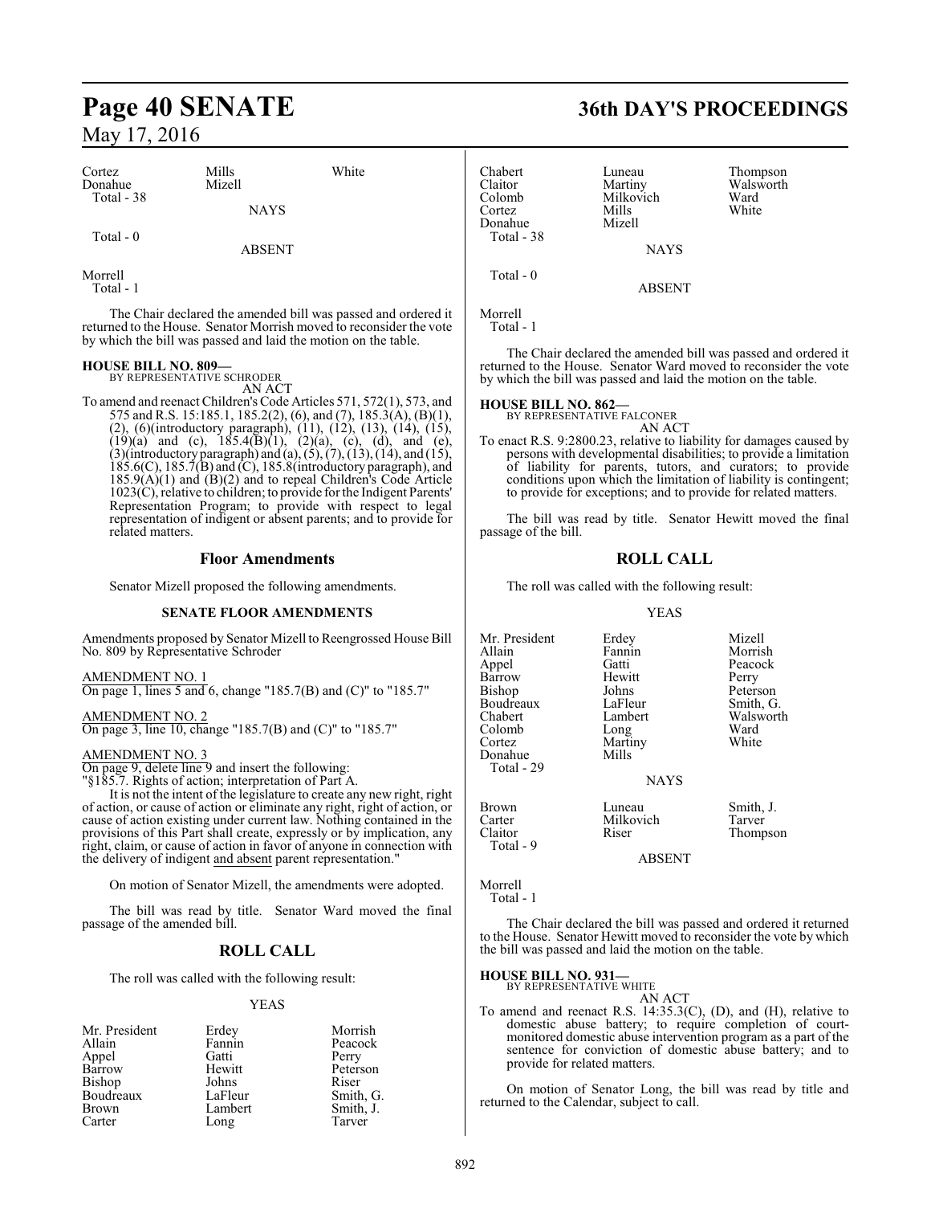| Cortez | Mills | White |
|---|---|---|
| Donahue | Mizell | |
| Total - 38 | | |

NAYS

Total - 0

ABSENT

Morrell
Total - 1

The Chair declared the amended bill was passed and ordered it returned to the House. Senator Morrish moved to reconsider the vote by which the bill was passed and laid the motion on the table.

**HOUSE BILL NO. 809—**
BY REPRESENTATIVE SCHRODER
AN ACT

To amend and reenact Children's Code Articles 571, 572(1), 573, and 575 and R.S. 15:185.1, 185.2(2), (6), and (7), 185.3(A), (B)(1), (2), (6)(introductory paragraph), (11), (12), (13), (14), (15), (19)(a) and (c), 185.4(B)(1), (2)(a), (c), (d), and (e), (3)(introductory paragraph) and (a), (5), (7), (13), (14), and (15), 185.6(C), 185.7(B) and (C), 185.8(introductory paragraph), and 185.9(A)(1) and (B)(2) and to repeal Children's Code Article 1023(C), relative to children; to provide for the Indigent Parents' Representation Program; to provide with respect to legal representation of indigent or absent parents; and to provide for related matters.

## Floor Amendments

Senator Mizell proposed the following amendments.

**SENATE FLOOR AMENDMENTS**

Amendments proposed by Senator Mizell to Reengrossed House Bill No. 809 by Representative Schroder

AMENDMENT NO. 1
On page 1, lines 5 and 6, change "185.7(B) and (C)" to "185.7"

AMENDMENT NO. 2
On page 3, line 10, change "185.7(B) and (C)" to "185.7"

AMENDMENT NO. 3
On page 9, delete line 9 and insert the following:
"§185.7. Rights of action; interpretation of Part A.

It is not the intent of the legislature to create any new right, right of action, or cause of action or eliminate any right, right of action, or cause of action existing under current law. Nothing contained in the provisions of this Part shall create, expressly or by implication, any right, claim, or cause of action in favor of anyone in connection with the delivery of indigent and absent parent representation."

On motion of Senator Mizell, the amendments were adopted.

The bill was read by title. Senator Ward moved the final passage of the amended bill.

## ROLL CALL

The roll was called with the following result:

YEAS

| Mr. President | Erdey | Morrish |
|---|---|---|
| Allain | Fannin | Peacock |
| Appel | Gatti | Perry |
| Barrow | Hewitt | Peterson |
| Bishop | Johns | Riser |
| Boudreaux | LaFleur | Smith, G. |
| Brown | Lambert | Smith, J. |
| Carter | Long | Tarver |
| Chabert | Luneau | Thompson |
| Claitor | Martiny | Walsworth |
| Colomb | Milkovich | Ward |
| Cortez | Mills | White |
| Donahue | Mizell | |
| Total - 38 | | |

NAYS

Total - 0

ABSENT

Morrell
Total - 1

The Chair declared the amended bill was passed and ordered it returned to the House. Senator Ward moved to reconsider the vote by which the bill was passed and laid the motion on the table.

**HOUSE BILL NO. 862—**
BY REPRESENTATIVE FALCONER
AN ACT

To enact R.S. 9:2800.23, relative to liability for damages caused by persons with developmental disabilities; to provide a limitation of liability for parents, tutors, and curators; to provide conditions upon which the limitation of liability is contingent; to provide for exceptions; and to provide for related matters.

The bill was read by title. Senator Hewitt moved the final passage of the bill.

## ROLL CALL

The roll was called with the following result:

YEAS

| Mr. President | Erdey | Mizell |
|---|---|---|
| Allain | Fannin | Morrish |
| Appel | Gatti | Peacock |
| Barrow | Hewitt | Perry |
| Bishop | Johns | Peterson |
| Boudreaux | LaFleur | Smith, G. |
| Chabert | Lambert | Walsworth |
| Colomb | Long | Ward |
| Cortez | Martiny | White |
| Donahue | Mills | |
| Total - 29 | | |

NAYS

| Brown | Luneau | Smith, J. |
|---|---|---|
| Carter | Milkovich | Tarver |
| Claitor | Riser | Thompson |
| Total - 9 | | |

ABSENT

Morrell
Total - 1

The Chair declared the bill was passed and ordered it returned to the House. Senator Hewitt moved to reconsider the vote by which the bill was passed and laid the motion on the table.

**HOUSE BILL NO. 931—**
BY REPRESENTATIVE WHITE
AN ACT

To amend and reenact R.S. 14:35.3(C), (D), and (H), relative to domestic abuse battery; to require completion of court-monitored domestic abuse intervention program as a part of the sentence for conviction of domestic abuse battery; and to provide for related matters.

On motion of Senator Long, the bill was read by title and returned to the Calendar, subject to call.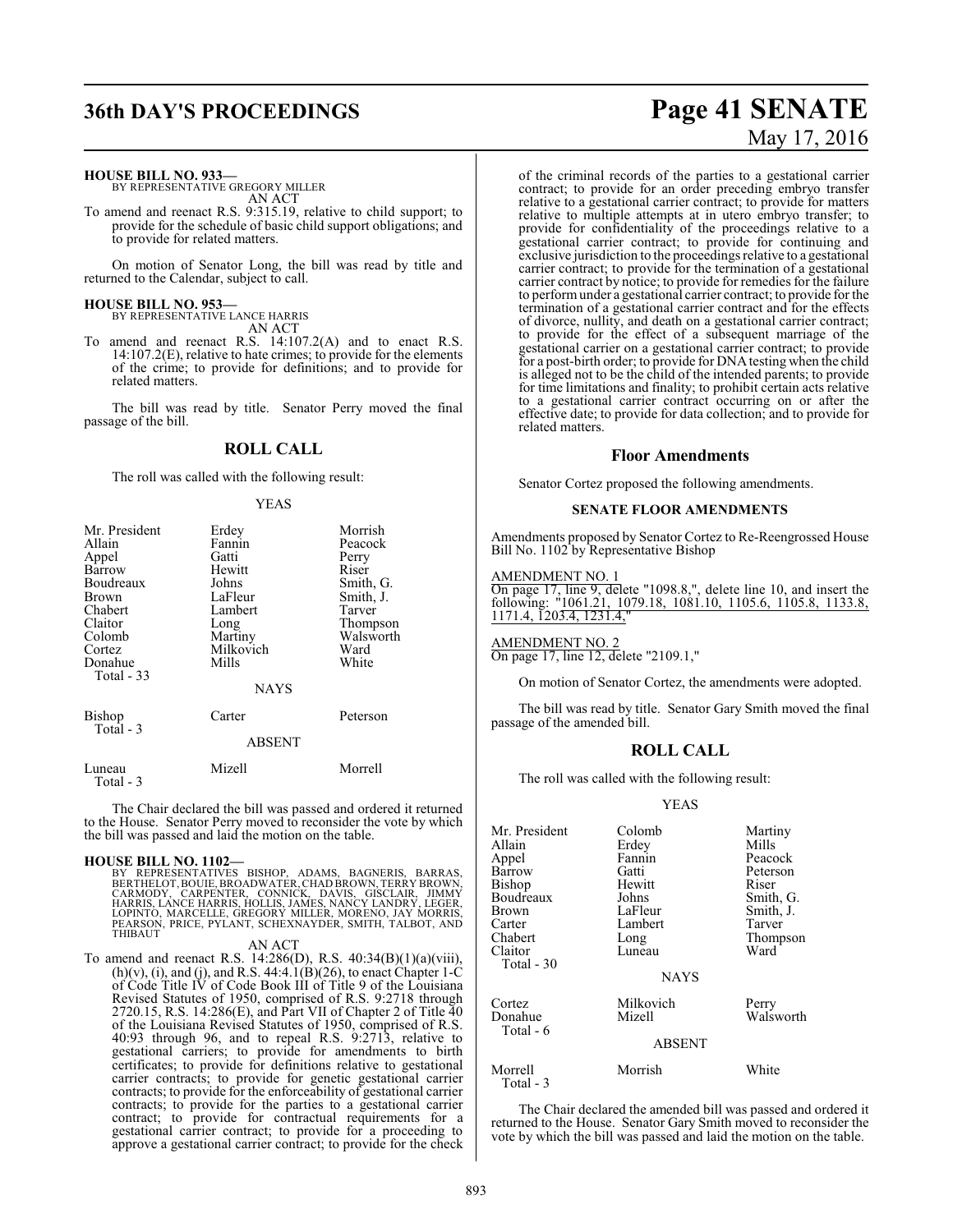**HOUSE BILL NO. 933—**
BY REPRESENTATIVE GREGORY MILLER
AN ACT

To amend and reenact R.S. 9:315.19, relative to child support; to provide for the schedule of basic child support obligations; and to provide for related matters.

On motion of Senator Long, the bill was read by title and returned to the Calendar, subject to call.

**HOUSE BILL NO. 953—**
BY REPRESENTATIVE LANCE HARRIS
AN ACT

To amend and reenact R.S. 14:107.2(A) and to enact R.S. 14:107.2(E), relative to hate crimes; to provide for the elements of the crime; to provide for definitions; and to provide for related matters.

The bill was read by title. Senator Perry moved the final passage of the bill.

## ROLL CALL

The roll was called with the following result:

YEAS

| | | |
|---|---|---|
| Mr. President | Erdey | Morrish |
| Allain | Fannin | Peacock |
| Appel | Gatti | Perry |
| Barrow | Hewitt | Riser |
| Boudreaux | Johns | Smith, G. |
| Brown | LaFleur | Smith, J. |
| Chabert | Lambert | Tarver |
| Claitor | Long | Thompson |
| Colomb | Martiny | Walsworth |
| Cortez | Milkovich | Ward |
| Donahue | Mills | White |
| Total - 33 | | |

NAYS

| | | |
|---|---|---|
| Bishop | Carter | Peterson |
| Total - 3 | | |

ABSENT

| | | |
|---|---|---|
| Luneau | Mizell | Morrell |
| Total - 3 | | |

The Chair declared the bill was passed and ordered it returned to the House. Senator Perry moved to reconsider the vote by which the bill was passed and laid the motion on the table.

**HOUSE BILL NO. 1102—**
BY REPRESENTATIVES BISHOP, ADAMS, BAGNERIS, BARRAS, BERTHELOT, BOUIE, BROADWATER, CHAD BROWN, TERRY BROWN, CARMODY, CARPENTER, CONNICK, DAVIS, GISCLAIR, JIMMY HARRIS, LANCE HARRIS, HOLLIS, JAMES, NANCY LANDRY, LEGER, LOPINTO, MARCELLE, GREGORY MILLER, MORENO, JAY MORRIS, PEARSON, PRICE, PYLANT, SCHEXNAYDER, SMITH, TALBOT, AND THIBAUT
AN ACT

To amend and reenact R.S. 14:286(D), R.S. 40:34(B)(1)(a)(viii), (h)(v), (i), and (j), and R.S. 44:4.1(B)(26), to enact Chapter 1-C of Code Title IV of Code Book III of Title 9 of the Louisiana Revised Statutes of 1950, comprised of R.S. 9:2718 through 2720.15, R.S. 14:286(E), and Part VII of Chapter 2 of Title 40 of the Louisiana Revised Statutes of 1950, comprised of R.S. 40:93 through 96, and to repeal R.S. 9:2713, relative to gestational carriers; to provide for amendments to birth certificates; to provide for definitions relative to gestational carrier contracts; to provide for genetic gestational carrier contracts; to provide for the enforceability of gestational carrier contracts; to provide for the parties to a gestational carrier contract; to provide for contractual requirements for a gestational carrier contract; to provide for a proceeding to approve a gestational carrier contract; to provide for the check of the criminal records of the parties to a gestational carrier contract; to provide for an order preceding embryo transfer relative to a gestational carrier contract; to provide for matters relative to multiple attempts at in utero embryo transfer; to provide for confidentiality of the proceedings relative to a gestational carrier contract; to provide for continuing and exclusive jurisdiction to the proceedings relative to a gestational carrier contract; to provide for the termination of a gestational carrier contract by notice; to provide for remedies for the failure to perform under a gestational carrier contract; to provide for the termination of a gestational carrier contract and for the effects of divorce, nullity, and death on a gestational carrier contract; to provide for the effect of a subsequent marriage of the gestational carrier on a gestational carrier contract; to provide for a post-birth order; to provide for DNA testing when the child is alleged not to be the child of the intended parents; to provide for time limitations and finality; to prohibit certain acts relative to a gestational carrier contract occurring on or after the effective date; to provide for data collection; and to provide for related matters.

### Floor Amendments

Senator Cortez proposed the following amendments.

#### SENATE FLOOR AMENDMENTS

Amendments proposed by Senator Cortez to Re-Reengrossed House Bill No. 1102 by Representative Bishop

AMENDMENT NO. 1
On page 17, line 9, delete "1098.8,", delete line 10, and insert the following: "1061.21, 1079.18, 1081.10, 1105.6, 1105.8, 1133.8, 1171.4, 1203.4, 1231.4,"

AMENDMENT NO. 2
On page 17, line 12, delete "2109.1,"

On motion of Senator Cortez, the amendments were adopted.

The bill was read by title. Senator Gary Smith moved the final passage of the amended bill.

## ROLL CALL

The roll was called with the following result:

YEAS

| | | |
|---|---|---|
| Mr. President | Colomb | Martiny |
| Allain | Erdey | Mills |
| Appel | Fannin | Peacock |
| Barrow | Gatti | Peterson |
| Bishop | Hewitt | Riser |
| Boudreaux | Johns | Smith, G. |
| Brown | LaFleur | Smith, J. |
| Carter | Lambert | Tarver |
| Chabert | Long | Thompson |
| Claitor | Luneau | Ward |
| Total - 30 | | |

NAYS

| | | |
|---|---|---|
| Cortez | Milkovich | Perry |
| Donahue | Mizell | Walsworth |
| Total - 6 | | |

ABSENT

| | | |
|---|---|---|
| Morrell | Morrish | White |
| Total - 3 | | |

The Chair declared the amended bill was passed and ordered it returned to the House. Senator Gary Smith moved to reconsider the vote by which the bill was passed and laid the motion on the table.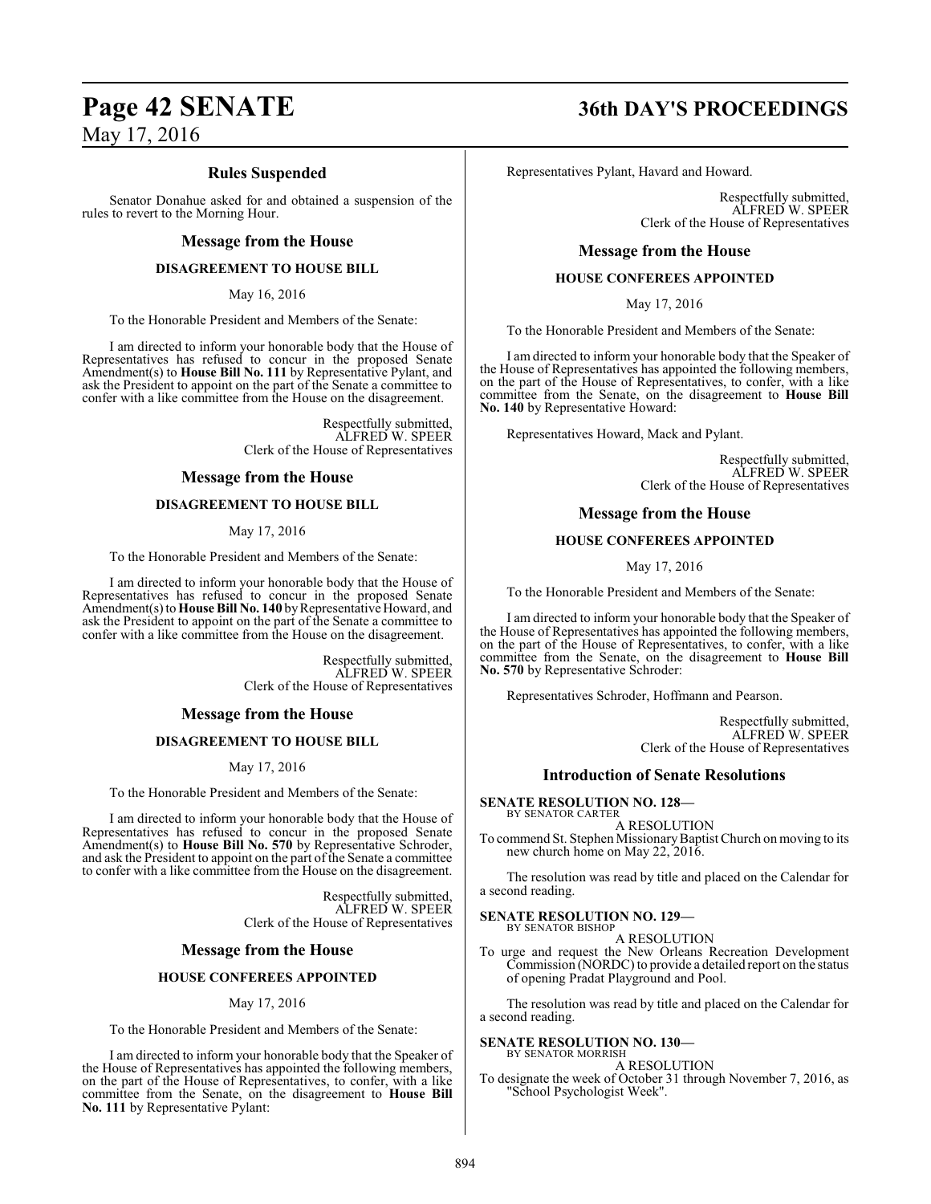### Rules Suspended

Senator Donahue asked for and obtained a suspension of the rules to revert to the Morning Hour.

### Message from the House

**DISAGREEMENT TO HOUSE BILL**

May 16, 2016

To the Honorable President and Members of the Senate:

I am directed to inform your honorable body that the House of Representatives has refused to concur in the proposed Senate Amendment(s) to **House Bill No. 111** by Representative Pylant, and ask the President to appoint on the part of the Senate a committee to confer with a like committee from the House on the disagreement.

Respectfully submitted,
ALFRED W. SPEER
Clerk of the House of Representatives

### Message from the House

**DISAGREEMENT TO HOUSE BILL**

May 17, 2016

To the Honorable President and Members of the Senate:

I am directed to inform your honorable body that the House of Representatives has refused to concur in the proposed Senate Amendment(s) to **House Bill No. 140** by Representative Howard, and ask the President to appoint on the part of the Senate a committee to confer with a like committee from the House on the disagreement.

Respectfully submitted,
ALFRED W. SPEER
Clerk of the House of Representatives

### Message from the House

**DISAGREEMENT TO HOUSE BILL**

May 17, 2016

To the Honorable President and Members of the Senate:

I am directed to inform your honorable body that the House of Representatives has refused to concur in the proposed Senate Amendment(s) to **House Bill No. 570** by Representative Schroder, and ask the President to appoint on the part of the Senate a committee to confer with a like committee from the House on the disagreement.

Respectfully submitted,
ALFRED W. SPEER
Clerk of the House of Representatives

### Message from the House

**HOUSE CONFEREES APPOINTED**

May 17, 2016

To the Honorable President and Members of the Senate:

I am directed to inform your honorable body that the Speaker of the House of Representatives has appointed the following members, on the part of the House of Representatives, to confer, with a like committee from the Senate, on the disagreement to **House Bill No. 111** by Representative Pylant:

Representatives Pylant, Havard and Howard.

Respectfully submitted,
ALFRED W. SPEER
Clerk of the House of Representatives

### Message from the House

**HOUSE CONFEREES APPOINTED**

May 17, 2016

To the Honorable President and Members of the Senate:

I am directed to inform your honorable body that the Speaker of the House of Representatives has appointed the following members, on the part of the House of Representatives, to confer, with a like committee from the Senate, on the disagreement to **House Bill No. 140** by Representative Howard:

Representatives Howard, Mack and Pylant.

Respectfully submitted,
ALFRED W. SPEER
Clerk of the House of Representatives

### Message from the House

**HOUSE CONFEREES APPOINTED**

May 17, 2016

To the Honorable President and Members of the Senate:

I am directed to inform your honorable body that the Speaker of the House of Representatives has appointed the following members, on the part of the House of Representatives, to confer, with a like committee from the Senate, on the disagreement to **House Bill No. 570** by Representative Schroder:

Representatives Schroder, Hoffmann and Pearson.

Respectfully submitted,
ALFRED W. SPEER
Clerk of the House of Representatives

### Introduction of Senate Resolutions

**SENATE RESOLUTION NO. 128—**
BY SENATOR CARTER

A RESOLUTION

To commend St. Stephen Missionary Baptist Church on moving to its new church home on May 22, 2016.

The resolution was read by title and placed on the Calendar for a second reading.

**SENATE RESOLUTION NO. 129—**
BY SENATOR BISHOP

A RESOLUTION

To urge and request the New Orleans Recreation Development Commission (NORDC) to provide a detailed report on the status of opening Pradat Playground and Pool.

The resolution was read by title and placed on the Calendar for a second reading.

**SENATE RESOLUTION NO. 130—**
BY SENATOR MORRISH

A RESOLUTION

To designate the week of October 31 through November 7, 2016, as "School Psychologist Week".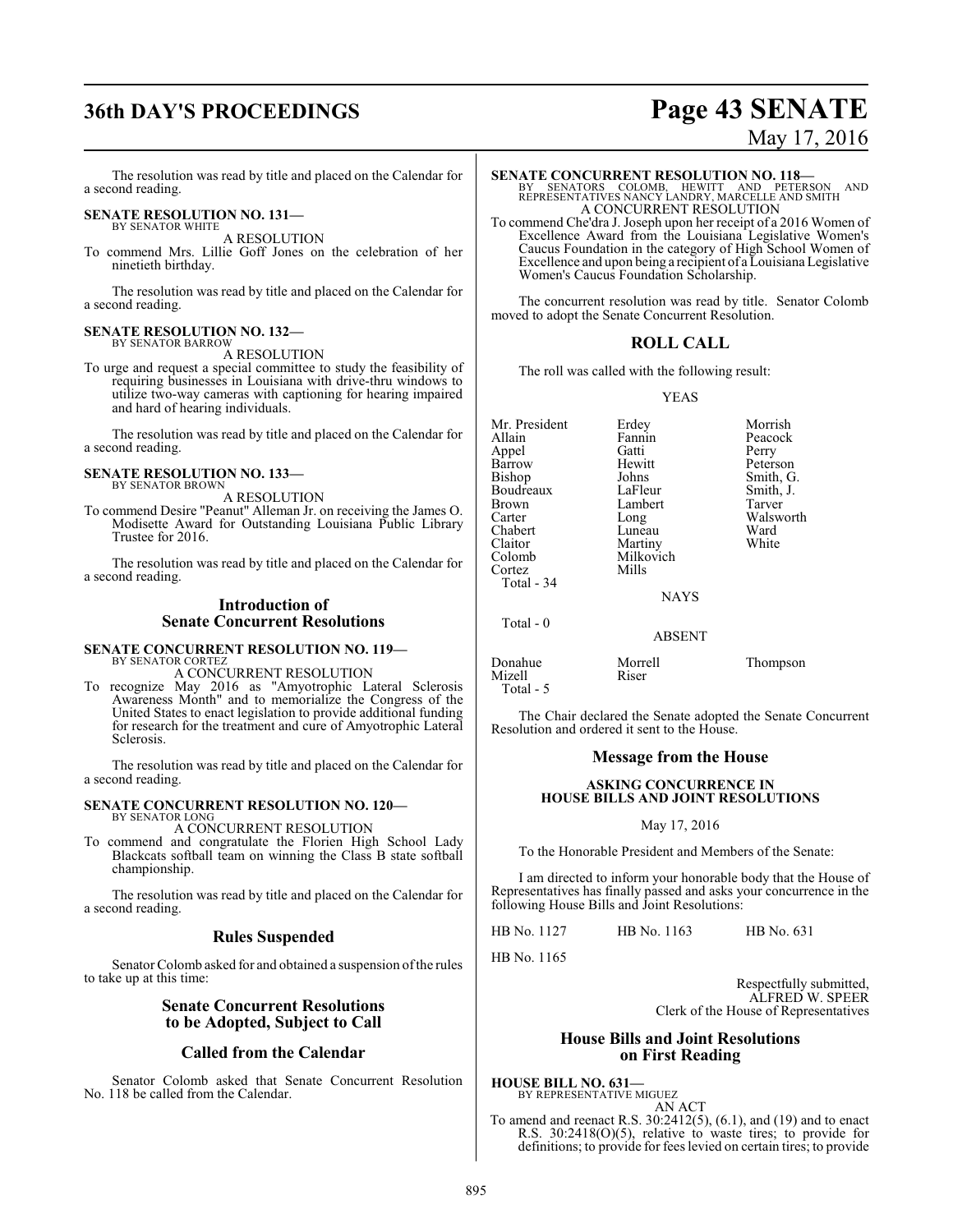The resolution was read by title and placed on the Calendar for a second reading.

**SENATE RESOLUTION NO. 131—**
BY SENATOR WHITE
A RESOLUTION

To commend Mrs. Lillie Goff Jones on the celebration of her ninetieth birthday.

The resolution was read by title and placed on the Calendar for a second reading.

**SENATE RESOLUTION NO. 132—**
BY SENATOR BARROW
A RESOLUTION

To urge and request a special committee to study the feasibility of requiring businesses in Louisiana with drive-thru windows to utilize two-way cameras with captioning for hearing impaired and hard of hearing individuals.

The resolution was read by title and placed on the Calendar for a second reading.

**SENATE RESOLUTION NO. 133—**
BY SENATOR BROWN
A RESOLUTION

To commend Desire "Peanut" Alleman Jr. on receiving the James O. Modisette Award for Outstanding Louisiana Public Library Trustee for 2016.

The resolution was read by title and placed on the Calendar for a second reading.

## Introduction of Senate Concurrent Resolutions

**SENATE CONCURRENT RESOLUTION NO. 119—**
BY SENATOR CORTEZ
A CONCURRENT RESOLUTION

To recognize May 2016 as "Amyotrophic Lateral Sclerosis Awareness Month" and to memorialize the Congress of the United States to enact legislation to provide additional funding for research for the treatment and cure of Amyotrophic Lateral Sclerosis.

The resolution was read by title and placed on the Calendar for a second reading.

**SENATE CONCURRENT RESOLUTION NO. 120—**
BY SENATOR LONG
A CONCURRENT RESOLUTION

To commend and congratulate the Florien High School Lady Blackcats softball team on winning the Class B state softball championship.

The resolution was read by title and placed on the Calendar for a second reading.

## Rules Suspended

Senator Colomb asked for and obtained a suspension of the rules to take up at this time:

## Senate Concurrent Resolutions to be Adopted, Subject to Call

## Called from the Calendar

Senator Colomb asked that Senate Concurrent Resolution No. 118 be called from the Calendar.

**SENATE CONCURRENT RESOLUTION NO. 118—**
BY SENATORS COLOMB, HEWITT AND PETERSON AND REPRESENTATIVES NANCY LANDRY, MARCELLE AND SMITH
A CONCURRENT RESOLUTION

To commend Che'dra J. Joseph upon her receipt of a 2016 Women of Excellence Award from the Louisiana Legislative Women's Caucus Foundation in the category of High School Women of Excellence and upon being a recipient of a Louisiana Legislative Women's Caucus Foundation Scholarship.

The concurrent resolution was read by title. Senator Colomb moved to adopt the Senate Concurrent Resolution.

## ROLL CALL

The roll was called with the following result:

YEAS

| | | |
|---|---|---|
| Mr. President | Erdey | Morrish |
| Allain | Fannin | Peacock |
| Appel | Gatti | Perry |
| Barrow | Hewitt | Peterson |
| Bishop | Johns | Smith, G. |
| Boudreaux | LaFleur | Smith, J. |
| Brown | Lambert | Tarver |
| Carter | Long | Walsworth |
| Chabert | Luneau | Ward |
| Claitor | Martiny | White |
| Colomb | Milkovich | |
| Cortez | Mills | |

Total - 34

NAYS

Total - 0

ABSENT

| | | |
|---|---|---|
| Donahue | Morrell | Thompson |
| Mizell | Riser | |

Total - 5

The Chair declared the Senate adopted the Senate Concurrent Resolution and ordered it sent to the House.

## Message from the House

**ASKING CONCURRENCE IN HOUSE BILLS AND JOINT RESOLUTIONS**

May 17, 2016

To the Honorable President and Members of the Senate:

I am directed to inform your honorable body that the House of Representatives has finally passed and asks your concurrence in the following House Bills and Joint Resolutions:

HB No. 1127 HB No. 1163 HB No. 631

HB No. 1165

Respectfully submitted,
ALFRED W. SPEER
Clerk of the House of Representatives

## House Bills and Joint Resolutions on First Reading

**HOUSE BILL NO. 631—**
BY REPRESENTATIVE MIGUEZ
AN ACT

To amend and reenact R.S. 30:2412(5), (6.1), and (19) and to enact R.S. 30:2418(O)(5), relative to waste tires; to provide for definitions; to provide for fees levied on certain tires; to provide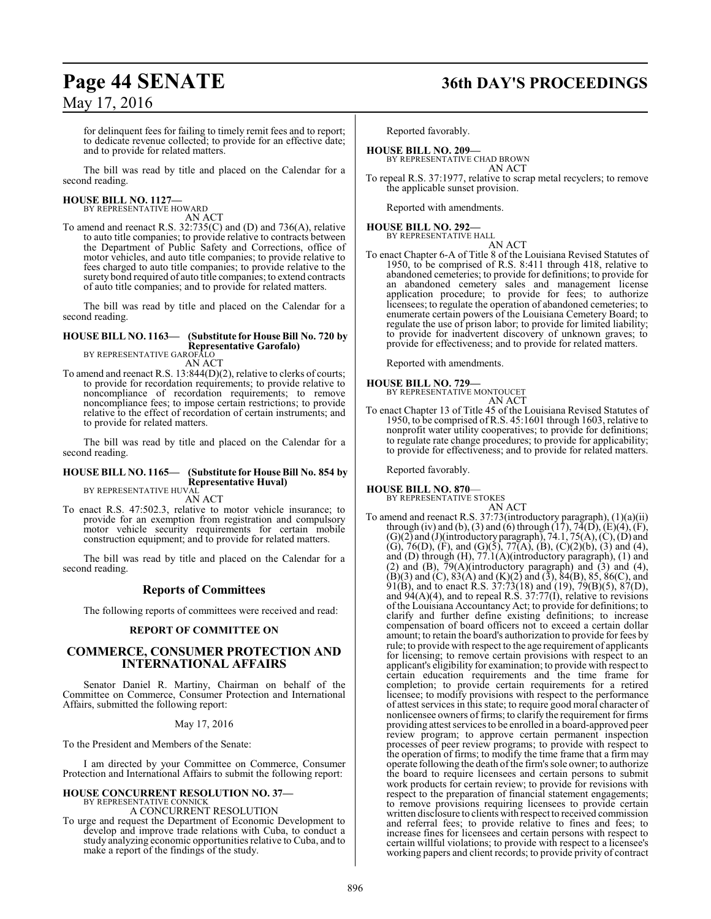for delinquent fees for failing to timely remit fees and to report; to dedicate revenue collected; to provide for an effective date; and to provide for related matters.

The bill was read by title and placed on the Calendar for a second reading.

**HOUSE BILL NO. 1127—**
BY REPRESENTATIVE HOWARD
AN ACT

To amend and reenact R.S. 32:735(C) and (D) and 736(A), relative to auto title companies; to provide relative to contracts between the Department of Public Safety and Corrections, office of motor vehicles, and auto title companies; to provide relative to fees charged to auto title companies; to provide relative to the surety bond required of auto title companies; to extend contracts of auto title companies; and to provide for related matters.

The bill was read by title and placed on the Calendar for a second reading.

**HOUSE BILL NO. 1163— (Substitute for House Bill No. 720 by Representative Garofalo)**
BY REPRESENTATIVE GAROFALO
AN ACT

To amend and reenact R.S. 13:844(D)(2), relative to clerks of courts; to provide for recordation requirements; to provide relative to noncompliance of recordation requirements; to remove noncompliance fees; to impose certain restrictions; to provide relative to the effect of recordation of certain instruments; and to provide for related matters.

The bill was read by title and placed on the Calendar for a second reading.

**HOUSE BILL NO. 1165— (Substitute for House Bill No. 854 by Representative Huval)**
BY REPRESENTATIVE HUVAL
AN ACT

To enact R.S. 47:502.3, relative to motor vehicle insurance; to provide for an exemption from registration and compulsory motor vehicle security requirements for certain mobile construction equipment; and to provide for related matters.

The bill was read by title and placed on the Calendar for a second reading.

## Reports of Committees

The following reports of committees were received and read:

### REPORT OF COMMITTEE ON

## COMMERCE, CONSUMER PROTECTION AND INTERNATIONAL AFFAIRS

Senator Daniel R. Martiny, Chairman on behalf of the Committee on Commerce, Consumer Protection and International Affairs, submitted the following report:

May 17, 2016

To the President and Members of the Senate:

I am directed by your Committee on Commerce, Consumer Protection and International Affairs to submit the following report:

**HOUSE CONCURRENT RESOLUTION NO. 37—**
BY REPRESENTATIVE CONNICK
A CONCURRENT RESOLUTION

To urge and request the Department of Economic Development to develop and improve trade relations with Cuba, to conduct a study analyzing economic opportunities relative to Cuba, and to make a report of the findings of the study.

Reported favorably.

**HOUSE BILL NO. 209—**
BY REPRESENTATIVE CHAD BROWN
AN ACT

To repeal R.S. 37:1977, relative to scrap metal recyclers; to remove the applicable sunset provision.

Reported with amendments.

**HOUSE BILL NO. 292—**
BY REPRESENTATIVE HALL
AN ACT

To enact Chapter 6-A of Title 8 of the Louisiana Revised Statutes of 1950, to be comprised of R.S. 8:411 through 418, relative to abandoned cemeteries; to provide for definitions; to provide for an abandoned cemetery sales and management license application procedure; to provide for fees; to authorize licensees; to regulate the operation of abandoned cemeteries; to enumerate certain powers of the Louisiana Cemetery Board; to regulate the use of prison labor; to provide for limited liability; to provide for inadvertent discovery of unknown graves; to provide for effectiveness; and to provide for related matters.

Reported with amendments.

**HOUSE BILL NO. 729—**
BY REPRESENTATIVE MONTOUCET
AN ACT

To enact Chapter 13 of Title 45 of the Louisiana Revised Statutes of 1950, to be comprised of R.S. 45:1601 through 1603, relative to nonprofit water utility cooperatives; to provide for definitions; to regulate rate change procedures; to provide for applicability; to provide for effectiveness; and to provide for related matters.

Reported favorably.

**HOUSE BILL NO. 870—**
BY REPRESENTATIVE STOKES
AN ACT

To amend and reenact R.S. 37:73(introductory paragraph), (1)(a)(ii) through (iv) and (b), (3) and (6) through (17), 74(D), (E)(4), (F), (G)(2) and (J)(introductory paragraph), 74.1, 75(A), (C), (D) and (G), 76(D), (F), and (G)(5), 77(A), (B), (C)(2)(b), (3) and (4), and (D) through (H), 77.1(A)(introductory paragraph), (1) and (2) and (B), 79(A)(introductory paragraph) and (3) and (4), (B)(3) and (C), 83(A) and (K)(2) and (3), 84(B), 85, 86(C), and 91(B), and to enact R.S. 37:73(18) and (19), 79(B)(5), 87(D), and 94(A)(4), and to repeal R.S. 37:77(I), relative to revisions of the Louisiana Accountancy Act; to provide for definitions; to clarify and further define existing definitions; to increase compensation of board officers not to exceed a certain dollar amount; to retain the board's authorization to provide for fees by rule; to provide with respect to the age requirement of applicants for licensing; to remove certain provisions with respect to an applicant's eligibility for examination; to provide with respect to certain education requirements and the time frame for completion; to provide certain requirements for a retired licensee; to modify provisions with respect to the performance of attest services in this state; to require good moral character of nonlicensee owners of firms; to clarify the requirement for firms providing attest services to be enrolled in a board-approved peer review program; to approve certain permanent inspection processes of peer review programs; to provide with respect to the operation of firms; to modify the time frame that a firm may operate following the death of the firm's sole owner; to authorize the board to require licensees and certain persons to submit work products for certain review; to provide for revisions with respect to the preparation of financial statement engagements; to remove provisions requiring licensees to provide certain written disclosure to clients with respect to received commission and referral fees; to provide relative to fines and fees; to increase fines for licensees and certain persons with respect to certain willful violations; to provide with respect to a licensee's working papers and client records; to provide privity of contract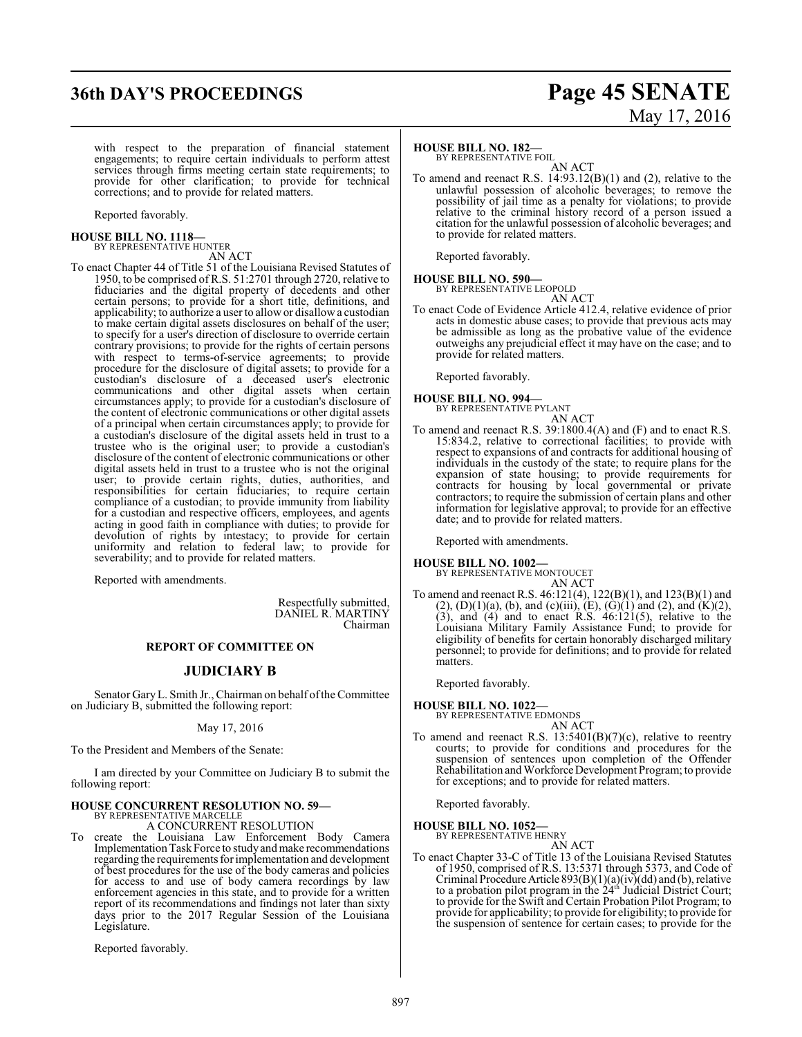with respect to the preparation of financial statement engagements; to require certain individuals to perform attest services through firms meeting certain state requirements; to provide for other clarification; to provide for technical corrections; and to provide for related matters.

Reported favorably.

**HOUSE BILL NO. 1118—**
BY REPRESENTATIVE HUNTER
AN ACT

To enact Chapter 44 of Title 51 of the Louisiana Revised Statutes of 1950, to be comprised of R.S. 51:2701 through 2720, relative to fiduciaries and the digital property of decedents and other certain persons; to provide for a short title, definitions, and applicability; to authorize a user to allow or disallow a custodian to make certain digital assets disclosures on behalf of the user; to specify for a user's direction of disclosure to override certain contrary provisions; to provide for the rights of certain persons with respect to terms-of-service agreements; to provide procedure for the disclosure of digital assets; to provide for a custodian's disclosure of a deceased user's electronic communications and other digital assets when certain circumstances apply; to provide for a custodian's disclosure of the content of electronic communications or other digital assets of a principal when certain circumstances apply; to provide for a custodian's disclosure of the digital assets held in trust to a trustee who is the original user; to provide a custodian's disclosure of the content of electronic communications or other digital assets held in trust to a trustee who is not the original user; to provide certain rights, duties, authorities, and responsibilities for certain fiduciaries; to require certain compliance of a custodian; to provide immunity from liability for a custodian and respective officers, employees, and agents acting in good faith in compliance with duties; to provide for devolution of rights by intestacy; to provide for certain uniformity and relation to federal law; to provide for severability; and to provide for related matters.

Reported with amendments.

Respectfully submitted,
DANIEL R. MARTINY
Chairman

## REPORT OF COMMITTEE ON

## JUDICIARY B

Senator Gary L. Smith Jr., Chairman on behalf of the Committee on Judiciary B, submitted the following report:

May 17, 2016

To the President and Members of the Senate:

I am directed by your Committee on Judiciary B to submit the following report:

**HOUSE CONCURRENT RESOLUTION NO. 59—**
BY REPRESENTATIVE MARCELLE
A CONCURRENT RESOLUTION

To create the Louisiana Law Enforcement Body Camera Implementation Task Force to study and make recommendations regarding the requirements for implementation and development of best procedures for the use of the body cameras and policies for access to and use of body camera recordings by law enforcement agencies in this state, and to provide for a written report of its recommendations and findings not later than sixty days prior to the 2017 Regular Session of the Louisiana Legislature.

Reported favorably.

**HOUSE BILL NO. 182—**
BY REPRESENTATIVE FOIL
AN ACT

To amend and reenact R.S. 14:93.12(B)(1) and (2), relative to the unlawful possession of alcoholic beverages; to remove the possibility of jail time as a penalty for violations; to provide relative to the criminal history record of a person issued a citation for the unlawful possession of alcoholic beverages; and to provide for related matters.

Reported favorably.

**HOUSE BILL NO. 590—**
BY REPRESENTATIVE LEOPOLD
AN ACT

To enact Code of Evidence Article 412.4, relative evidence of prior acts in domestic abuse cases; to provide that previous acts may be admissible as long as the probative value of the evidence outweighs any prejudicial effect it may have on the case; and to provide for related matters.

Reported favorably.

**HOUSE BILL NO. 994—**
BY REPRESENTATIVE PYLANT
AN ACT

To amend and reenact R.S. 39:1800.4(A) and (F) and to enact R.S. 15:834.2, relative to correctional facilities; to provide with respect to expansions of and contracts for additional housing of individuals in the custody of the state; to require plans for the expansion of state housing; to provide requirements for contracts for housing by local governmental or private contractors; to require the submission of certain plans and other information for legislative approval; to provide for an effective date; and to provide for related matters.

Reported with amendments.

**HOUSE BILL NO. 1002—**
BY REPRESENTATIVE MONTOUCET
AN ACT

To amend and reenact R.S. 46:121(4), 122(B)(1), and 123(B)(1) and (2), (D)(1)(a), (b), and (c)(iii), (E), (G)(1) and (2), and (K)(2), (3), and (4) and to enact R.S. 46:121(5), relative to the Louisiana Military Family Assistance Fund; to provide for eligibility of benefits for certain honorably discharged military personnel; to provide for definitions; and to provide for related matters.

Reported favorably.

**HOUSE BILL NO. 1022—**
BY REPRESENTATIVE EDMONDS
AN ACT

To amend and reenact R.S. 13:5401(B)(7)(c), relative to reentry courts; to provide for conditions and procedures for the suspension of sentences upon completion of the Offender Rehabilitation and Workforce Development Program; to provide for exceptions; and to provide for related matters.

Reported favorably.

**HOUSE BILL NO. 1052—**
BY REPRESENTATIVE HENRY
AN ACT

To enact Chapter 33-C of Title 13 of the Louisiana Revised Statutes of 1950, comprised of R.S. 13:5371 through 5373, and Code of Criminal Procedure Article 893(B)(1)(a)(iv)(dd) and (b), relative to a probation pilot program in the 24th Judicial District Court; to provide for the Swift and Certain Probation Pilot Program; to provide for applicability; to provide for eligibility; to provide for the suspension of sentence for certain cases; to provide for the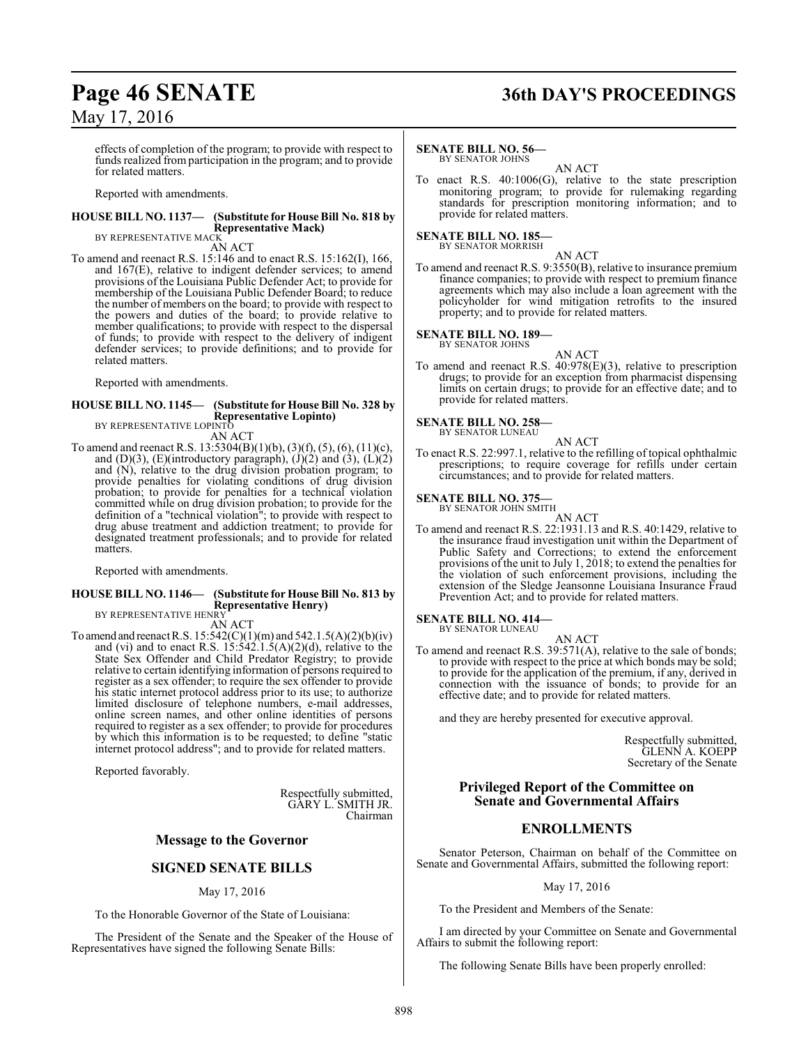effects of completion of the program; to provide with respect to funds realized from participation in the program; and to provide for related matters.

Reported with amendments.

**HOUSE BILL NO. 1137— (Substitute for House Bill No. 818 by Representative Mack)**
BY REPRESENTATIVE MACK

AN ACT

To amend and reenact R.S. 15:146 and to enact R.S. 15:162(I), 166, and 167(E), relative to indigent defender services; to amend provisions of the Louisiana Public Defender Act; to provide for membership of the Louisiana Public Defender Board; to reduce the number of members on the board; to provide with respect to the powers and duties of the board; to provide relative to member qualifications; to provide with respect to the dispersal of funds; to provide with respect to the delivery of indigent defender services; to provide definitions; and to provide for related matters.

Reported with amendments.

**HOUSE BILL NO. 1145— (Substitute for House Bill No. 328 by Representative Lopinto)**
BY REPRESENTATIVE LOPINTO

AN ACT

To amend and reenact R.S. 13:5304(B)(1)(b), (3)(f), (5), (6), (11)(c), and (D)(3), (E)(introductory paragraph), (J)(2) and (3), (L)(2) and (N), relative to the drug division probation program; to provide penalties for violating conditions of drug division probation; to provide for penalties for a technical violation committed while on drug division probation; to provide for the definition of a "technical violation"; to provide with respect to drug abuse treatment and addiction treatment; to provide for designated treatment professionals; and to provide for related matters.

Reported with amendments.

**HOUSE BILL NO. 1146— (Substitute for House Bill No. 813 by Representative Henry)**
BY REPRESENTATIVE HENRY

AN ACT

To amend and reenact R.S. 15:542(C)(1)(m) and 542.1.5(A)(2)(b)(iv) and (vi) and to enact R.S. 15:542.1.5(A)(2)(d), relative to the State Sex Offender and Child Predator Registry; to provide relative to certain identifying information of persons required to register as a sex offender; to require the sex offender to provide his static internet protocol address prior to its use; to authorize limited disclosure of telephone numbers, e-mail addresses, online screen names, and other online identities of persons required to register as a sex offender; to provide for procedures by which this information is to be requested; to define "static internet protocol address"; and to provide for related matters.

Reported favorably.

Respectfully submitted,
GARY L. SMITH JR.
Chairman

## Message to the Governor

## SIGNED SENATE BILLS

May 17, 2016

To the Honorable Governor of the State of Louisiana:

The President of the Senate and the Speaker of the House of Representatives have signed the following Senate Bills:

**SENATE BILL NO. 56—**
BY SENATOR JOHNS

AN ACT

To enact R.S. 40:1006(G), relative to the state prescription monitoring program; to provide for rulemaking regarding standards for prescription monitoring information; and to provide for related matters.

**SENATE BILL NO. 185—**
BY SENATOR MORRISH

AN ACT

To amend and reenact R.S. 9:3550(B), relative to insurance premium finance companies; to provide with respect to premium finance agreements which may also include a loan agreement with the policyholder for wind mitigation retrofits to the insured property; and to provide for related matters.

**SENATE BILL NO. 189—**
BY SENATOR JOHNS

AN ACT

To amend and reenact R.S. 40:978(E)(3), relative to prescription drugs; to provide for an exception from pharmacist dispensing limits on certain drugs; to provide for an effective date; and to provide for related matters.

**SENATE BILL NO. 258—**
BY SENATOR LUNEAU

AN ACT

To enact R.S. 22:997.1, relative to the refilling of topical ophthalmic prescriptions; to require coverage for refills under certain circumstances; and to provide for related matters.

**SENATE BILL NO. 375—**
BY SENATOR JOHN SMITH

AN ACT

To amend and reenact R.S. 22:1931.13 and R.S. 40:1429, relative to the insurance fraud investigation unit within the Department of Public Safety and Corrections; to extend the enforcement provisions of the unit to July 1, 2018; to extend the penalties for the violation of such enforcement provisions, including the extension of the Sledge Jeansonne Louisiana Insurance Fraud Prevention Act; and to provide for related matters.

**SENATE BILL NO. 414—**
BY SENATOR LUNEAU

AN ACT

To amend and reenact R.S. 39:571(A), relative to the sale of bonds; to provide with respect to the price at which bonds may be sold; to provide for the application of the premium, if any, derived in connection with the issuance of bonds; to provide for an effective date; and to provide for related matters.

and they are hereby presented for executive approval.

Respectfully submitted,
GLENN A. KOEPP
Secretary of the Senate

## Privileged Report of the Committee on Senate and Governmental Affairs

## ENROLLMENTS

Senator Peterson, Chairman on behalf of the Committee on Senate and Governmental Affairs, submitted the following report:

May 17, 2016

To the President and Members of the Senate:

I am directed by your Committee on Senate and Governmental Affairs to submit the following report:

The following Senate Bills have been properly enrolled: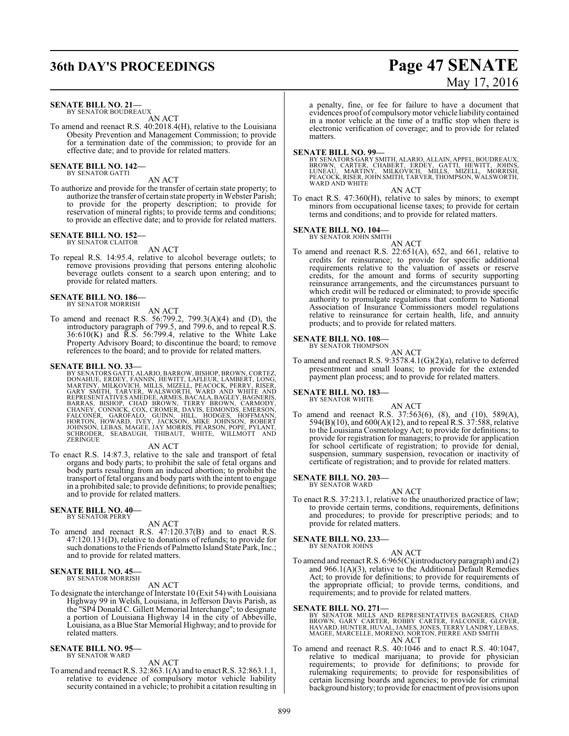**SENATE BILL NO. 21—**
BY SENATOR BOUDREAUX

AN ACT

To amend and reenact R.S. 40:2018.4(H), relative to the Louisiana Obesity Prevention and Management Commission; to provide for a termination date of the commission; to provide for an effective date; and to provide for related matters.

**SENATE BILL NO. 142—**
BY SENATOR GATTI

AN ACT

To authorize and provide for the transfer of certain state property; to authorize the transfer of certain state property in Webster Parish; to provide for the property description; to provide for reservation of mineral rights; to provide terms and conditions; to provide an effective date; and to provide for related matters.

**SENATE BILL NO. 152—**
BY SENATOR CLAITOR

AN ACT

To repeal R.S. 14:95.4, relative to alcohol beverage outlets; to remove provisions providing that persons entering alcoholic beverage outlets consent to a search upon entering; and to provide for related matters.

**SENATE BILL NO. 186—**
BY SENATOR MORRISH

AN ACT

To amend and reenact R.S. 56:799.2, 799.3(A)(4) and (D), the introductory paragraph of 799.5, and 799.6, and to repeal R.S. 36:610(K) and R.S. 56:799.4, relative to the White Lake Property Advisory Board; to discontinue the board; to remove references to the board; and to provide for related matters.

**SENATE BILL NO. 33—**
BY SENATORS GATTI, ALARIO, BARROW, BISHOP, BROWN, CORTEZ, DONAHUE, ERDEY, FANNIN, HEWITT, LAFLEUR, LAMBERT, LONG, MARTINY, MILKOVICH, MILLS, MIZELL, PEACOCK, PERRY, RISER, GARY SMITH, TARVER, WALSWORTH, WARD AND WHITE AND REPRESENTATIVES AMEDEE, ARMES, BACALA, BAGLEY, BAGNERIS, BARRAS, BISHOP, CHAD BROWN, TERRY BROWN, CARMODY, CHANEY, CONNICK, COX, CROMER, DAVIS, EDMONDS, EMERSON, FALCONER, GAROFALO, GUINN, HILL, HODGES, HOFFMANN, HORTON, HOWARD, IVEY, JACKSON, MIKE JOHNSON, ROBERT JOHNSON, LEBAS, MAGEE, JAY MORRIS, PEARSON, POPE, PYLANT, SCHRODER, SEABAUGH, THIBAUT, WHITE, WILLMOTT AND ZERINGUE

AN ACT

To enact R.S. 14:87.3, relative to the sale and transport of fetal organs and body parts; to prohibit the sale of fetal organs and body parts resulting from an induced abortion; to prohibit the transport of fetal organs and body parts with the intent to engage in a prohibited sale; to provide definitions; to provide penalties; and to provide for related matters.

**SENATE BILL NO. 40—**
BY SENATOR PERRY

AN ACT

To amend and reenact R.S. 47:120.37(B) and to enact R.S. 47:120.131(D), relative to donations of refunds; to provide for such donations to the Friends of Palmetto Island State Park, Inc.; and to provide for related matters.

**SENATE BILL NO. 45—**
BY SENATOR MORRISH

AN ACT

To designate the interchange of Interstate 10 (Exit 54) with Louisiana Highway 99 in Welsh, Louisiana, in Jefferson Davis Parish, as the "SP4 Donald C. Gillett Memorial Interchange"; to designate a portion of Louisiana Highway 14 in the city of Abbeville, Louisiana, as a Blue Star Memorial Highway; and to provide for related matters.

**SENATE BILL NO. 95—**
BY SENATOR WARD

AN ACT

To amend and reenact R.S. 32:863.1(A) and to enact R.S. 32:863.1.1, relative to evidence of compulsory motor vehicle liability security contained in a vehicle; to prohibit a citation resulting in a penalty, fine, or fee for failure to have a document that evidences proof of compulsory motor vehicle liability contained in a motor vehicle at the time of a traffic stop when there is electronic verification of coverage; and to provide for related matters.

**SENATE BILL NO. 99—**
BY SENATORS GARY SMITH, ALARIO, ALLAIN, APPEL, BOUDREAUX, BROWN, CARTER, CHABERT, ERDEY, GATTI, HEWITT, JOHNS, LUNEAU, MARTINY, MILKOVICH, MILLS, MIZELL, MORRISH, PEACOCK, RISER, JOHN SMITH, TARVER, THOMPSON, WALSWORTH, WARD AND WHITE

AN ACT

To enact R.S. 47:360(H), relative to sales by minors; to exempt minors from occupational license taxes; to provide for certain terms and conditions; and to provide for related matters.

**SENATE BILL NO. 104—**
BY SENATOR JOHN SMITH

AN ACT

To amend and reenact R.S. 22:651(A), 652, and 661, relative to credits for reinsurance; to provide for specific additional requirements relative to the valuation of assets or reserve credits, for the amount and forms of security supporting reinsurance arrangements, and the circumstances pursuant to which credit will be reduced or eliminated; to provide specific authority to promulgate regulations that conform to National Association of Insurance Commissioners model regulations relative to reinsurance for certain health, life, and annuity products; and to provide for related matters.

**SENATE BILL NO. 108—**
BY SENATOR THOMPSON

AN ACT

To amend and reenact R.S. 9:3578.4.1(G)(2)(a), relative to deferred presentment and small loans; to provide for the extended payment plan process; and to provide for related matters.

**SENATE BILL NO. 183—**
BY SENATOR WHITE

AN ACT

To amend and reenact R.S. 37:563(6), (8), and (10), 589(A), 594(B)(10), and 600(A)(12), and to repeal R.S. 37:588, relative to the Louisiana Cosmetology Act; to provide for definitions; to provide for registration for managers; to provide for application for school certificate of registration; to provide for denial, suspension, summary suspension, revocation or inactivity of certificate of registration; and to provide for related matters.

**SENATE BILL NO. 203—**
BY SENATOR WARD

AN ACT

To enact R.S. 37:213.1, relative to the unauthorized practice of law; to provide certain terms, conditions, requirements, definitions and procedures; to provide for prescriptive periods; and to provide for related matters.

**SENATE BILL NO. 233—**
BY SENATOR JOHNS

AN ACT

To amend and reenact R.S. 6:965(C)(introductory paragraph) and (2) and 966.1(A)(3), relative to the Additional Default Remedies Act; to provide for definitions; to provide for requirements of the appropriate official; to provide terms, conditions, and requirements; and to provide for related matters.

**SENATE BILL NO. 271—**
BY SENATOR MILLS AND REPRESENTATIVES BAGNERIS, CHAD BROWN, GARY CARTER, ROBBY CARTER, FALCONER, GLOVER, HAVARD, HUNTER, HUVAL, JAMES, JONES, TERRY LANDRY, LEBAS, MAGEE, MARCELLE, MORENO, NORTON, PIERRE AND SMITH

AN ACT

To amend and reenact R.S. 40:1046 and to enact R.S. 40:1047, relative to medical marijuana; to provide for physician requirements; to provide for definitions; to provide for rulemaking requirements; to provide for responsibilities of certain licensing boards and agencies; to provide for criminal background history; to provide for enactment of provisions upon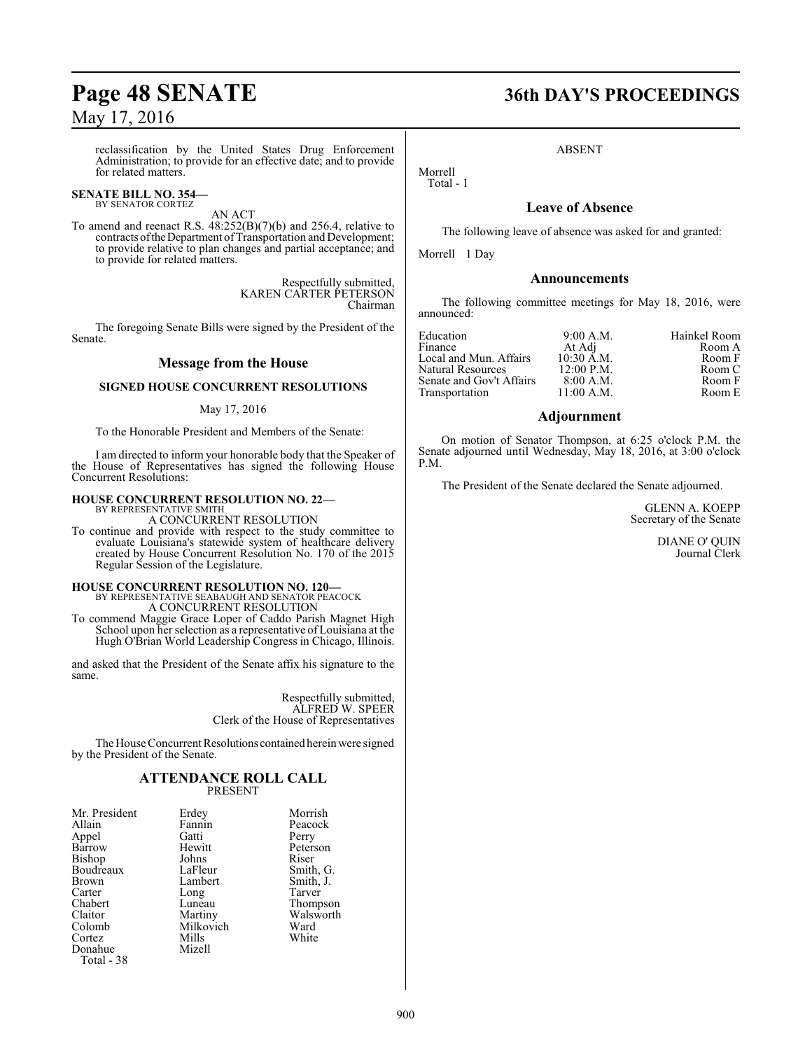reclassification by the United States Drug Enforcement Administration; to provide for an effective date; and to provide for related matters.

**SENATE BILL NO. 354—**
BY SENATOR CORTEZ

AN ACT

To amend and reenact R.S. 48:252(B)(7)(b) and 256.4, relative to contracts of the Department of Transportation and Development; to provide relative to plan changes and partial acceptance; and to provide for related matters.

Respectfully submitted,
KAREN CARTER PETERSON
Chairman

The foregoing Senate Bills were signed by the President of the Senate.

## Message from the House

### SIGNED HOUSE CONCURRENT RESOLUTIONS

May 17, 2016

To the Honorable President and Members of the Senate:

I am directed to inform your honorable body that the Speaker of the House of Representatives has signed the following House Concurrent Resolutions:

**HOUSE CONCURRENT RESOLUTION NO. 22—**
BY REPRESENTATIVE SMITH

A CONCURRENT RESOLUTION

To continue and provide with respect to the study committee to evaluate Louisiana's statewide system of healthcare delivery created by House Concurrent Resolution No. 170 of the 2015 Regular Session of the Legislature.

**HOUSE CONCURRENT RESOLUTION NO. 120—**
BY REPRESENTATIVE SEABAUGH AND SENATOR PEACOCK

A CONCURRENT RESOLUTION

To commend Maggie Grace Loper of Caddo Parish Magnet High School upon her selection as a representative of Louisiana at the Hugh O'Brian World Leadership Congress in Chicago, Illinois.

and asked that the President of the Senate affix his signature to the same.

Respectfully submitted,
ALFRED W. SPEER
Clerk of the House of Representatives

The House Concurrent Resolutions contained herein were signed by the President of the Senate.

## ATTENDANCE ROLL CALL

PRESENT

| | | |
|---|---|---|
| Mr. President | Erdey | Morrish |
| Allain | Fannin | Peacock |
| Appel | Gatti | Perry |
| Barrow | Hewitt | Peterson |
| Bishop | Johns | Riser |
| Boudreaux | LaFleur | Smith, G. |
| Brown | Lambert | Smith, J. |
| Carter | Long | Tarver |
| Chabert | Luneau | Thompson |
| Claitor | Martiny | Walsworth |
| Colomb | Milkovich | Ward |
| Cortez | Mills | White |
| Donahue | Mizell | |

Total - 38

ABSENT

Morrell
Total - 1

## Leave of Absence

The following leave of absence was asked for and granted:

Morrell 1 Day

## Announcements

The following committee meetings for May 18, 2016, were announced:

| | | |
|---|---|---|
| Education | 9:00 A.M. | Hainkel Room |
| Finance | At Adj | Room A |
| Local and Mun. Affairs | 10:30 A.M. | Room F |
| Natural Resources | 12:00 P.M. | Room C |
| Senate and Gov't Affairs | 8:00 A.M. | Room F |
| Transportation | 11:00 A.M. | Room E |

## Adjournment

On motion of Senator Thompson, at 6:25 o'clock P.M. the Senate adjourned until Wednesday, May 18, 2016, at 3:00 o'clock P.M.

The President of the Senate declared the Senate adjourned.

GLENN A. KOEPP
Secretary of the Senate

DIANE O' QUIN
Journal Clerk